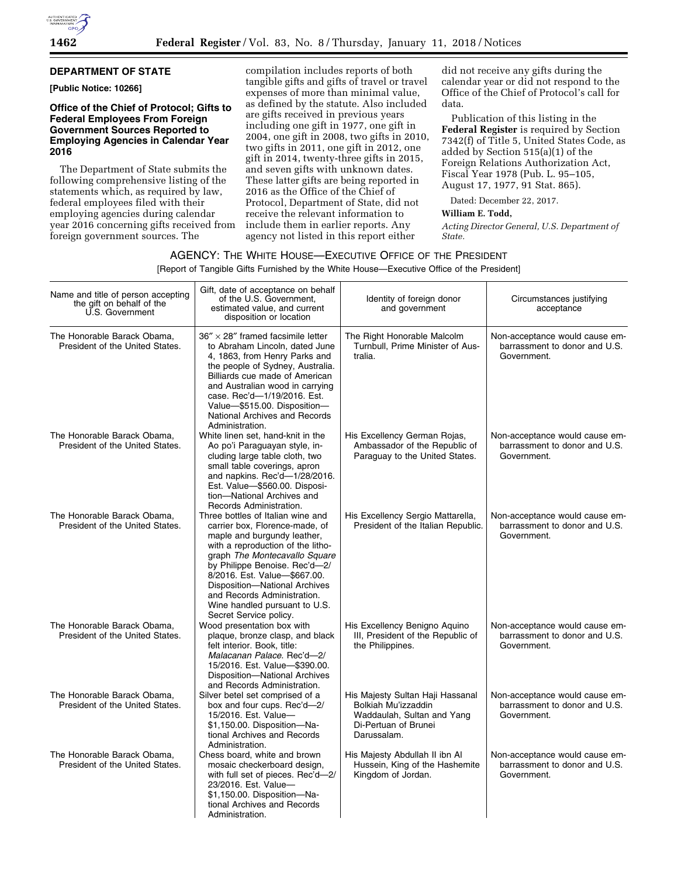## DEPARTMENT OF STATE

**[Public Notice: 10266]**

### Office of the Chief of Protocol; Gifts to Federal Employees From Foreign Government Sources Reported to Employing Agencies in Calendar Year 2016

The Department of State submits the following comprehensive listing of the statements which, as required by law, federal employees filed with their employing agencies during calendar year 2016 concerning gifts received from foreign government sources. The compilation includes reports of both tangible gifts and gifts of travel or travel expenses of more than minimal value, as defined by the statute. Also included are gifts received in previous years including one gift in 1977, one gift in 2004, one gift in 2008, two gifts in 2010, two gifts in 2011, one gift in 2012, one gift in 2014, twenty-three gifts in 2015, and seven gifts with unknown dates. These latter gifts are being reported in 2016 as the Office of the Chief of Protocol, Department of State, did not receive the relevant information to include them in earlier reports. Any agency not listed in this report either did not receive any gifts during the calendar year or did not respond to the Office of the Chief of Protocol's call for data.

Publication of this listing in the **Federal Register** is required by Section 7342(f) of Title 5, United States Code, as added by Section 515(a)(1) of the Foreign Relations Authorization Act, Fiscal Year 1978 (Pub. L. 95–105, August 17, 1977, 91 Stat. 865).

Dated: December 22, 2017.

**William E. Todd,**

*Acting Director General, U.S. Department of State.*

AGENCY: THE WHITE HOUSE—EXECUTIVE OFFICE OF THE PRESIDENT

[Report of Tangible Gifts Furnished by the White House—Executive Office of the President]

| Name and title of person accepting the gift on behalf of the U.S. Government | Gift, date of acceptance on behalf of the U.S. Government, estimated value, and current disposition or location | Identity of foreign donor and government | Circumstances justifying acceptance |
|---|---|---|---|
| The Honorable Barack Obama, President of the United States. | 36″ × 28″ framed facsimile letter to Abraham Lincoln, dated June 4, 1863, from Henry Parks and the people of Sydney, Australia. Billiards cue made of American and Australian wood in carrying case. Rec'd—1/19/2016. Est. Value—$515.00. Disposition—National Archives and Records Administration. | The Right Honorable Malcolm Turnbull, Prime Minister of Australia. | Non-acceptance would cause embarrassment to donor and U.S. Government. |
| The Honorable Barack Obama, President of the United States. | White linen set, hand-knit in the Ao po'i Paraguayan style, including large table cloth, two small table coverings, apron and napkins. Rec'd—1/28/2016. Est. Value—$560.00. Disposition—National Archives and Records Administration. | His Excellency German Rojas, Ambassador of the Republic of Paraguay to the United States. | Non-acceptance would cause embarrassment to donor and U.S. Government. |
| The Honorable Barack Obama, President of the United States. | Three bottles of Italian wine and carrier box, Florence-made, of maple and burgundy leather, with a reproduction of the lithograph *The Montecavallo Square* by Philippe Benoise. Rec'd—2/8/2016. Est. Value—$667.00. Disposition—National Archives and Records Administration. Wine handled pursuant to U.S. Secret Service policy. | His Excellency Sergio Mattarella, President of the Italian Republic. | Non-acceptance would cause embarrassment to donor and U.S. Government. |
| The Honorable Barack Obama, President of the United States. | Wood presentation box with plaque, bronze clasp, and black felt interior. Book, title: *Malacanan Palace*. Rec'd—2/15/2016. Est. Value—$390.00. Disposition—National Archives and Records Administration. | His Excellency Benigno Aquino III, President of the Republic of the Philippines. | Non-acceptance would cause embarrassment to donor and U.S. Government. |
| The Honorable Barack Obama, President of the United States. | Silver betel set comprised of a box and four cups. Rec'd—2/15/2016. Est. Value—$1,150.00. Disposition—National Archives and Records Administration. | His Majesty Sultan Haji Hassanal Bolkiah Mu'izzaddin Waddaulah, Sultan and Yang Di-Pertuan of Brunei Darussalam. | Non-acceptance would cause embarrassment to donor and U.S. Government. |
| The Honorable Barack Obama, President of the United States. | Chess board, white and brown mosaic checkerboard design, with full set of pieces. Rec'd—2/23/2016. Est. Value—$1,150.00. Disposition—National Archives and Records Administration. | His Majesty Abdullah II ibn Al Hussein, King of the Hashemite Kingdom of Jordan. | Non-acceptance would cause embarrassment to donor and U.S. Government. |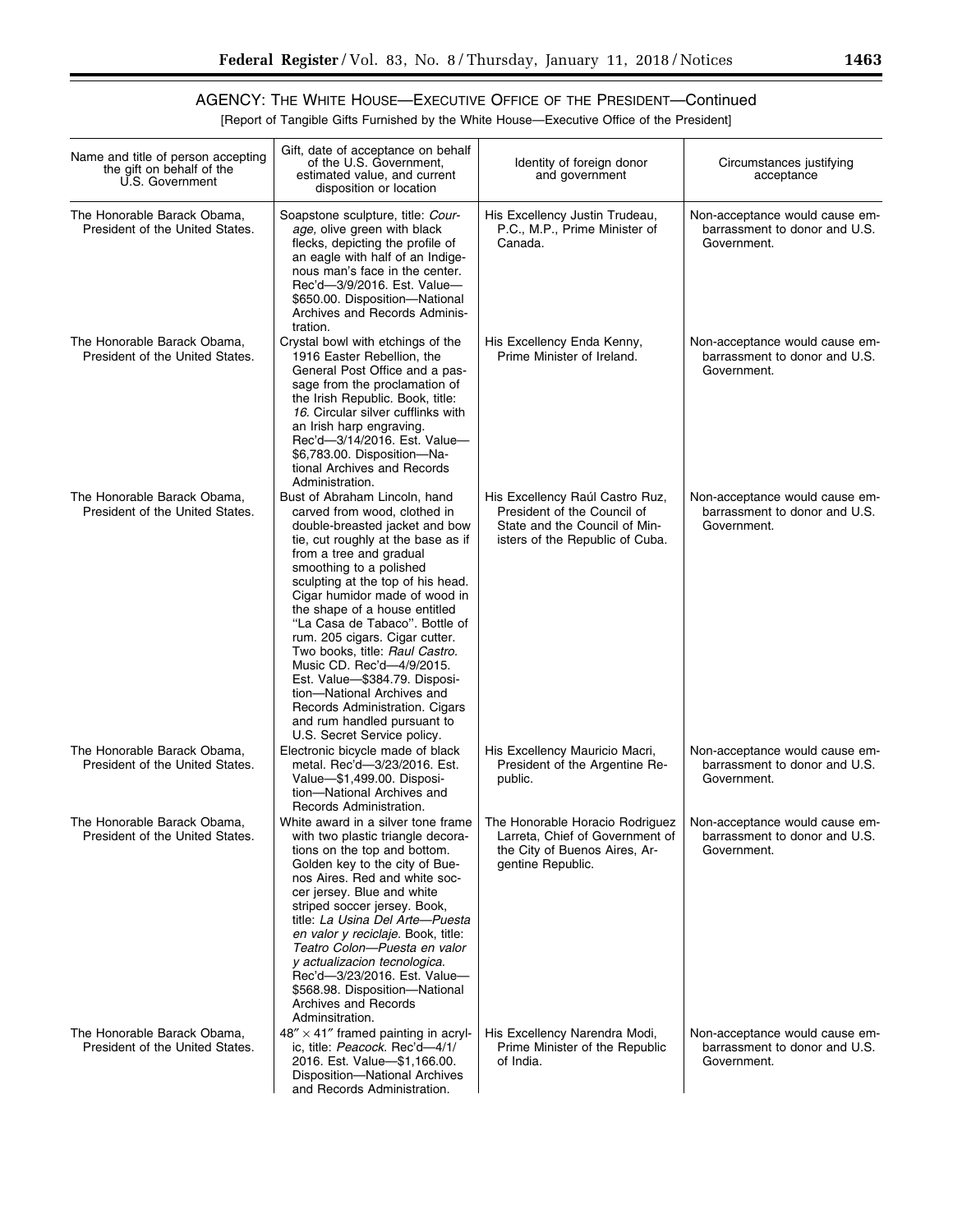## AGENCY: THE WHITE HOUSE—EXECUTIVE OFFICE OF THE PRESIDENT—Continued

[Report of Tangible Gifts Furnished by the White House—Executive Office of the President]

| Name and title of person accepting the gift on behalf of the U.S. Government | Gift, date of acceptance on behalf of the U.S. Government, estimated value, and current disposition or location | Identity of foreign donor and government | Circumstances justifying acceptance |
|---|---|---|---|
| The Honorable Barack Obama, President of the United States. | Soapstone sculpture, title: *Courage,* olive green with black flecks, depicting the profile of an eagle with half of an Indigenous man's face in the center. Rec'd—3/9/2016. Est. Value—$650.00. Disposition—National Archives and Records Administration. | His Excellency Justin Trudeau, P.C., M.P., Prime Minister of Canada. | Non-acceptance would cause embarrassment to donor and U.S. Government. |
| The Honorable Barack Obama, President of the United States. | Crystal bowl with etchings of the 1916 Easter Rebellion, the General Post Office and a passage from the proclamation of the Irish Republic. Book, title: *16.* Circular silver cufflinks with an Irish harp engraving. Rec'd—3/14/2016. Est. Value—$6,783.00. Disposition—National Archives and Records Administration. | His Excellency Enda Kenny, Prime Minister of Ireland. | Non-acceptance would cause embarrassment to donor and U.S. Government. |
| The Honorable Barack Obama, President of the United States. | Bust of Abraham Lincoln, hand carved from wood, clothed in double-breasted jacket and bow tie, cut roughly at the base as if from a tree and gradual smoothing to a polished sculpting at the top of his head. Cigar humidor made of wood in the shape of a house entitled "La Casa de Tabaco". Bottle of rum. 205 cigars. Cigar cutter. Two books, title: *Raul Castro.* Music CD. Rec'd—4/9/2015. Est. Value—$384.79. Disposition—National Archives and Records Administration. Cigars and rum handled pursuant to U.S. Secret Service policy. | His Excellency Raúl Castro Ruz, President of the Council of State and the Council of Ministers of the Republic of Cuba. | Non-acceptance would cause embarrassment to donor and U.S. Government. |
| The Honorable Barack Obama, President of the United States. | Electronic bicycle made of black metal. Rec'd—3/23/2016. Est. Value—$1,499.00. Disposition—National Archives and Records Administration. | His Excellency Mauricio Macri, President of the Argentine Republic. | Non-acceptance would cause embarrassment to donor and U.S. Government. |
| The Honorable Barack Obama, President of the United States. | White award in a silver tone frame with two plastic triangle decorations on the top and bottom. Golden key to the city of Buenos Aires. Red and white soccer jersey. Blue and white striped soccer jersey. Book, title: *La Usina Del Arte—Puesta en valor y reciclaje.* Book, title: *Teatro Colon—Puesta en valor y actualizacion tecnologica.* Rec'd—3/23/2016. Est. Value—$568.98. Disposition—National Archives and Records Adminsitration. | The Honorable Horacio Rodriguez Larreta, Chief of Government of the City of Buenos Aires, Argentine Republic. | Non-acceptance would cause embarrassment to donor and U.S. Government. |
| The Honorable Barack Obama, President of the United States. | 48″ × 41″ framed painting in acrylic, title: *Peacock.* Rec'd—4/1/2016. Est. Value—$1,166.00. Disposition—National Archives and Records Administration. | His Excellency Narendra Modi, Prime Minister of the Republic of India. | Non-acceptance would cause embarrassment to donor and U.S. Government. |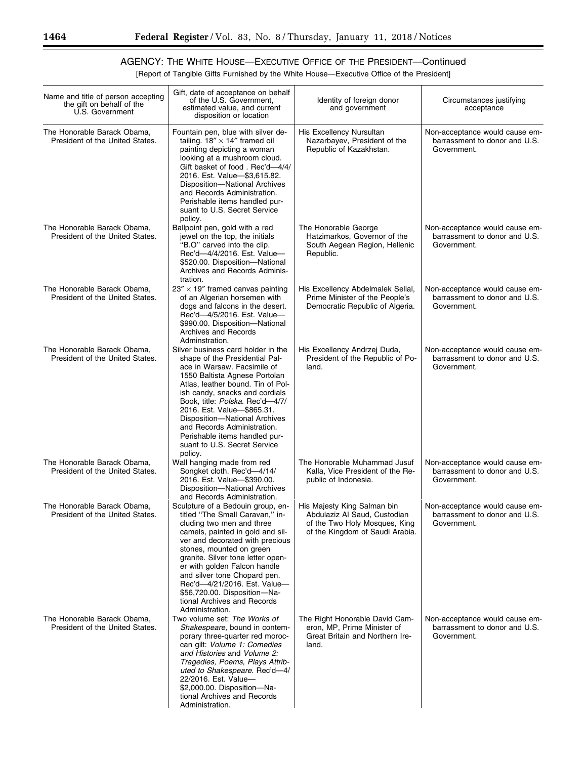## AGENCY: THE WHITE HOUSE—EXECUTIVE OFFICE OF THE PRESIDENT—Continued

[Report of Tangible Gifts Furnished by the White House—Executive Office of the President]

| Name and title of person accepting the gift on behalf of the U.S. Government | Gift, date of acceptance on behalf of the U.S. Government, estimated value, and current disposition or location | Identity of foreign donor and government | Circumstances justifying acceptance |
|---|---|---|---|
| The Honorable Barack Obama, President of the United States. | Fountain pen, blue with silver detailing. 18″ × 14″ framed oil painting depicting a woman looking at a mushroom cloud. Gift basket of food . Rec'd—4/4/2016. Est. Value—$3,615.82. Disposition—National Archives and Records Administration. Perishable items handled pursuant to U.S. Secret Service policy. | His Excellency Nursultan Nazarbayev, President of the Republic of Kazakhstan. | Non-acceptance would cause embarrassment to donor and U.S. Government. |
| The Honorable Barack Obama, President of the United States. | Ballpoint pen, gold with a red jewel on the top, the initials "B.O" carved into the clip. Rec'd—4/4/2016. Est. Value—$520.00. Disposition—National Archives and Records Administration. | The Honorable George Hatzimarkos, Governor of the South Aegean Region, Hellenic Republic. | Non-acceptance would cause embarrassment to donor and U.S. Government. |
| The Honorable Barack Obama, President of the United States. | 23″ × 19″ framed canvas painting of an Algerian horsemen with dogs and falcons in the desert. Rec'd—4/5/2016. Est. Value—$990.00. Disposition—National Archives and Records Adminstration. | His Excellency Abdelmalek Sellal, Prime Minister of the People's Democratic Republic of Algeria. | Non-acceptance would cause embarrassment to donor and U.S. Government. |
| The Honorable Barack Obama, President of the United States. | Silver business card holder in the shape of the Presidential Palace in Warsaw. Facsimile of 1550 Baltista Agnese Portolan Atlas, leather bound. Tin of Polish candy, snacks and cordials Book, title: *Polska*. Rec'd—4/7/2016. Est. Value—$865.31. Disposition—National Archives and Records Administration. Perishable items handled pursuant to U.S. Secret Service policy. | His Excellency Andrzej Duda, President of the Republic of Poland. | Non-acceptance would cause embarrassment to donor and U.S. Government. |
| The Honorable Barack Obama, President of the United States. | Wall hanging made from red Songket cloth. Rec'd—4/14/2016. Est. Value—$390.00. Disposition—National Archives and Records Administration. | The Honorable Muhammad Jusuf Kalla, Vice President of the Republic of Indonesia. | Non-acceptance would cause embarrassment to donor and U.S. Government. |
| The Honorable Barack Obama, President of the United States. | Sculpture of a Bedouin group, entitled "The Small Caravan," including two men and three camels, painted in gold and silver and decorated with precious stones, mounted on green granite. Silver tone letter opener with golden Falcon handle and silver tone Chopard pen. Rec'd—4/21/2016. Est. Value—$56,720.00. Disposition—National Archives and Records Administration. | His Majesty King Salman bin Abdulaziz Al Saud, Custodian of the Two Holy Mosques, King of the Kingdom of Saudi Arabia. | Non-acceptance would cause embarrassment to donor and U.S. Government. |
| The Honorable Barack Obama, President of the United States. | Two volume set: *The Works of Shakespeare,* bound in contemporary three-quarter red moroccan gilt: *Volume 1: Comedies and Histories* and *Volume 2: Tragedies, Poems, Plays Attributed to Shakespeare*. Rec'd—4/22/2016. Est. Value—$2,000.00. Disposition—National Archives and Records Administration. | The Right Honorable David Cameron, MP, Prime Minister of Great Britain and Northern Ireland. | Non-acceptance would cause embarrassment to donor and U.S. Government. |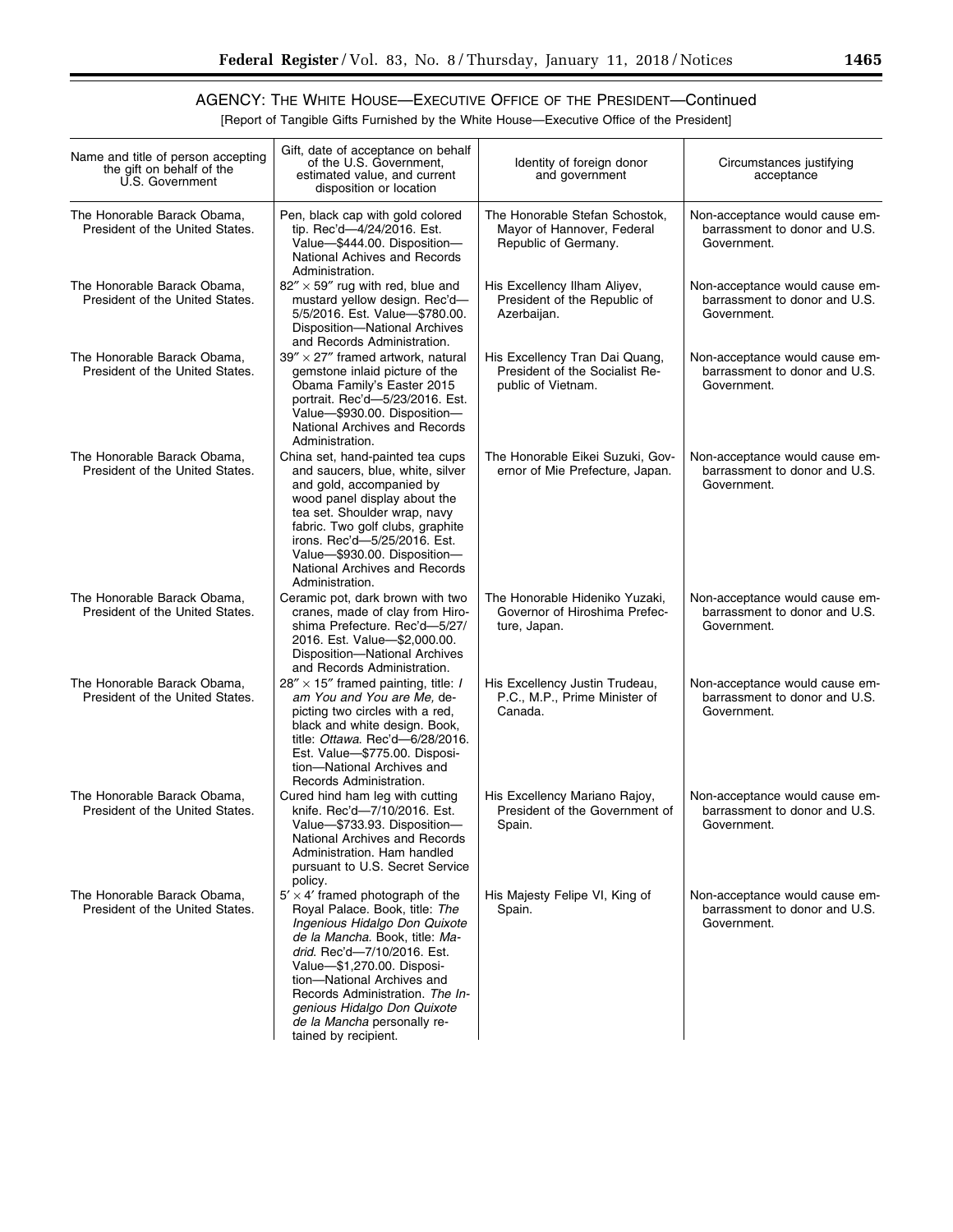## AGENCY: THE WHITE HOUSE—EXECUTIVE OFFICE OF THE PRESIDENT—Continued

[Report of Tangible Gifts Furnished by the White House—Executive Office of the President]

| Name and title of person accepting the gift on behalf of the U.S. Government | Gift, date of acceptance on behalf of the U.S. Government, estimated value, and current disposition or location | Identity of foreign donor and government | Circumstances justifying acceptance |
|---|---|---|---|
| The Honorable Barack Obama, President of the United States. | Pen, black cap with gold colored tip. Rec'd—4/24/2016. Est. Value—$444.00. Disposition—National Achives and Records Administration. | The Honorable Stefan Schostok, Mayor of Hannover, Federal Republic of Germany. | Non-acceptance would cause embarrassment to donor and U.S. Government. |
| The Honorable Barack Obama, President of the United States. | 82″ × 59″ rug with red, blue and mustard yellow design. Rec'd—5/5/2016. Est. Value—$780.00. Disposition—National Archives and Records Administration. | His Excellency Ilham Aliyev, President of the Republic of Azerbaijan. | Non-acceptance would cause embarrassment to donor and U.S. Government. |
| The Honorable Barack Obama, President of the United States. | 39″ × 27″ framed artwork, natural gemstone inlaid picture of the Obama Family's Easter 2015 portrait. Rec'd—5/23/2016. Est. Value—$930.00. Disposition—National Archives and Records Administration. | His Excellency Tran Dai Quang, President of the Socialist Republic of Vietnam. | Non-acceptance would cause embarrassment to donor and U.S. Government. |
| The Honorable Barack Obama, President of the United States. | China set, hand-painted tea cups and saucers, blue, white, silver and gold, accompanied by wood panel display about the tea set. Shoulder wrap, navy fabric. Two golf clubs, graphite irons. Rec'd—5/25/2016. Est. Value—$930.00. Disposition—National Archives and Records Administration. | The Honorable Eikei Suzuki, Governor of Mie Prefecture, Japan. | Non-acceptance would cause embarrassment to donor and U.S. Government. |
| The Honorable Barack Obama, President of the United States. | Ceramic pot, dark brown with two cranes, made of clay from Hiroshima Prefecture. Rec'd—5/27/2016. Est. Value—$2,000.00. Disposition—National Archives and Records Administration. | The Honorable Hideniko Yuzaki, Governor of Hiroshima Prefecture, Japan. | Non-acceptance would cause embarrassment to donor and U.S. Government. |
| The Honorable Barack Obama, President of the United States. | 28″ × 15″ framed painting, title: *I am You and You are Me,* depicting two circles with a red, black and white design. Book, title: *Ottawa*. Rec'd—6/28/2016. Est. Value—$775.00. Disposition—National Archives and Records Administration. | His Excellency Justin Trudeau, P.C., M.P., Prime Minister of Canada. | Non-acceptance would cause embarrassment to donor and U.S. Government. |
| The Honorable Barack Obama, President of the United States. | Cured hind ham leg with cutting knife. Rec'd—7/10/2016. Est. Value—$733.93. Disposition—National Archives and Records Administration. Ham handled pursuant to U.S. Secret Service policy. | His Excellency Mariano Rajoy, President of the Government of Spain. | Non-acceptance would cause embarrassment to donor and U.S. Government. |
| The Honorable Barack Obama, President of the United States. | 5′ × 4′ framed photograph of the Royal Palace. Book, title: *The Ingenious Hidalgo Don Quixote de la Mancha.* Book, title: *Madrid*. Rec'd—7/10/2016. Est. Value—$1,270.00. Disposition—National Archives and Records Administration. *The Ingenious Hidalgo Don Quixote de la Mancha* personally retained by recipient. | His Majesty Felipe VI, King of Spain. | Non-acceptance would cause embarrassment to donor and U.S. Government. |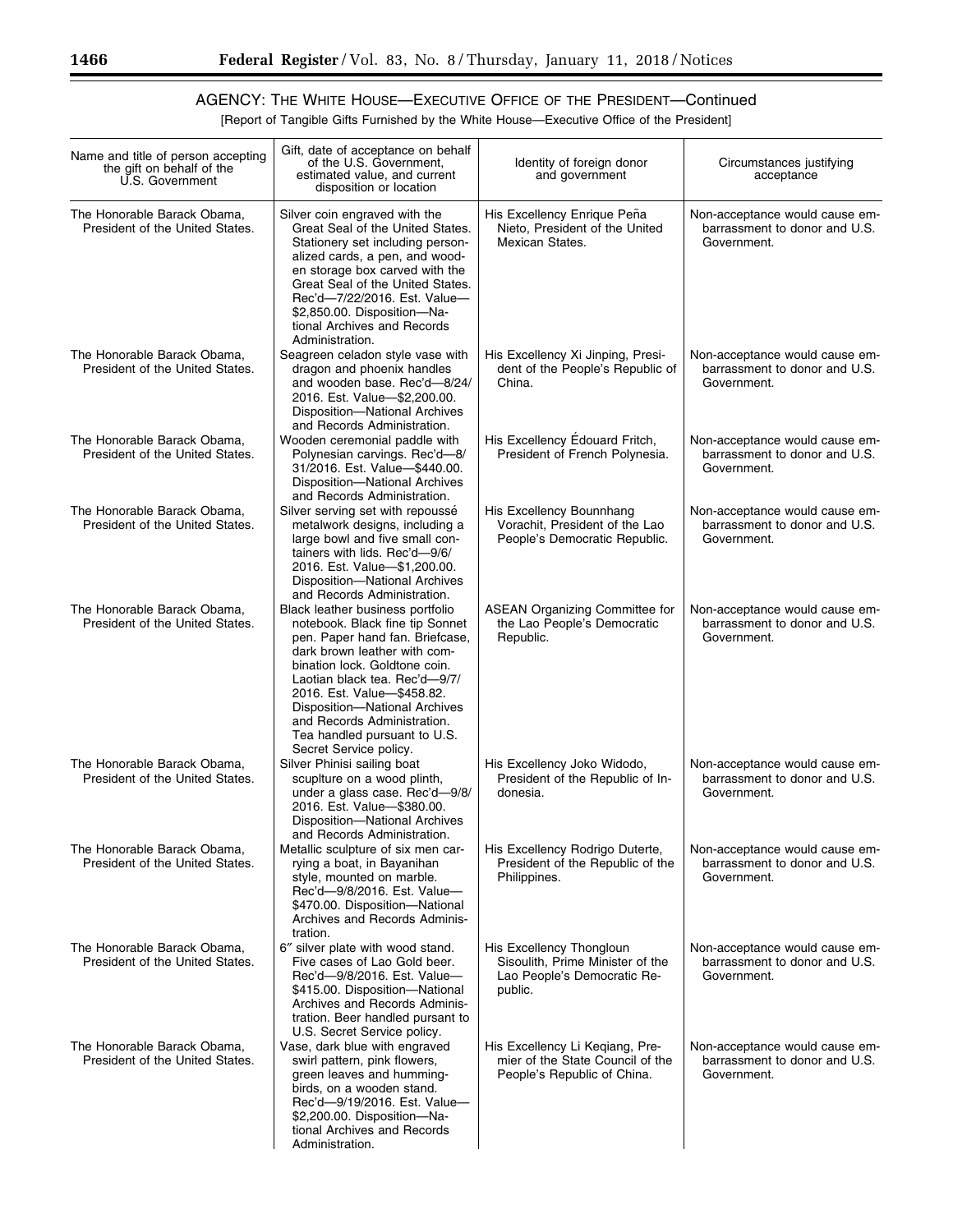## AGENCY: THE WHITE HOUSE—EXECUTIVE OFFICE OF THE PRESIDENT—Continued

[Report of Tangible Gifts Furnished by the White House—Executive Office of the President]

| Name and title of person accepting the gift on behalf of the U.S. Government | Gift, date of acceptance on behalf of the U.S. Government, estimated value, and current disposition or location | Identity of foreign donor and government | Circumstances justifying acceptance |
|---|---|---|---|
| The Honorable Barack Obama, President of the United States. | Silver coin engraved with the Great Seal of the United States. Stationery set including personalized cards, a pen, and wooden storage box carved with the Great Seal of the United States. Rec'd—7/22/2016. Est. Value—$2,850.00. Disposition—National Archives and Records Administration. | His Excellency Enrique Peña Nieto, President of the United Mexican States. | Non-acceptance would cause embarrassment to donor and U.S. Government. |
| The Honorable Barack Obama, President of the United States. | Seagreen celadon style vase with dragon and phoenix handles and wooden base. Rec'd—8/24/2016. Est. Value—$2,200.00. Disposition—National Archives and Records Administration. | His Excellency Xi Jinping, President of the People's Republic of China. | Non-acceptance would cause embarrassment to donor and U.S. Government. |
| The Honorable Barack Obama, President of the United States. | Wooden ceremonial paddle with Polynesian carvings. Rec'd—8/31/2016. Est. Value—$440.00. Disposition—National Archives and Records Administration. | His Excellency Édouard Fritch, President of French Polynesia. | Non-acceptance would cause embarrassment to donor and U.S. Government. |
| The Honorable Barack Obama, President of the United States. | Silver serving set with repoussé metalwork designs, including a large bowl and five small containers with lids. Rec'd—9/6/2016. Est. Value—$1,200.00. Disposition—National Archives and Records Administration. | His Excellency Bounnhang Vorachit, President of the Lao People's Democratic Republic. | Non-acceptance would cause embarrassment to donor and U.S. Government. |
| The Honorable Barack Obama, President of the United States. | Black leather business portfolio notebook. Black fine tip Sonnet pen. Paper hand fan. Briefcase, dark brown leather with combination lock. Goldtone coin. Laotian black tea. Rec'd—9/7/2016. Est. Value—$458.82. Disposition—National Archives and Records Administration. Tea handled pursuant to U.S. Secret Service policy. | ASEAN Organizing Committee for the Lao People's Democratic Republic. | Non-acceptance would cause embarrassment to donor and U.S. Government. |
| The Honorable Barack Obama, President of the United States. | Silver Phinisi sailing boat scuplture on a wood plinth, under a glass case. Rec'd—9/8/2016. Est. Value—$380.00. Disposition—National Archives and Records Administration. | His Excellency Joko Widodo, President of the Republic of Indonesia. | Non-acceptance would cause embarrassment to donor and U.S. Government. |
| The Honorable Barack Obama, President of the United States. | Metallic sculpture of six men carrying a boat, in Bayanihan style, mounted on marble. Rec'd—9/8/2016. Est. Value—$470.00. Disposition—National Archives and Records Administration. | His Excellency Rodrigo Duterte, President of the Republic of the Philippines. | Non-acceptance would cause embarrassment to donor and U.S. Government. |
| The Honorable Barack Obama, President of the United States. | 6″ silver plate with wood stand. Five cases of Lao Gold beer. Rec'd—9/8/2016. Est. Value—$415.00. Disposition—National Archives and Records Administration. Beer handled pursuant to U.S. Secret Service policy. | His Excellency Thongloun Sisoulith, Prime Minister of the Lao People's Democratic Republic. | Non-acceptance would cause embarrassment to donor and U.S. Government. |
| The Honorable Barack Obama, President of the United States. | Vase, dark blue with engraved swirl pattern, pink flowers, green leaves and hummingbirds, on a wooden stand. Rec'd—9/19/2016. Est. Value—$2,200.00. Disposition—National Archives and Records Administration. | His Excellency Li Keqiang, Premier of the State Council of the People's Republic of China. | Non-acceptance would cause embarrassment to donor and U.S. Government. |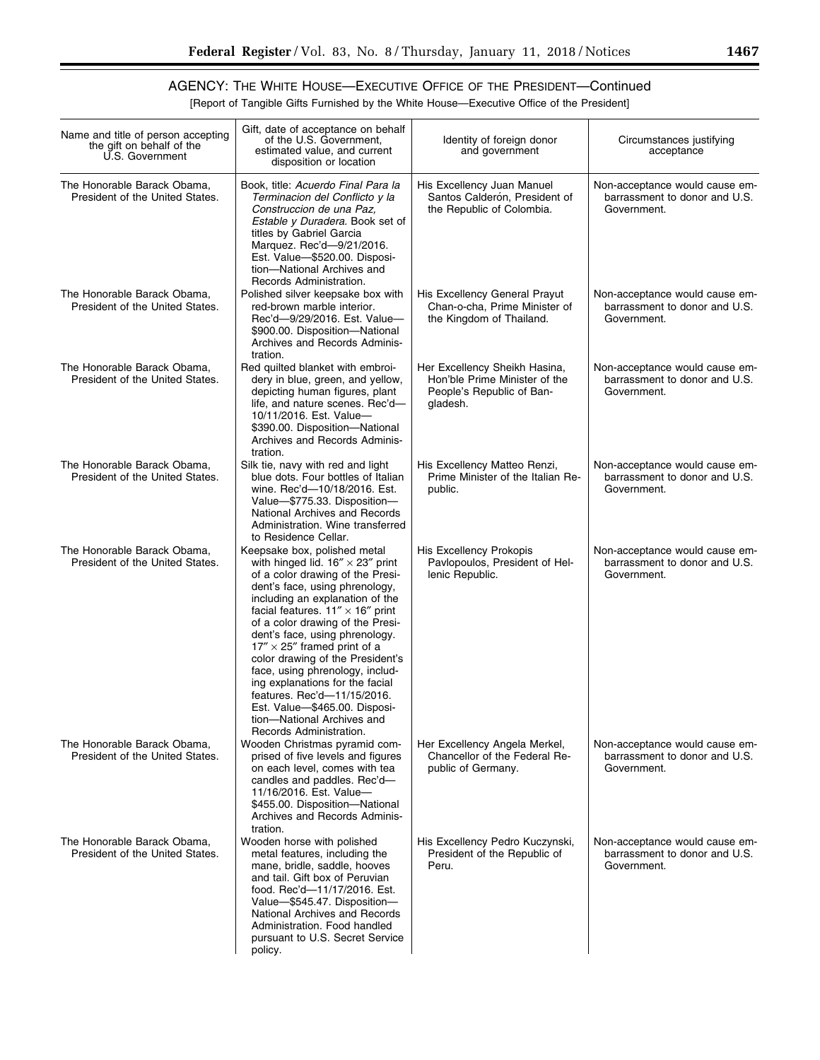## AGENCY: THE WHITE HOUSE—EXECUTIVE OFFICE OF THE PRESIDENT—Continued

[Report of Tangible Gifts Furnished by the White House—Executive Office of the President]

| Name and title of person accepting the gift on behalf of the U.S. Government | Gift, date of acceptance on behalf of the U.S. Government, estimated value, and current disposition or location | Identity of foreign donor and government | Circumstances justifying acceptance |
|---|---|---|---|
| The Honorable Barack Obama, President of the United States. | Book, title: *Acuerdo Final Para la Terminacion del Conflicto y la Construccion de una Paz, Estable y Duradera.* Book set of titles by Gabriel Garcia Marquez. Rec'd—9/21/2016. Est. Value—$520.00. Disposition—National Archives and Records Administration. | His Excellency Juan Manuel Santos Calderón, President of the Republic of Colombia. | Non-acceptance would cause embarrassment to donor and U.S. Government. |
| The Honorable Barack Obama, President of the United States. | Polished silver keepsake box with red-brown marble interior. Rec'd—9/29/2016. Est. Value—$900.00. Disposition—National Archives and Records Administration. | His Excellency General Prayut Chan-o-cha, Prime Minister of the Kingdom of Thailand. | Non-acceptance would cause embarrassment to donor and U.S. Government. |
| The Honorable Barack Obama, President of the United States. | Red quilted blanket with embroidery in blue, green, and yellow, depicting human figures, plant life, and nature scenes. Rec'd—10/11/2016. Est. Value—$390.00. Disposition—National Archives and Records Administration. | Her Excellency Sheikh Hasina, Hon'ble Prime Minister of the People's Republic of Bangladesh. | Non-acceptance would cause embarrassment to donor and U.S. Government. |
| The Honorable Barack Obama, President of the United States. | Silk tie, navy with red and light blue dots. Four bottles of Italian wine. Rec'd—10/18/2016. Est. Value—$775.33. Disposition—National Archives and Records Administration. Wine transferred to Residence Cellar. | His Excellency Matteo Renzi, Prime Minister of the Italian Republic. | Non-acceptance would cause embarrassment to donor and U.S. Government. |
| The Honorable Barack Obama, President of the United States. | Keepsake box, polished metal with hinged lid. 16″ × 23″ print of a color drawing of the President's face, using phrenology, including an explanation of the facial features. 11″ × 16″ print of a color drawing of the President's face, using phrenology. 17″ × 25″ framed print of a color drawing of the President's face, using phrenology, including explanations for the facial features. Rec'd—11/15/2016. Est. Value—$465.00. Disposition—National Archives and Records Administration. | His Excellency Prokopis Pavlopoulos, President of Hellenic Republic. | Non-acceptance would cause embarrassment to donor and U.S. Government. |
| The Honorable Barack Obama, President of the United States. | Wooden Christmas pyramid comprised of five levels and figures on each level, comes with tea candles and paddles. Rec'd—11/16/2016. Est. Value—$455.00. Disposition—National Archives and Records Administration. | Her Excellency Angela Merkel, Chancellor of the Federal Republic of Germany. | Non-acceptance would cause embarrassment to donor and U.S. Government. |
| The Honorable Barack Obama, President of the United States. | Wooden horse with polished metal features, including the mane, bridle, saddle, hooves and tail. Gift box of Peruvian food. Rec'd—11/17/2016. Est. Value—$545.47. Disposition—National Archives and Records Administration. Food handled pursuant to U.S. Secret Service policy. | His Excellency Pedro Kuczynski, President of the Republic of Peru. | Non-acceptance would cause embarrassment to donor and U.S. Government. |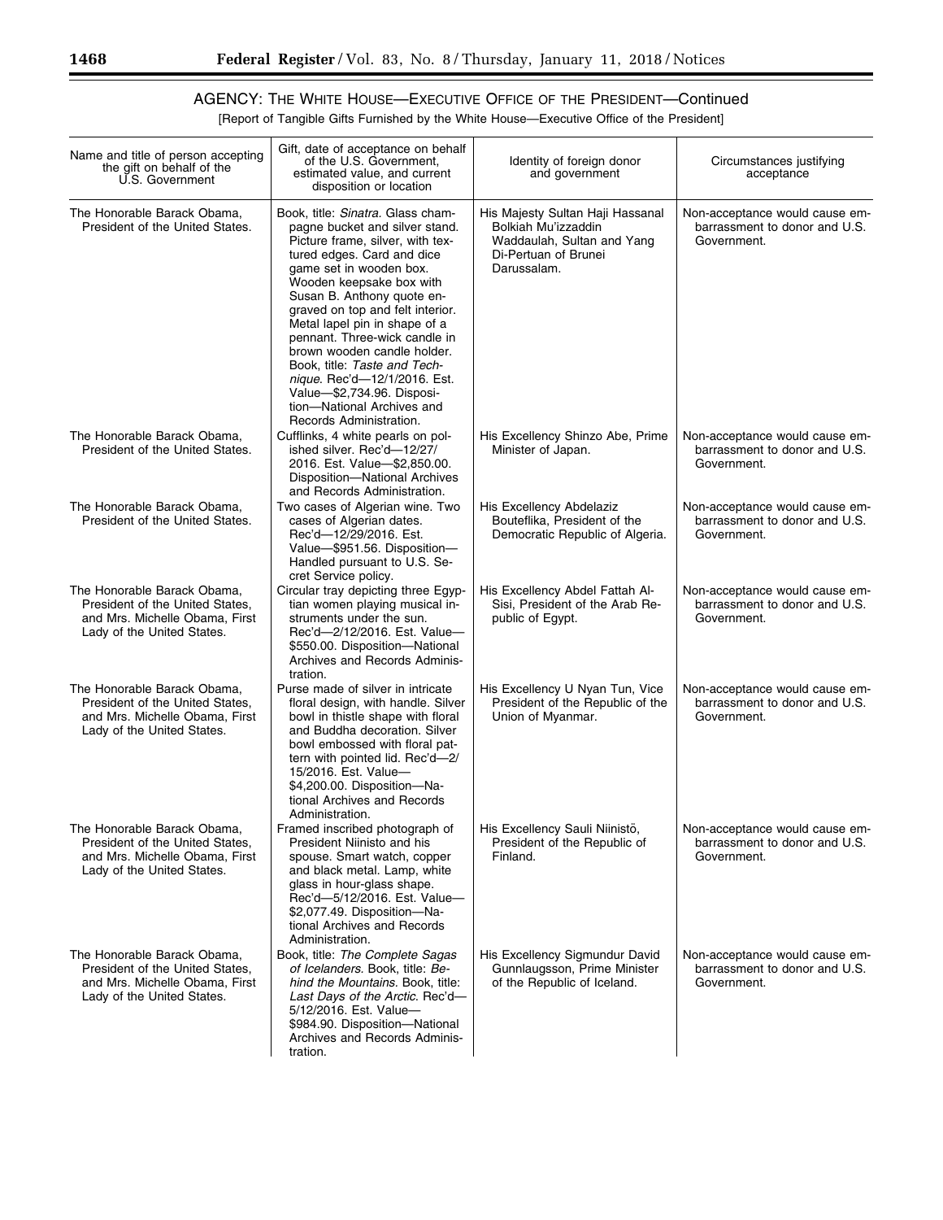## AGENCY: THE WHITE HOUSE—EXECUTIVE OFFICE OF THE PRESIDENT—Continued

[Report of Tangible Gifts Furnished by the White House—Executive Office of the President]

| Name and title of person accepting the gift on behalf of the U.S. Government | Gift, date of acceptance on behalf of the U.S. Government, estimated value, and current disposition or location | Identity of foreign donor and government | Circumstances justifying acceptance |
|---|---|---|---|
| The Honorable Barack Obama, President of the United States. | Book, title: *Sinatra*. Glass champagne bucket and silver stand. Picture frame, silver, with textured edges. Card and dice game set in wooden box. Wooden keepsake box with Susan B. Anthony quote engraved on top and felt interior. Metal lapel pin in shape of a pennant. Three-wick candle in brown wooden candle holder. Book, title: *Taste and Technique*. Rec'd—12/1/2016. Est. Value—$2,734.96. Disposition—National Archives and Records Administration. | His Majesty Sultan Haji Hassanal Bolkiah Mu'izzaddin Waddaulah, Sultan and Yang Di-Pertuan of Brunei Darussalam. | Non-acceptance would cause embarrassment to donor and U.S. Government. |
| The Honorable Barack Obama, President of the United States. | Cufflinks, 4 white pearls on polished silver. Rec'd—12/27/2016. Est. Value—$2,850.00. Disposition—National Archives and Records Administration. | His Excellency Shinzo Abe, Prime Minister of Japan. | Non-acceptance would cause embarrassment to donor and U.S. Government. |
| The Honorable Barack Obama, President of the United States. | Two cases of Algerian wine. Two cases of Algerian dates. Rec'd—12/29/2016. Est. Value—$951.56. Disposition—Handled pursuant to U.S. Secret Service policy. | His Excellency Abdelaziz Bouteflika, President of the Democratic Republic of Algeria. | Non-acceptance would cause embarrassment to donor and U.S. Government. |
| The Honorable Barack Obama, President of the United States, and Mrs. Michelle Obama, First Lady of the United States. | Circular tray depicting three Egyptian women playing musical instruments under the sun. Rec'd—2/12/2016. Est. Value—$550.00. Disposition—National Archives and Records Administration. | His Excellency Abdel Fattah Al-Sisi, President of the Arab Republic of Egypt. | Non-acceptance would cause embarrassment to donor and U.S. Government. |
| The Honorable Barack Obama, President of the United States, and Mrs. Michelle Obama, First Lady of the United States. | Purse made of silver in intricate floral design, with handle. Silver bowl in thistle shape with floral and Buddha decoration. Silver bowl embossed with floral pattern with pointed lid. Rec'd—2/15/2016. Est. Value—$4,200.00. Disposition—National Archives and Records Administration. | His Excellency U Nyan Tun, Vice President of the Republic of the Union of Myanmar. | Non-acceptance would cause embarrassment to donor and U.S. Government. |
| The Honorable Barack Obama, President of the United States, and Mrs. Michelle Obama, First Lady of the United States. | Framed inscribed photograph of President Niinisto and his spouse. Smart watch, copper and black metal. Lamp, white glass in hour-glass shape. Rec'd—5/12/2016. Est. Value—$2,077.49. Disposition—National Archives and Records Administration. | His Excellency Sauli Niinistö, President of the Republic of Finland. | Non-acceptance would cause embarrassment to donor and U.S. Government. |
| The Honorable Barack Obama, President of the United States, and Mrs. Michelle Obama, First Lady of the United States. | Book, title: *The Complete Sagas of Icelanders*. Book, title: *Behind the Mountains*. Book, title: *Last Days of the Arctic*. Rec'd—5/12/2016. Est. Value—$984.90. Disposition—National Archives and Records Administration. | His Excellency Sigmundur David Gunnlaugsson, Prime Minister of the Republic of Iceland. | Non-acceptance would cause embarrassment to donor and U.S. Government. |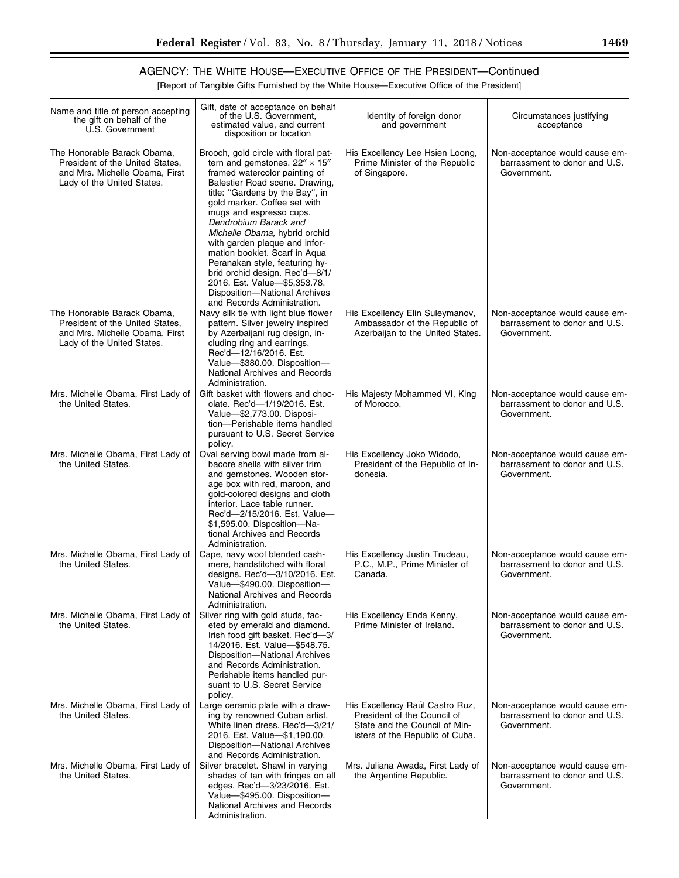## AGENCY: THE WHITE HOUSE—EXECUTIVE OFFICE OF THE PRESIDENT—Continued

[Report of Tangible Gifts Furnished by the White House—Executive Office of the President]

| Name and title of person accepting the gift on behalf of the U.S. Government | Gift, date of acceptance on behalf of the U.S. Government, estimated value, and current disposition or location | Identity of foreign donor and government | Circumstances justifying acceptance |
|---|---|---|---|
| The Honorable Barack Obama, President of the United States, and Mrs. Michelle Obama, First Lady of the United States. | Brooch, gold circle with floral pattern and gemstones. 22″ × 15″ framed watercolor painting of Balestier Road scene. Drawing, title: "Gardens by the Bay", in gold marker. Coffee set with mugs and espresso cups. *Dendrobium Barack and Michelle Obama,* hybrid orchid with garden plaque and information booklet. Scarf in Aqua Peranakan style, featuring hybrid orchid design. Rec'd—8/1/2016. Est. Value—$5,353.78. Disposition—National Archives and Records Administration. | His Excellency Lee Hsien Loong, Prime Minister of the Republic of Singapore. | Non-acceptance would cause embarrassment to donor and U.S. Government. |
| The Honorable Barack Obama, President of the United States, and Mrs. Michelle Obama, First Lady of the United States. | Navy silk tie with light blue flower pattern. Silver jewelry inspired by Azerbaijani rug design, including ring and earrings. Rec'd—12/16/2016. Est. Value—$380.00. Disposition—National Archives and Records Administration. | His Excellency Elin Suleymanov, Ambassador of the Republic of Azerbaijan to the United States. | Non-acceptance would cause embarrassment to donor and U.S. Government. |
| Mrs. Michelle Obama, First Lady of the United States. | Gift basket with flowers and chocolate. Rec'd—1/19/2016. Est. Value—$2,773.00. Disposition—Perishable items handled pursuant to U.S. Secret Service policy. | His Majesty Mohammed VI, King of Morocco. | Non-acceptance would cause embarrassment to donor and U.S. Government. |
| Mrs. Michelle Obama, First Lady of the United States. | Oval serving bowl made from albacore shells with silver trim and gemstones. Wooden storage box with red, maroon, and gold-colored designs and cloth interior. Lace table runner. Rec'd—2/15/2016. Est. Value—$1,595.00. Disposition—National Archives and Records Administration. | His Excellency Joko Widodo, President of the Republic of Indonesia. | Non-acceptance would cause embarrassment to donor and U.S. Government. |
| Mrs. Michelle Obama, First Lady of the United States. | Cape, navy wool blended cashmere, handstitched with floral designs. Rec'd—3/10/2016. Est. Value—$490.00. Disposition—National Archives and Records Administration. | His Excellency Justin Trudeau, P.C., M.P., Prime Minister of Canada. | Non-acceptance would cause embarrassment to donor and U.S. Government. |
| Mrs. Michelle Obama, First Lady of the United States. | Silver ring with gold studs, faceted by emerald and diamond. Irish food gift basket. Rec'd—3/14/2016. Est. Value—$548.75. Disposition—National Archives and Records Administration. Perishable items handled pursuant to U.S. Secret Service policy. | His Excellency Enda Kenny, Prime Minister of Ireland. | Non-acceptance would cause embarrassment to donor and U.S. Government. |
| Mrs. Michelle Obama, First Lady of the United States. | Large ceramic plate with a drawing by renowned Cuban artist. White linen dress. Rec'd—3/21/2016. Est. Value—$1,190.00. Disposition—National Archives and Records Administration. | His Excellency Raúl Castro Ruz, President of the Council of State and the Council of Ministers of the Republic of Cuba. | Non-acceptance would cause embarrassment to donor and U.S. Government. |
| Mrs. Michelle Obama, First Lady of the United States. | Silver bracelet. Shawl in varying shades of tan with fringes on all edges. Rec'd—3/23/2016. Est. Value—$495.00. Disposition—National Archives and Records Administration. | Mrs. Juliana Awada, First Lady of the Argentine Republic. | Non-acceptance would cause embarrassment to donor and U.S. Government. |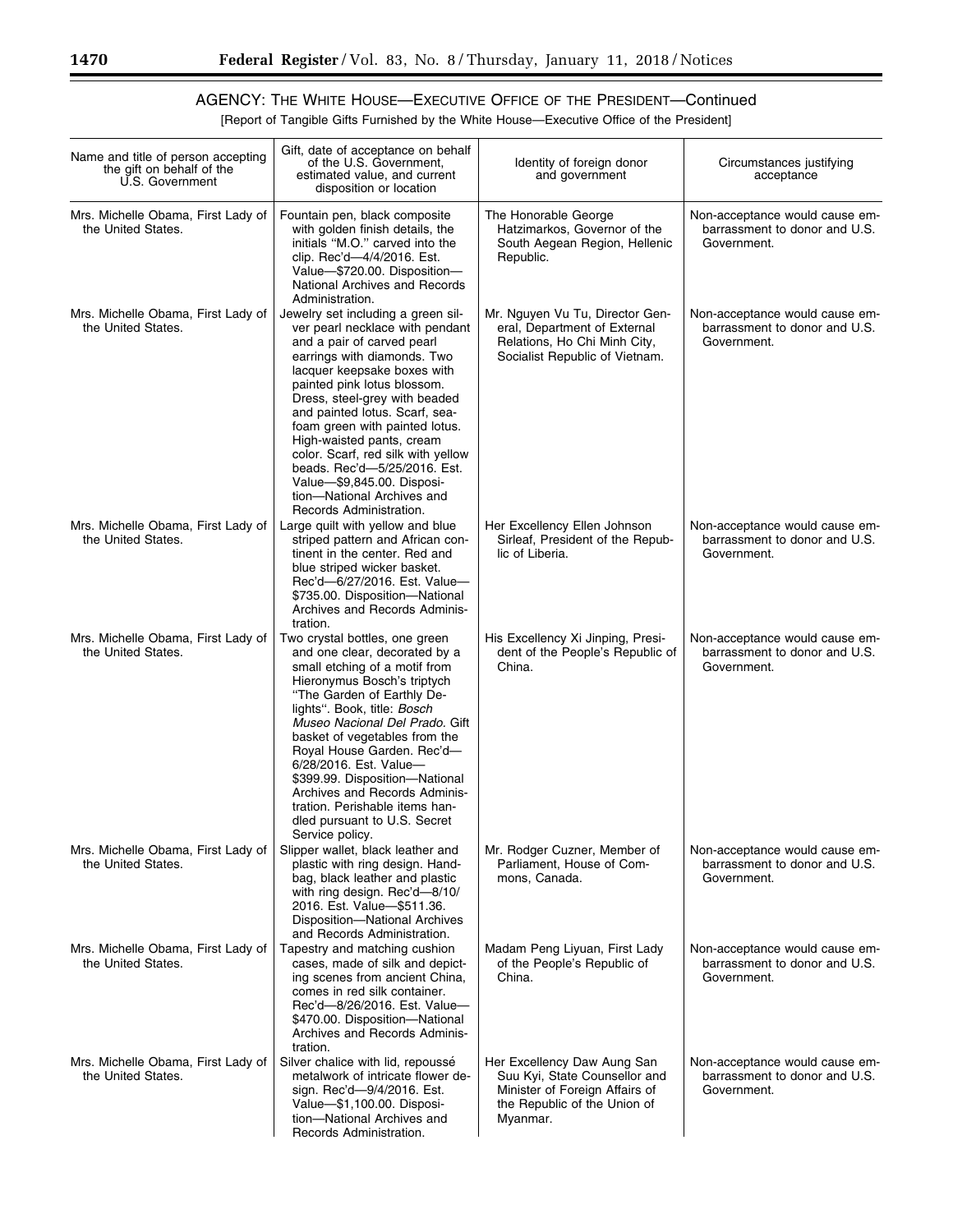## AGENCY: THE WHITE HOUSE—EXECUTIVE OFFICE OF THE PRESIDENT—Continued

[Report of Tangible Gifts Furnished by the White House—Executive Office of the President]

| Name and title of person accepting the gift on behalf of the U.S. Government | Gift, date of acceptance on behalf of the U.S. Government, estimated value, and current disposition or location | Identity of foreign donor and government | Circumstances justifying acceptance |
|---|---|---|---|
| Mrs. Michelle Obama, First Lady of the United States. | Fountain pen, black composite with golden finish details, the initials "M.O." carved into the clip. Rec'd—4/4/2016. Est. Value—$720.00. Disposition—National Archives and Records Administration. | The Honorable George Hatzimarkos, Governor of the South Aegean Region, Hellenic Republic. | Non-acceptance would cause embarrassment to donor and U.S. Government. |
| Mrs. Michelle Obama, First Lady of the United States. | Jewelry set including a green silver pearl necklace with pendant and a pair of carved pearl earrings with diamonds. Two lacquer keepsake boxes with painted pink lotus blossom. Dress, steel-grey with beaded and painted lotus. Scarf, seafoam green with painted lotus. High-waisted pants, cream color. Scarf, red silk with yellow beads. Rec'd—5/25/2016. Est. Value—$9,845.00. Disposition—National Archives and Records Administration. | Mr. Nguyen Vu Tu, Director General, Department of External Relations, Ho Chi Minh City, Socialist Republic of Vietnam. | Non-acceptance would cause embarrassment to donor and U.S. Government. |
| Mrs. Michelle Obama, First Lady of the United States. | Large quilt with yellow and blue striped pattern and African continent in the center. Red and blue striped wicker basket. Rec'd—6/27/2016. Est. Value—$735.00. Disposition—National Archives and Records Administration. | Her Excellency Ellen Johnson Sirleaf, President of the Republic of Liberia. | Non-acceptance would cause embarrassment to donor and U.S. Government. |
| Mrs. Michelle Obama, First Lady of the United States. | Two crystal bottles, one green and one clear, decorated by a small etching of a motif from Hieronymus Bosch's triptych "The Garden of Earthly Delights". Book, title: *Bosch Museo Nacional Del Prado.* Gift basket of vegetables from the Royal House Garden. Rec'd—6/28/2016. Est. Value—$399.99. Disposition—National Archives and Records Administration. Perishable items handled pursuant to U.S. Secret Service policy. | His Excellency Xi Jinping, President of the People's Republic of China. | Non-acceptance would cause embarrassment to donor and U.S. Government. |
| Mrs. Michelle Obama, First Lady of the United States. | Slipper wallet, black leather and plastic with ring design. Handbag, black leather and plastic with ring design. Rec'd—8/10/2016. Est. Value—$511.36. Disposition—National Archives and Records Administration. | Mr. Rodger Cuzner, Member of Parliament, House of Commons, Canada. | Non-acceptance would cause embarrassment to donor and U.S. Government. |
| Mrs. Michelle Obama, First Lady of the United States. | Tapestry and matching cushion cases, made of silk and depicting scenes from ancient China, comes in red silk container. Rec'd—8/26/2016. Est. Value—$470.00. Disposition—National Archives and Records Administration. | Madam Peng Liyuan, First Lady of the People's Republic of China. | Non-acceptance would cause embarrassment to donor and U.S. Government. |
| Mrs. Michelle Obama, First Lady of the United States. | Silver chalice with lid, repoussé metalwork of intricate flower design. Rec'd—9/4/2016. Est. Value—$1,100.00. Disposition—National Archives and Records Administration. | Her Excellency Daw Aung San Suu Kyi, State Counsellor and Minister of Foreign Affairs of the Republic of the Union of Myanmar. | Non-acceptance would cause embarrassment to donor and U.S. Government. |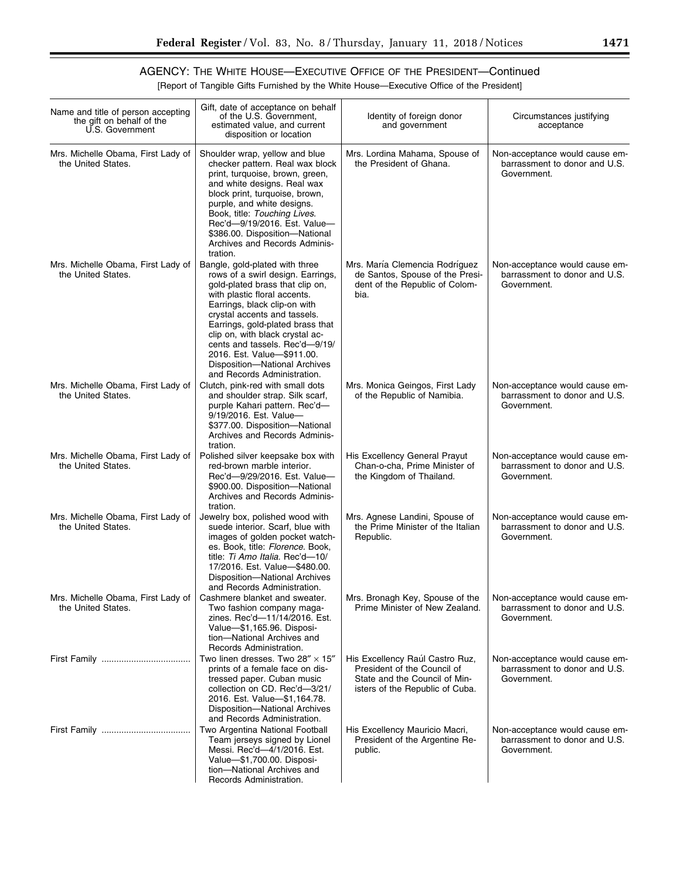## AGENCY: THE WHITE HOUSE—EXECUTIVE OFFICE OF THE PRESIDENT—Continued

[Report of Tangible Gifts Furnished by the White House—Executive Office of the President]

| Name and title of person accepting the gift on behalf of the U.S. Government | Gift, date of acceptance on behalf of the U.S. Government, estimated value, and current disposition or location | Identity of foreign donor and government | Circumstances justifying acceptance |
|---|---|---|---|
| Mrs. Michelle Obama, First Lady of the United States. | Shoulder wrap, yellow and blue checker pattern. Real wax block print, turquoise, brown, green, and white designs. Real wax block print, turquoise, brown, purple, and white designs. Book, title: *Touching Lives.* Rec'd—9/19/2016. Est. Value—$386.00. Disposition—National Archives and Records Administration. | Mrs. Lordina Mahama, Spouse of the President of Ghana. | Non-acceptance would cause embarrassment to donor and U.S. Government. |
| Mrs. Michelle Obama, First Lady of the United States. | Bangle, gold-plated with three rows of a swirl design. Earrings, gold-plated brass that clip on, with plastic floral accents. Earrings, black clip-on with crystal accents and tassels. Earrings, gold-plated brass that clip on, with black crystal accents and tassels. Rec'd—9/19/2016. Est. Value—$911.00. Disposition—National Archives and Records Administration. | Mrs. María Clemencia Rodríguez de Santos, Spouse of the President of the Republic of Colombia. | Non-acceptance would cause embarrassment to donor and U.S. Government. |
| Mrs. Michelle Obama, First Lady of the United States. | Clutch, pink-red with small dots and shoulder strap. Silk scarf, purple Kahari pattern. Rec'd—9/19/2016. Est. Value—$377.00. Disposition—National Archives and Records Administration. | Mrs. Monica Geingos, First Lady of the Republic of Namibia. | Non-acceptance would cause embarrassment to donor and U.S. Government. |
| Mrs. Michelle Obama, First Lady of the United States. | Polished silver keepsake box with red-brown marble interior. Rec'd—9/29/2016. Est. Value—$900.00. Disposition—National Archives and Records Administration. | His Excellency General Prayut Chan-o-cha, Prime Minister of the Kingdom of Thailand. | Non-acceptance would cause embarrassment to donor and U.S. Government. |
| Mrs. Michelle Obama, First Lady of the United States. | Jewelry box, polished wood with suede interior. Scarf, blue with images of golden pocket watches. Book, title: *Florence.* Book, title: *Ti Amo Italia.* Rec'd—10/17/2016. Est. Value—$480.00. Disposition—National Archives and Records Administration. | Mrs. Agnese Landini, Spouse of the Prime Minister of the Italian Republic. | Non-acceptance would cause embarrassment to donor and U.S. Government. |
| Mrs. Michelle Obama, First Lady of the United States. | Cashmere blanket and sweater. Two fashion company magazines. Rec'd—11/14/2016. Est. Value—$1,165.96. Disposition—National Archives and Records Administration. | Mrs. Bronagh Key, Spouse of the Prime Minister of New Zealand. | Non-acceptance would cause embarrassment to donor and U.S. Government. |
| First Family | Two linen dresses. Two 28″ × 15″ prints of a female face on distressed paper. Cuban music collection on CD. Rec'd—3/21/2016. Est. Value—$1,164.78. Disposition—National Archives and Records Administration. | His Excellency Raúl Castro Ruz, President of the Council of State and the Council of Ministers of the Republic of Cuba. | Non-acceptance would cause embarrassment to donor and U.S. Government. |
| First Family | Two Argentina National Football Team jerseys signed by Lionel Messi. Rec'd—4/1/2016. Est. Value—$1,700.00. Disposition—National Archives and Records Administration. | His Excellency Mauricio Macri, President of the Argentine Republic. | Non-acceptance would cause embarrassment to donor and U.S. Government. |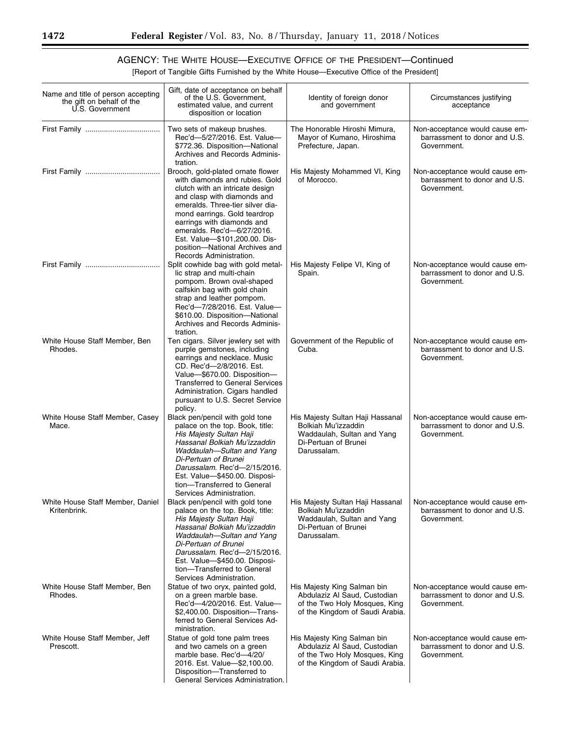## AGENCY: THE WHITE HOUSE—EXECUTIVE OFFICE OF THE PRESIDENT—Continued

[Report of Tangible Gifts Furnished by the White House—Executive Office of the President]

| Name and title of person accepting the gift on behalf of the U.S. Government | Gift, date of acceptance on behalf of the U.S. Government, estimated value, and current disposition or location | Identity of foreign donor and government | Circumstances justifying acceptance |
|---|---|---|---|
| First Family | Two sets of makeup brushes. Rec'd—5/27/2016. Est. Value—$772.36. Disposition—National Archives and Records Administration. | The Honorable Hiroshi Mimura, Mayor of Kumano, Hiroshima Prefecture, Japan. | Non-acceptance would cause embarrassment to donor and U.S. Government. |
| First Family | Brooch, gold-plated ornate flower with diamonds and rubies. Gold clutch with an intricate design and clasp with diamonds and emeralds. Three-tier silver diamond earrings. Gold teardrop earrings with diamonds and emeralds. Rec'd—6/27/2016. Est. Value—$101,200.00. Disposition—National Archives and Records Administration. | His Majesty Mohammed VI, King of Morocco. | Non-acceptance would cause embarrassment to donor and U.S. Government. |
| First Family | Split cowhide bag with gold metallic strap and multi-chain pompom. Brown oval-shaped calfskin bag with gold chain strap and leather pompom. Rec'd—7/28/2016. Est. Value—$610.00. Disposition—National Archives and Records Administration. | His Majesty Felipe VI, King of Spain. | Non-acceptance would cause embarrassment to donor and U.S. Government. |
| White House Staff Member, Ben Rhodes. | Ten cigars. Silver jewlery set with purple gemstones, including earrings and necklace. Music CD. Rec'd—2/8/2016. Est. Value—$670.00. Disposition—Transferred to General Services Administration. Cigars handled pursuant to U.S. Secret Service policy. | Government of the Republic of Cuba. | Non-acceptance would cause embarrassment to donor and U.S. Government. |
| White House Staff Member, Casey Mace. | Black pen/pencil with gold tone palace on the top. Book, title: *His Majesty Sultan Haji Hassanal Bolkiah Mu'izzaddin Waddaulah—Sultan and Yang Di-Pertuan of Brunei Darussalam*. Rec'd—2/15/2016. Est. Value—$450.00. Disposition—Transferred to General Services Administration. | His Majesty Sultan Haji Hassanal Bolkiah Mu'izzaddin Waddaulah, Sultan and Yang Di-Pertuan of Brunei Darussalam. | Non-acceptance would cause embarrassment to donor and U.S. Government. |
| White House Staff Member, Daniel Kritenbrink. | Black pen/pencil with gold tone palace on the top. Book, title: *His Majesty Sultan Haji Hassanal Bolkiah Mu'izzaddin Waddaulah—Sultan and Yang Di-Pertuan of Brunei Darussalam*. Rec'd—2/15/2016. Est. Value—$450.00. Disposition—Transferred to General Services Administration. | His Majesty Sultan Haji Hassanal Bolkiah Mu'izzaddin Waddaulah, Sultan and Yang Di-Pertuan of Brunei Darussalam. | Non-acceptance would cause embarrassment to donor and U.S. Government. |
| White House Staff Member, Ben Rhodes. | Statue of two oryx, painted gold, on a green marble base. Rec'd—4/20/2016. Est. Value—$2,400.00. Disposition—Transferred to General Services Administration. | His Majesty King Salman bin Abdulaziz Al Saud, Custodian of the Two Holy Mosques, King of the Kingdom of Saudi Arabia. | Non-acceptance would cause embarrassment to donor and U.S. Government. |
| White House Staff Member, Jeff Prescott. | Statue of gold tone palm trees and two camels on a green marble base. Rec'd—4/20/2016. Est. Value—$2,100.00. Disposition—Transferred to General Services Administration. | His Majesty King Salman bin Abdulaziz Al Saud, Custodian of the Two Holy Mosques, King of the Kingdom of Saudi Arabia. | Non-acceptance would cause embarrassment to donor and U.S. Government. |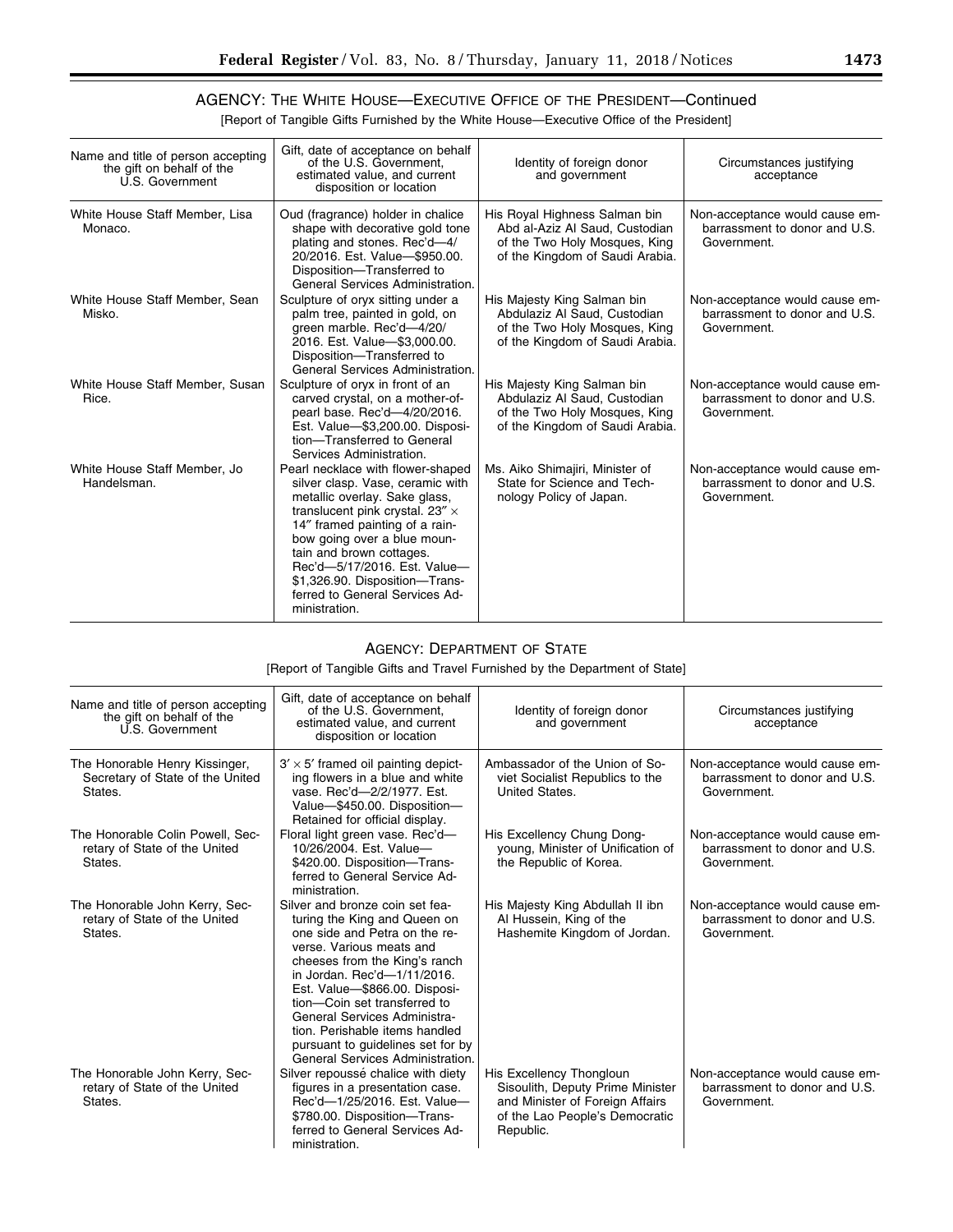## AGENCY: THE WHITE HOUSE—EXECUTIVE OFFICE OF THE PRESIDENT—Continued

[Report of Tangible Gifts Furnished by the White House—Executive Office of the President]

| Name and title of person accepting the gift on behalf of the U.S. Government | Gift, date of acceptance on behalf of the U.S. Government, estimated value, and current disposition or location | Identity of foreign donor and government | Circumstances justifying acceptance |
| --- | --- | --- | --- |
| White House Staff Member, Lisa Monaco. | Oud (fragrance) holder in chalice shape with decorative gold tone plating and stones. Rec'd—4/20/2016. Est. Value—$950.00. Disposition—Transferred to General Services Administration. | His Royal Highness Salman bin Abd al-Aziz Al Saud, Custodian of the Two Holy Mosques, King of the Kingdom of Saudi Arabia. | Non-acceptance would cause embarrassment to donor and U.S. Government. |
| White House Staff Member, Sean Misko. | Sculpture of oryx sitting under a palm tree, painted in gold, on green marble. Rec'd—4/20/2016. Est. Value—$3,000.00. Disposition—Transferred to General Services Administration. | His Majesty King Salman bin Abdulaziz Al Saud, Custodian of the Two Holy Mosques, King of the Kingdom of Saudi Arabia. | Non-acceptance would cause embarrassment to donor and U.S. Government. |
| White House Staff Member, Susan Rice. | Sculpture of oryx in front of an carved crystal, on a mother-of-pearl base. Rec'd—4/20/2016. Est. Value—$3,200.00. Disposition—Transferred to General Services Administration. | His Majesty King Salman bin Abdulaziz Al Saud, Custodian of the Two Holy Mosques, King of the Kingdom of Saudi Arabia. | Non-acceptance would cause embarrassment to donor and U.S. Government. |
| White House Staff Member, Jo Handelsman. | Pearl necklace with flower-shaped silver clasp. Vase, ceramic with metallic overlay. Sake glass, translucent pink crystal. 23″ × 14″ framed painting of a rainbow going over a blue mountain and brown cottages. Rec'd—5/17/2016. Est. Value—$1,326.90. Disposition—Transferred to General Services Administration. | Ms. Aiko Shimajiri, Minister of State for Science and Technology Policy of Japan. | Non-acceptance would cause embarrassment to donor and U.S. Government. |

## AGENCY: DEPARTMENT OF STATE

[Report of Tangible Gifts and Travel Furnished by the Department of State]

| Name and title of person accepting the gift on behalf of the U.S. Government | Gift, date of acceptance on behalf of the U.S. Government, estimated value, and current disposition or location | Identity of foreign donor and government | Circumstances justifying acceptance |
| --- | --- | --- | --- |
| The Honorable Henry Kissinger, Secretary of State of the United States. | 3′ × 5′ framed oil painting depicting flowers in a blue and white vase. Rec'd—2/2/1977. Est. Value—$450.00. Disposition—Retained for official display. | Ambassador of the Union of Soviet Socialist Republics to the United States. | Non-acceptance would cause embarrassment to donor and U.S. Government. |
| The Honorable Colin Powell, Secretary of State of the United States. | Floral light green vase. Rec'd—10/26/2004. Est. Value—$420.00. Disposition—Transferred to General Service Administration. | His Excellency Chung Dong-young, Minister of Unification of the Republic of Korea. | Non-acceptance would cause embarrassment to donor and U.S. Government. |
| The Honorable John Kerry, Secretary of State of the United States. | Silver and bronze coin set featuring the King and Queen on one side and Petra on the reverse. Various meats and cheeses from the King's ranch in Jordan. Rec'd—1/11/2016. Est. Value—$866.00. Disposition—Coin set transferred to General Services Administration. Perishable items handled pursuant to guidelines set for by General Services Administration. | His Majesty King Abdullah II ibn Al Hussein, King of the Hashemite Kingdom of Jordan. | Non-acceptance would cause embarrassment to donor and U.S. Government. |
| The Honorable John Kerry, Secretary of State of the United States. | Silver repoussé chalice with diety figures in a presentation case. Rec'd—1/25/2016. Est. Value—$780.00. Disposition—Transferred to General Services Administration. | His Excellency Thongloun Sisoulith, Deputy Prime Minister and Minister of Foreign Affairs of the Lao People's Democratic Republic. | Non-acceptance would cause embarrassment to donor and U.S. Government. |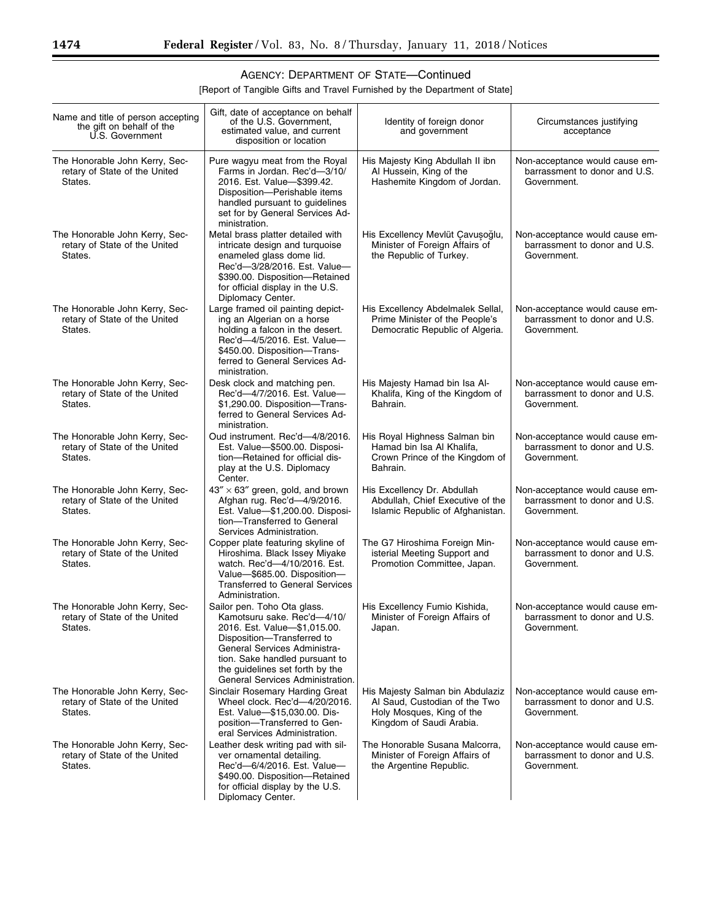## AGENCY: DEPARTMENT OF STATE—Continued

[Report of Tangible Gifts and Travel Furnished by the Department of State]

| Name and title of person accepting the gift on behalf of the U.S. Government | Gift, date of acceptance on behalf of the U.S. Government, estimated value, and current disposition or location | Identity of foreign donor and government | Circumstances justifying acceptance |
|---|---|---|---|
| The Honorable John Kerry, Secretary of State of the United States. | Pure wagyu meat from the Royal Farms in Jordan. Rec'd—3/10/2016. Est. Value—$399.42. Disposition—Perishable items handled pursuant to guidelines set for by General Services Administration. | His Majesty King Abdullah II ibn Al Hussein, King of the Hashemite Kingdom of Jordan. | Non-acceptance would cause embarrassment to donor and U.S. Government. |
| The Honorable John Kerry, Secretary of State of the United States. | Metal brass platter detailed with intricate design and turquoise enameled glass dome lid. Rec'd—3/28/2016. Est. Value—$390.00. Disposition—Retained for official display in the U.S. Diplomacy Center. | His Excellency Mevlüt Çavuşoğlu, Minister of Foreign Affairs of the Republic of Turkey. | Non-acceptance would cause embarrassment to donor and U.S. Government. |
| The Honorable John Kerry, Secretary of State of the United States. | Large framed oil painting depicting an Algerian on a horse holding a falcon in the desert. Rec'd—4/5/2016. Est. Value—$450.00. Disposition—Transferred to General Services Administration. | His Excellency Abdelmalek Sellal, Prime Minister of the People's Democratic Republic of Algeria. | Non-acceptance would cause embarrassment to donor and U.S. Government. |
| The Honorable John Kerry, Secretary of State of the United States. | Desk clock and matching pen. Rec'd—4/7/2016. Est. Value—$1,290.00. Disposition—Transferred to General Services Administration. | His Majesty Hamad bin Isa Al-Khalifa, King of the Kingdom of Bahrain. | Non-acceptance would cause embarrassment to donor and U.S. Government. |
| The Honorable John Kerry, Secretary of State of the United States. | Oud instrument. Rec'd—4/8/2016. Est. Value—$500.00. Disposition—Retained for official display at the U.S. Diplomacy Center. | His Royal Highness Salman bin Hamad bin Isa Al Khalifa, Crown Prince of the Kingdom of Bahrain. | Non-acceptance would cause embarrassment to donor and U.S. Government. |
| The Honorable John Kerry, Secretary of State of the United States. | 43″ × 63″ green, gold, and brown Afghan rug. Rec'd—4/9/2016. Est. Value—$1,200.00. Disposition—Transferred to General Services Administration. | His Excellency Dr. Abdullah Abdullah, Chief Executive of the Islamic Republic of Afghanistan. | Non-acceptance would cause embarrassment to donor and U.S. Government. |
| The Honorable John Kerry, Secretary of State of the United States. | Copper plate featuring skyline of Hiroshima. Black Issey Miyake watch. Rec'd—4/10/2016. Est. Value—$685.00. Disposition—Transferred to General Services Administration. | The G7 Hiroshima Foreign Ministerial Meeting Support and Promotion Committee, Japan. | Non-acceptance would cause embarrassment to donor and U.S. Government. |
| The Honorable John Kerry, Secretary of State of the United States. | Sailor pen. Toho Ota glass. Kamotsuru sake. Rec'd—4/10/2016. Est. Value—$1,015.00. Disposition—Transferred to General Services Administration. Sake handled pursuant to the guidelines set forth by the General Services Administration. | His Excellency Fumio Kishida, Minister of Foreign Affairs of Japan. | Non-acceptance would cause embarrassment to donor and U.S. Government. |
| The Honorable John Kerry, Secretary of State of the United States. | Sinclair Rosemary Harding Great Wheel clock. Rec'd—4/20/2016. Est. Value—$15,030.00. Disposition—Transferred to General Services Administration. | His Majesty Salman bin Abdulaziz Al Saud, Custodian of the Two Holy Mosques, King of the Kingdom of Saudi Arabia. | Non-acceptance would cause embarrassment to donor and U.S. Government. |
| The Honorable John Kerry, Secretary of State of the United States. | Leather desk writing pad with silver ornamental detailing. Rec'd—6/4/2016. Est. Value—$490.00. Disposition—Retained for official display by the U.S. Diplomacy Center. | The Honorable Susana Malcorra, Minister of Foreign Affairs of the Argentine Republic. | Non-acceptance would cause embarrassment to donor and U.S. Government. |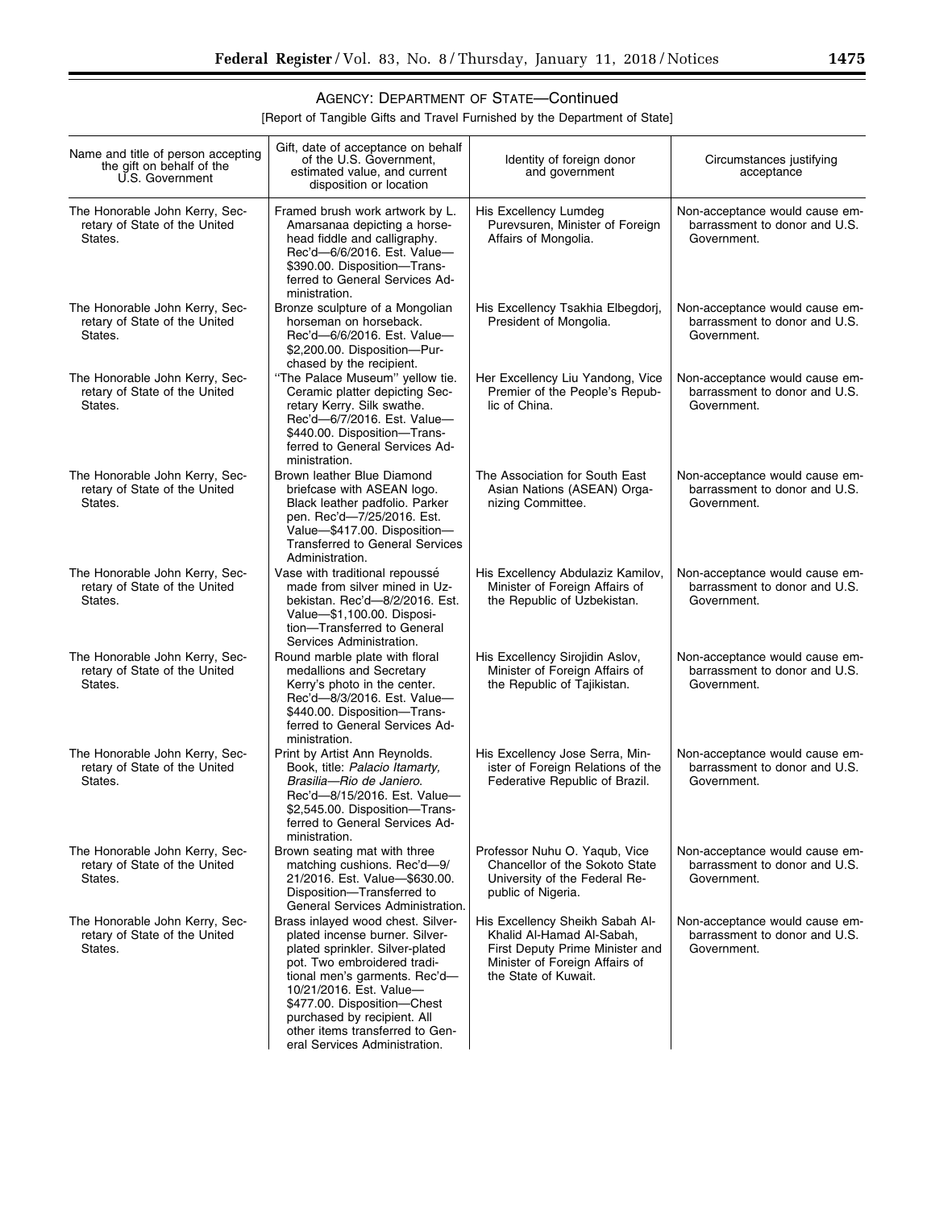## AGENCY: DEPARTMENT OF STATE—Continued

[Report of Tangible Gifts and Travel Furnished by the Department of State]

| Name and title of person accepting the gift on behalf of the U.S. Government | Gift, date of acceptance on behalf of the U.S. Government, estimated value, and current disposition or location | Identity of foreign donor and government | Circumstances justifying acceptance |
| --- | --- | --- | --- |
| The Honorable John Kerry, Secretary of State of the United States. | Framed brush work artwork by L. Amarsanaa depicting a horse-head fiddle and calligraphy. Rec'd—6/6/2016. Est. Value—$390.00. Disposition—Transferred to General Services Administration. | His Excellency Lumdeg Purevsuren, Minister of Foreign Affairs of Mongolia. | Non-acceptance would cause embarrassment to donor and U.S. Government. |
| The Honorable John Kerry, Secretary of State of the United States. | Bronze sculpture of a Mongolian horseman on horseback. Rec'd—6/6/2016. Est. Value—$2,200.00. Disposition—Purchased by the recipient. | His Excellency Tsakhia Elbegdorj, President of Mongolia. | Non-acceptance would cause embarrassment to donor and U.S. Government. |
| The Honorable John Kerry, Secretary of State of the United States. | "The Palace Museum" yellow tie. Ceramic platter depicting Secretary Kerry. Silk swathe. Rec'd—6/7/2016. Est. Value—$440.00. Disposition—Transferred to General Services Administration. | Her Excellency Liu Yandong, Vice Premier of the People's Republic of China. | Non-acceptance would cause embarrassment to donor and U.S. Government. |
| The Honorable John Kerry, Secretary of State of the United States. | Brown leather Blue Diamond briefcase with ASEAN logo. Black leather padfolio. Parker pen. Rec'd—7/25/2016. Est. Value—$417.00. Disposition—Transferred to General Services Administration. | The Association for South East Asian Nations (ASEAN) Organizing Committee. | Non-acceptance would cause embarrassment to donor and U.S. Government. |
| The Honorable John Kerry, Secretary of State of the United States. | Vase with traditional repoussé made from silver mined in Uzbekistan. Rec'd—8/2/2016. Est. Value—$1,100.00. Disposition—Transferred to General Services Administration. | His Excellency Abdulaziz Kamilov, Minister of Foreign Affairs of the Republic of Uzbekistan. | Non-acceptance would cause embarrassment to donor and U.S. Government. |
| The Honorable John Kerry, Secretary of State of the United States. | Round marble plate with floral medallions and Secretary Kerry's photo in the center. Rec'd—8/3/2016. Est. Value—$440.00. Disposition—Transferred to General Services Administration. | His Excellency Sirojidin Aslov, Minister of Foreign Affairs of the Republic of Tajikistan. | Non-acceptance would cause embarrassment to donor and U.S. Government. |
| The Honorable John Kerry, Secretary of State of the United States. | Print by Artist Ann Reynolds. Book, title: *Palacio Itamarty, Brasilia—Rio de Janiero*. Rec'd—8/15/2016. Est. Value—$2,545.00. Disposition—Transferred to General Services Administration. | His Excellency Jose Serra, Minister of Foreign Relations of the Federative Republic of Brazil. | Non-acceptance would cause embarrassment to donor and U.S. Government. |
| The Honorable John Kerry, Secretary of State of the United States. | Brown seating mat with three matching cushions. Rec'd—9/21/2016. Est. Value—$630.00. Disposition—Transferred to General Services Administration. | Professor Nuhu O. Yaqub, Vice Chancellor of the Sokoto State University of the Federal Republic of Nigeria. | Non-acceptance would cause embarrassment to donor and U.S. Government. |
| The Honorable John Kerry, Secretary of State of the United States. | Brass inlayed wood chest. Silver-plated incense burner. Silver-plated sprinkler. Silver-plated pot. Two embroidered traditional men's garments. Rec'd—10/21/2016. Est. Value—$477.00. Disposition—Chest purchased by recipient. All other items transferred to General Services Administration. | His Excellency Sheikh Sabah Al-Khalid Al-Hamad Al-Sabah, First Deputy Prime Minister and Minister of Foreign Affairs of the State of Kuwait. | Non-acceptance would cause embarrassment to donor and U.S. Government. |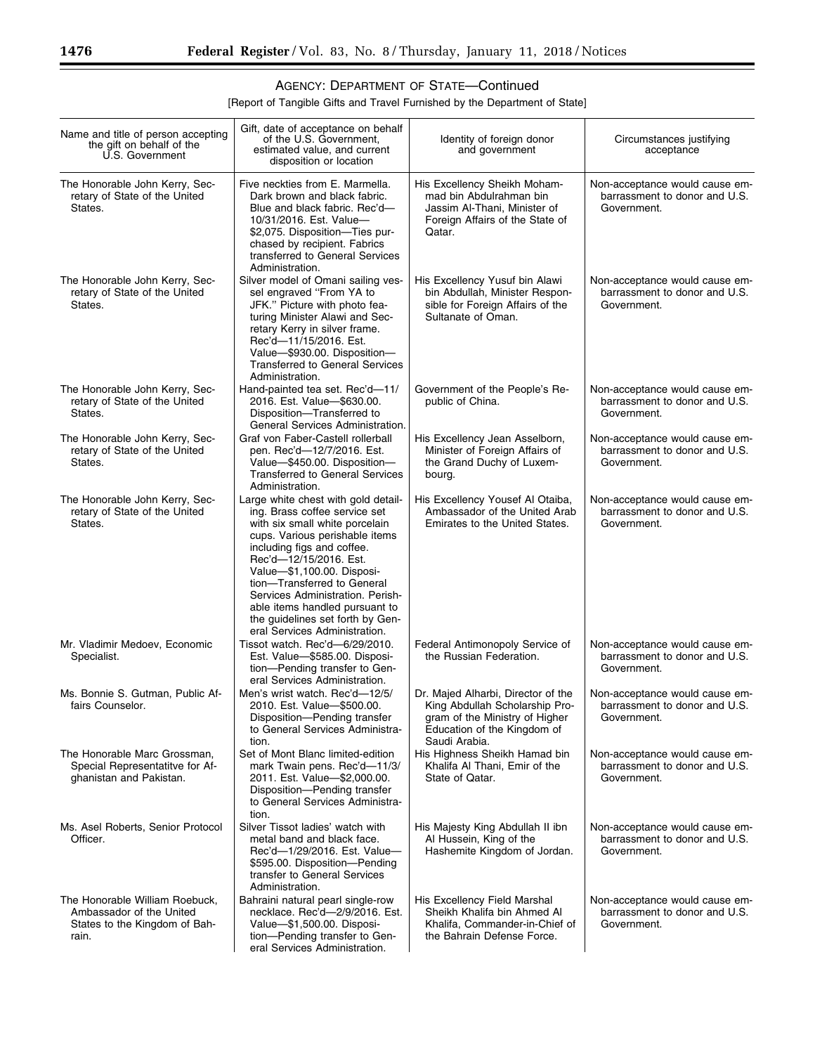## AGENCY: DEPARTMENT OF STATE—Continued

[Report of Tangible Gifts and Travel Furnished by the Department of State]

| Name and title of person accepting the gift on behalf of the U.S. Government | Gift, date of acceptance on behalf of the U.S. Government, estimated value, and current disposition or location | Identity of foreign donor and government | Circumstances justifying acceptance |
|---|---|---|---|
| The Honorable John Kerry, Secretary of State of the United States. | Five neckties from E. Marmella. Dark brown and black fabric. Blue and black fabric. Rec'd—10/31/2016. Est. Value—$2,075. Disposition—Ties purchased by recipient. Fabrics transferred to General Services Administration. | His Excellency Sheikh Mohammad bin Abdulrahman bin Jassim Al-Thani, Minister of Foreign Affairs of the State of Qatar. | Non-acceptance would cause embarrassment to donor and U.S. Government. |
| The Honorable John Kerry, Secretary of State of the United States. | Silver model of Omani sailing vessel engraved "From YA to JFK." Picture with photo featuring Minister Alawi and Secretary Kerry in silver frame. Rec'd—11/15/2016. Est. Value—$930.00. Disposition—Transferred to General Services Administration. | His Excellency Yusuf bin Alawi bin Abdullah, Minister Responsible for Foreign Affairs of the Sultanate of Oman. | Non-acceptance would cause embarrassment to donor and U.S. Government. |
| The Honorable John Kerry, Secretary of State of the United States. | Hand-painted tea set. Rec'd—11/2016. Est. Value—$630.00. Disposition—Transferred to General Services Administration. | Government of the People's Republic of China. | Non-acceptance would cause embarrassment to donor and U.S. Government. |
| The Honorable John Kerry, Secretary of State of the United States. | Graf von Faber-Castell rollerball pen. Rec'd—12/7/2016. Est. Value—$450.00. Disposition—Transferred to General Services Administration. | His Excellency Jean Asselborn, Minister of Foreign Affairs of the Grand Duchy of Luxembourg. | Non-acceptance would cause embarrassment to donor and U.S. Government. |
| The Honorable John Kerry, Secretary of State of the United States. | Large white chest with gold detailing. Brass coffee service set with six small white porcelain cups. Various perishable items including figs and coffee. Rec'd—12/15/2016. Est. Value—$1,100.00. Disposition—Transferred to General Services Administration. Perishable items handled pursuant to the guidelines set forth by General Services Administration. | His Excellency Yousef Al Otaiba, Ambassador of the United Arab Emirates to the United States. | Non-acceptance would cause embarrassment to donor and U.S. Government. |
| Mr. Vladimir Medoev, Economic Specialist. | Tissot watch. Rec'd—6/29/2010. Est. Value—$585.00. Disposition—Pending transfer to General Services Administration. | Federal Antimonopoly Service of the Russian Federation. | Non-acceptance would cause embarrassment to donor and U.S. Government. |
| Ms. Bonnie S. Gutman, Public Affairs Counselor. | Men's wrist watch. Rec'd—12/5/2010. Est. Value—$500.00. Disposition—Pending transfer to General Services Administration. | Dr. Majed Alharbi, Director of the King Abdullah Scholarship Program of the Ministry of Higher Education of the Kingdom of Saudi Arabia. | Non-acceptance would cause embarrassment to donor and U.S. Government. |
| The Honorable Marc Grossman, Special Representatitve for Afghanistan and Pakistan. | Set of Mont Blanc limited-edition mark Twain pens. Rec'd—11/3/2011. Est. Value—$2,000.00. Disposition—Pending transfer to General Services Administration. | His Highness Sheikh Hamad bin Khalifa Al Thani, Emir of the State of Qatar. | Non-acceptance would cause embarrassment to donor and U.S. Government. |
| Ms. Asel Roberts, Senior Protocol Officer. | Silver Tissot ladies' watch with metal band and black face. Rec'd—1/29/2016. Est. Value—$595.00. Disposition—Pending transfer to General Services Administration. | His Majesty King Abdullah II ibn Al Hussein, King of the Hashemite Kingdom of Jordan. | Non-acceptance would cause embarrassment to donor and U.S. Government. |
| The Honorable William Roebuck, Ambassador of the United States to the Kingdom of Bahrain. | Bahraini natural pearl single-row necklace. Rec'd—2/9/2016. Est. Value—$1,500.00. Disposition—Pending transfer to General Services Administration. | His Excellency Field Marshal Sheikh Khalifa bin Ahmed Al Khalifa, Commander-in-Chief of the Bahrain Defense Force. | Non-acceptance would cause embarrassment to donor and U.S. Government. |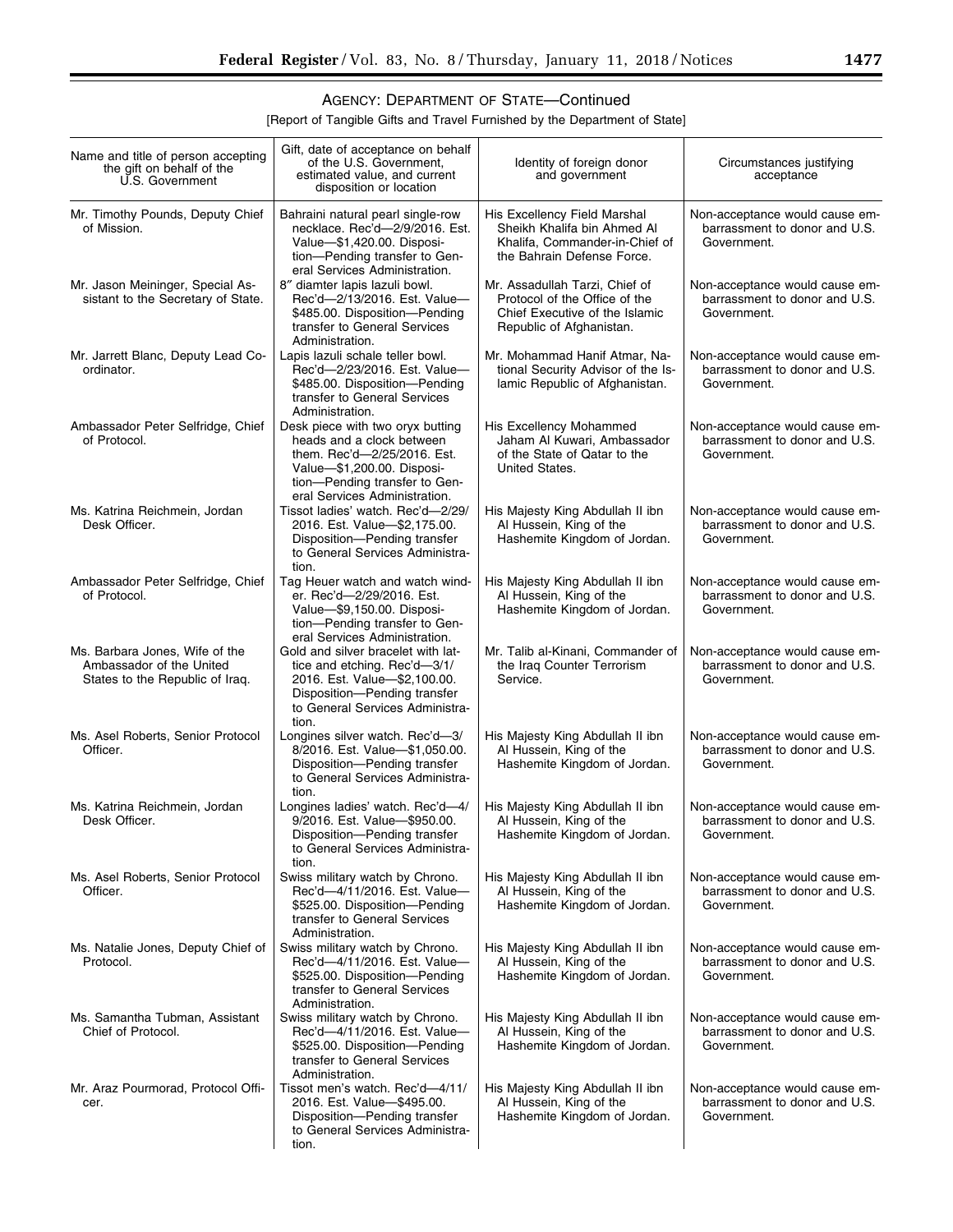## AGENCY: DEPARTMENT OF STATE—Continued

[Report of Tangible Gifts and Travel Furnished by the Department of State]

| Name and title of person accepting the gift on behalf of the U.S. Government | Gift, date of acceptance on behalf of the U.S. Government, estimated value, and current disposition or location | Identity of foreign donor and government | Circumstances justifying acceptance |
| --- | --- | --- | --- |
| Mr. Timothy Pounds, Deputy Chief of Mission. | Bahraini natural pearl single-row necklace. Rec'd—2/9/2016. Est. Value—$1,420.00. Disposition—Pending transfer to General Services Administration. | His Excellency Field Marshal Sheikh Khalifa bin Ahmed Al Khalifa, Commander-in-Chief of the Bahrain Defense Force. | Non-acceptance would cause embarrassment to donor and U.S. Government. |
| Mr. Jason Meininger, Special Assistant to the Secretary of State. | 8″ diamter lapis lazuli bowl. Rec'd—2/13/2016. Est. Value—$485.00. Disposition—Pending transfer to General Services Administration. | Mr. Assadullah Tarzi, Chief of Protocol of the Office of the Chief Executive of the Islamic Republic of Afghanistan. | Non-acceptance would cause embarrassment to donor and U.S. Government. |
| Mr. Jarrett Blanc, Deputy Lead Coordinator. | Lapis lazuli schale teller bowl. Rec'd—2/23/2016. Est. Value—$485.00. Disposition—Pending transfer to General Services Administration. | Mr. Mohammad Hanif Atmar, National Security Advisor of the Islamic Republic of Afghanistan. | Non-acceptance would cause embarrassment to donor and U.S. Government. |
| Ambassador Peter Selfridge, Chief of Protocol. | Desk piece with two oryx butting heads and a clock between them. Rec'd—2/25/2016. Est. Value—$1,200.00. Disposition—Pending transfer to General Services Administration. | His Excellency Mohammed Jaham Al Kuwari, Ambassador of the State of Qatar to the United States. | Non-acceptance would cause embarrassment to donor and U.S. Government. |
| Ms. Katrina Reichmein, Jordan Desk Officer. | Tissot ladies' watch. Rec'd—2/29/2016. Est. Value—$2,175.00. Disposition—Pending transfer to General Services Administration. | His Majesty King Abdullah II ibn Al Hussein, King of the Hashemite Kingdom of Jordan. | Non-acceptance would cause embarrassment to donor and U.S. Government. |
| Ambassador Peter Selfridge, Chief of Protocol. | Tag Heuer watch and watch winder. Rec'd—2/29/2016. Est. Value—$9,150.00. Disposition—Pending transfer to General Services Administration. | His Majesty King Abdullah II ibn Al Hussein, King of the Hashemite Kingdom of Jordan. | Non-acceptance would cause embarrassment to donor and U.S. Government. |
| Ms. Barbara Jones, Wife of the Ambassador of the United States to the Republic of Iraq. | Gold and silver bracelet with lattice and etching. Rec'd—3/1/2016. Est. Value—$2,100.00. Disposition—Pending transfer to General Services Administration. | Mr. Talib al-Kinani, Commander of the Iraq Counter Terrorism Service. | Non-acceptance would cause embarrassment to donor and U.S. Government. |
| Ms. Asel Roberts, Senior Protocol Officer. | Longines silver watch. Rec'd—3/8/2016. Est. Value—$1,050.00. Disposition—Pending transfer to General Services Administration. | His Majesty King Abdullah II ibn Al Hussein, King of the Hashemite Kingdom of Jordan. | Non-acceptance would cause embarrassment to donor and U.S. Government. |
| Ms. Katrina Reichmein, Jordan Desk Officer. | Longines ladies' watch. Rec'd—4/9/2016. Est. Value—$950.00. Disposition—Pending transfer to General Services Administration. | His Majesty King Abdullah II ibn Al Hussein, King of the Hashemite Kingdom of Jordan. | Non-acceptance would cause embarrassment to donor and U.S. Government. |
| Ms. Asel Roberts, Senior Protocol Officer. | Swiss military watch by Chrono. Rec'd—4/11/2016. Est. Value—$525.00. Disposition—Pending transfer to General Services Administration. | His Majesty King Abdullah II ibn Al Hussein, King of the Hashemite Kingdom of Jordan. | Non-acceptance would cause embarrassment to donor and U.S. Government. |
| Ms. Natalie Jones, Deputy Chief of Protocol. | Swiss military watch by Chrono. Rec'd—4/11/2016. Est. Value—$525.00. Disposition—Pending transfer to General Services Administration. | His Majesty King Abdullah II ibn Al Hussein, King of the Hashemite Kingdom of Jordan. | Non-acceptance would cause embarrassment to donor and U.S. Government. |
| Ms. Samantha Tubman, Assistant Chief of Protocol. | Swiss military watch by Chrono. Rec'd—4/11/2016. Est. Value—$525.00. Disposition—Pending transfer to General Services Administration. | His Majesty King Abdullah II ibn Al Hussein, King of the Hashemite Kingdom of Jordan. | Non-acceptance would cause embarrassment to donor and U.S. Government. |
| Mr. Araz Pourmorad, Protocol Officer. | Tissot men's watch. Rec'd—4/11/2016. Est. Value—$495.00. Disposition—Pending transfer to General Services Administration. | His Majesty King Abdullah II ibn Al Hussein, King of the Hashemite Kingdom of Jordan. | Non-acceptance would cause embarrassment to donor and U.S. Government. |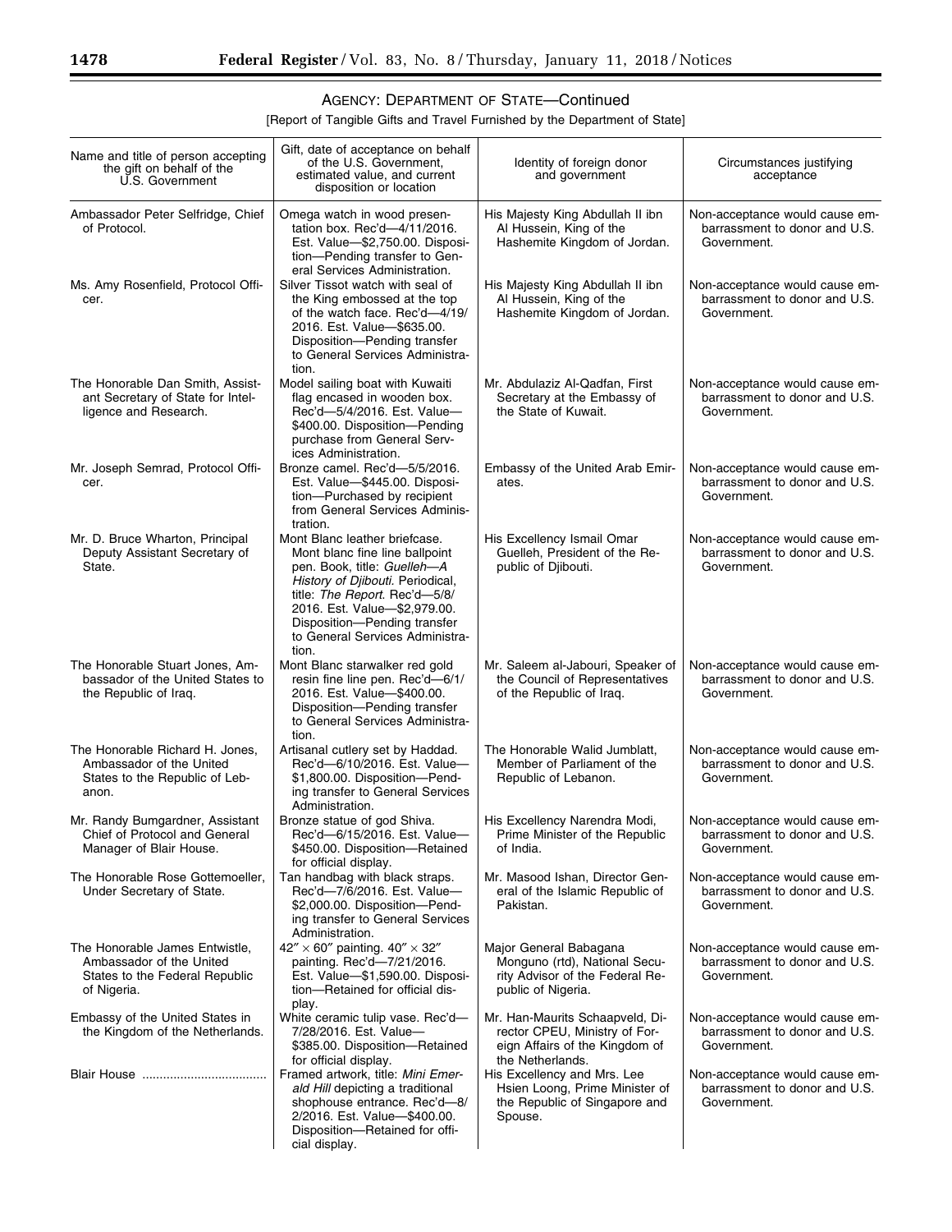## AGENCY: DEPARTMENT OF STATE—Continued

[Report of Tangible Gifts and Travel Furnished by the Department of State]

| Name and title of person accepting the gift on behalf of the U.S. Government | Gift, date of acceptance on behalf of the U.S. Government, estimated value, and current disposition or location | Identity of foreign donor and government | Circumstances justifying acceptance |
|---|---|---|---|
| Ambassador Peter Selfridge, Chief of Protocol. | Omega watch in wood presentation box. Rec'd—4/11/2016. Est. Value—$2,750.00. Disposition—Pending transfer to General Services Administration. | His Majesty King Abdullah II ibn Al Hussein, King of the Hashemite Kingdom of Jordan. | Non-acceptance would cause embarrassment to donor and U.S. Government. |
| Ms. Amy Rosenfield, Protocol Officer. | Silver Tissot watch with seal of the King embossed at the top of the watch face. Rec'd—4/19/2016. Est. Value—$635.00. Disposition—Pending transfer to General Services Administration. | His Majesty King Abdullah II ibn Al Hussein, King of the Hashemite Kingdom of Jordan. | Non-acceptance would cause embarrassment to donor and U.S. Government. |
| The Honorable Dan Smith, Assistant Secretary of State for Intelligence and Research. | Model sailing boat with Kuwaiti flag encased in wooden box. Rec'd—5/4/2016. Est. Value—$400.00. Disposition—Pending purchase from General Services Administration. | Mr. Abdulaziz Al-Qadfan, First Secretary at the Embassy of the State of Kuwait. | Non-acceptance would cause embarrassment to donor and U.S. Government. |
| Mr. Joseph Semrad, Protocol Officer. | Bronze camel. Rec'd—5/5/2016. Est. Value—$445.00. Disposition—Purchased by recipient from General Services Administration. | Embassy of the United Arab Emirates. | Non-acceptance would cause embarrassment to donor and U.S. Government. |
| Mr. D. Bruce Wharton, Principal Deputy Assistant Secretary of State. | Mont Blanc leather briefcase. Mont blanc fine line ballpoint pen. Book, title: *Guelleh—A History of Djibouti.* Periodical, title: *The Report.* Rec'd—5/8/2016. Est. Value—$2,979.00. Disposition—Pending transfer to General Services Administration. | His Excellency Ismail Omar Guelleh, President of the Republic of Djibouti. | Non-acceptance would cause embarrassment to donor and U.S. Government. |
| The Honorable Stuart Jones, Ambassador of the United States to the Republic of Iraq. | Mont Blanc starwalker red gold resin fine line pen. Rec'd—6/1/2016. Est. Value—$400.00. Disposition—Pending transfer to General Services Administration. | Mr. Saleem al-Jabouri, Speaker of the Council of Representatives of the Republic of Iraq. | Non-acceptance would cause embarrassment to donor and U.S. Government. |
| The Honorable Richard H. Jones, Ambassador of the United States to the Republic of Lebanon. | Artisanal cutlery set by Haddad. Rec'd—6/10/2016. Est. Value—$1,800.00. Disposition—Pending transfer to General Services Administration. | The Honorable Walid Jumblatt, Member of Parliament of the Republic of Lebanon. | Non-acceptance would cause embarrassment to donor and U.S. Government. |
| Mr. Randy Bumgardner, Assistant Chief of Protocol and General Manager of Blair House. | Bronze statue of god Shiva. Rec'd—6/15/2016. Est. Value—$450.00. Disposition—Retained for official display. | His Excellency Narendra Modi, Prime Minister of the Republic of India. | Non-acceptance would cause embarrassment to donor and U.S. Government. |
| The Honorable Rose Gottemoeller, Under Secretary of State. | Tan handbag with black straps. Rec'd—7/6/2016. Est. Value—$2,000.00. Disposition—Pending transfer to General Services Administration. | Mr. Masood Ishan, Director General of the Islamic Republic of Pakistan. | Non-acceptance would cause embarrassment to donor and U.S. Government. |
| The Honorable James Entwistle, Ambassador of the United States to the Federal Republic of Nigeria. | 42″ × 60″ painting. 40″ × 32″ painting. Rec'd—7/21/2016. Est. Value—$1,590.00. Disposition—Retained for official display. | Major General Babagana Monguno (rtd), National Security Advisor of the Federal Republic of Nigeria. | Non-acceptance would cause embarrassment to donor and U.S. Government. |
| Embassy of the United States in the Kingdom of the Netherlands. | White ceramic tulip vase. Rec'd—7/28/2016. Est. Value—$385.00. Disposition—Retained for official display. | Mr. Han-Maurits Schaapveld, Director CPEU, Ministry of Foreign Affairs of the Kingdom of the Netherlands. | Non-acceptance would cause embarrassment to donor and U.S. Government. |
| Blair House | Framed artwork, title: *Mini Emerald Hill* depicting a traditional shophouse entrance. Rec'd—8/2/2016. Est. Value—$400.00. Disposition—Retained for official display. | His Excellency and Mrs. Lee Hsien Loong, Prime Minister of the Republic of Singapore and Spouse. | Non-acceptance would cause embarrassment to donor and U.S. Government. |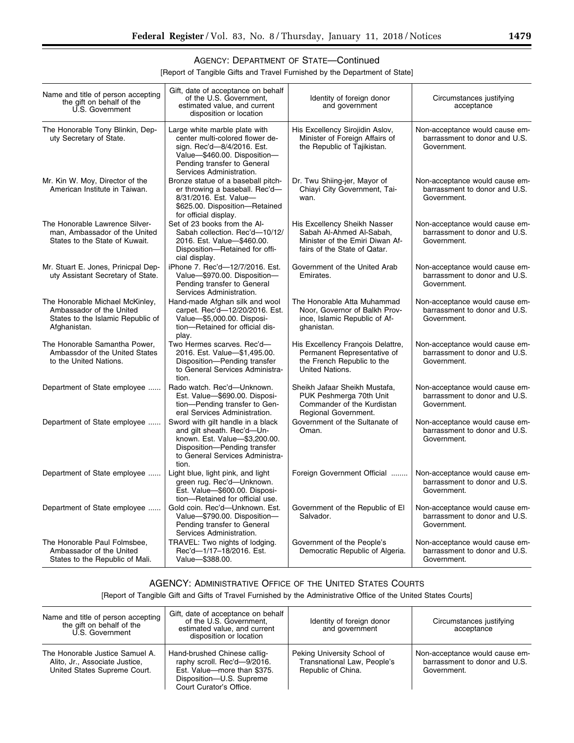## AGENCY: DEPARTMENT OF STATE—Continued

[Report of Tangible Gifts and Travel Furnished by the Department of State]

| Name and title of person accepting the gift on behalf of the U.S. Government | Gift, date of acceptance on behalf of the U.S. Government, estimated value, and current disposition or location | Identity of foreign donor and government | Circumstances justifying acceptance |
|---|---|---|---|
| The Honorable Tony Blinkin, Deputy Secretary of State. | Large white marble plate with center multi-colored flower design. Rec'd—8/4/2016. Est. Value—$460.00. Disposition—Pending transfer to General Services Administration. | His Excellency Sirojidin Aslov, Minister of Foreign Affairs of the Republic of Tajikistan. | Non-acceptance would cause embarrassment to donor and U.S. Government. |
| Mr. Kin W. Moy, Director of the American Institute in Taiwan. | Bronze statue of a baseball pitcher throwing a baseball. Rec'd—8/31/2016. Est. Value—$625.00. Disposition—Retained for official display. | Dr. Twu Shiing-jer, Mayor of Chiayi City Government, Taiwan. | Non-acceptance would cause embarrassment to donor and U.S. Government. |
| The Honorable Lawrence Silverman, Ambassador of the United States to the State of Kuwait. | Set of 23 books from the Al-Sabah collection. Rec'd—10/12/2016. Est. Value—$460.00. Disposition—Retained for official display. | His Excellency Sheikh Nasser Sabah Al-Ahmed Al-Sabah, Minister of the Emiri Diwan Affairs of the State of Qatar. | Non-acceptance would cause embarrassment to donor and U.S. Government. |
| Mr. Stuart E. Jones, Prinicpal Deputy Assistant Secretary of State. | iPhone 7. Rec'd—12/7/2016. Est. Value—$970.00. Disposition—Pending transfer to General Services Administration. | Government of the United Arab Emirates. | Non-acceptance would cause embarrassment to donor and U.S. Government. |
| The Honorable Michael McKinley, Ambassador of the United States to the Islamic Republic of Afghanistan. | Hand-made Afghan silk and wool carpet. Rec'd—12/20/2016. Est. Value—$5,000.00. Disposition—Retained for official display. | The Honorable Atta Muhammad Noor, Governor of Balkh Province, Islamic Republic of Afghanistan. | Non-acceptance would cause embarrassment to donor and U.S. Government. |
| The Honorable Samantha Power, Ambassdor of the United States to the United Nations. | Two Hermes scarves. Rec'd—2016. Est. Value—$1,495.00. Disposition—Pending transfer to General Services Administration. | His Excellency François Delattre, Permanent Representative of the French Republic to the United Nations. | Non-acceptance would cause embarrassment to donor and U.S. Government. |
| Department of State employee | Rado watch. Rec'd—Unknown. Est. Value—$690.00. Disposition—Pending transfer to General Services Administration. | Sheikh Jafaar Sheikh Mustafa, PUK Peshmerga 70th Unit Commander of the Kurdistan Regional Government. | Non-acceptance would cause embarrassment to donor and U.S. Government. |
| Department of State employee | Sword with gilt handle in a black and gilt sheath. Rec'd—Unknown. Est. Value—$3,200.00. Disposition—Pending transfer to General Services Administration. | Government of the Sultanate of Oman. | Non-acceptance would cause embarrassment to donor and U.S. Government. |
| Department of State employee | Light blue, light pink, and light green rug. Rec'd—Unknown. Est. Value—$600.00. Disposition—Retained for official use. | Foreign Government Official | Non-acceptance would cause embarrassment to donor and U.S. Government. |
| Department of State employee | Gold coin. Rec'd—Unknown. Est. Value—$790.00. Disposition—Pending transfer to General Services Administration. | Government of the Republic of El Salvador. | Non-acceptance would cause embarrassment to donor and U.S. Government. |
| The Honorable Paul Folmsbee, Ambassador of the United States to the Republic of Mali. | TRAVEL: Two nights of lodging. Rec'd—1/17–18/2016. Est. Value—$388.00. | Government of the People's Democratic Republic of Algeria. | Non-acceptance would cause embarrassment to donor and U.S. Government. |

## AGENCY: ADMINISTRATIVE OFFICE OF THE UNITED STATES COURTS

[Report of Tangible Gift and Gifts of Travel Furnished by the Administrative Office of the United States Courts]

| Name and title of person accepting the gift on behalf of the U.S. Government | Gift, date of acceptance on behalf of the U.S. Government, estimated value, and current disposition or location | Identity of foreign donor and government | Circumstances justifying acceptance |
|---|---|---|---|
| The Honorable Justice Samuel A. Alito, Jr., Associate Justice, United States Supreme Court. | Hand-brushed Chinese calligraphy scroll. Rec'd—9/2016. Est. Value—more than $375. Disposition—U.S. Supreme Court Curator's Office. | Peking University School of Transnational Law, People's Republic of China. | Non-acceptance would cause embarrassment to donor and U.S. Government. |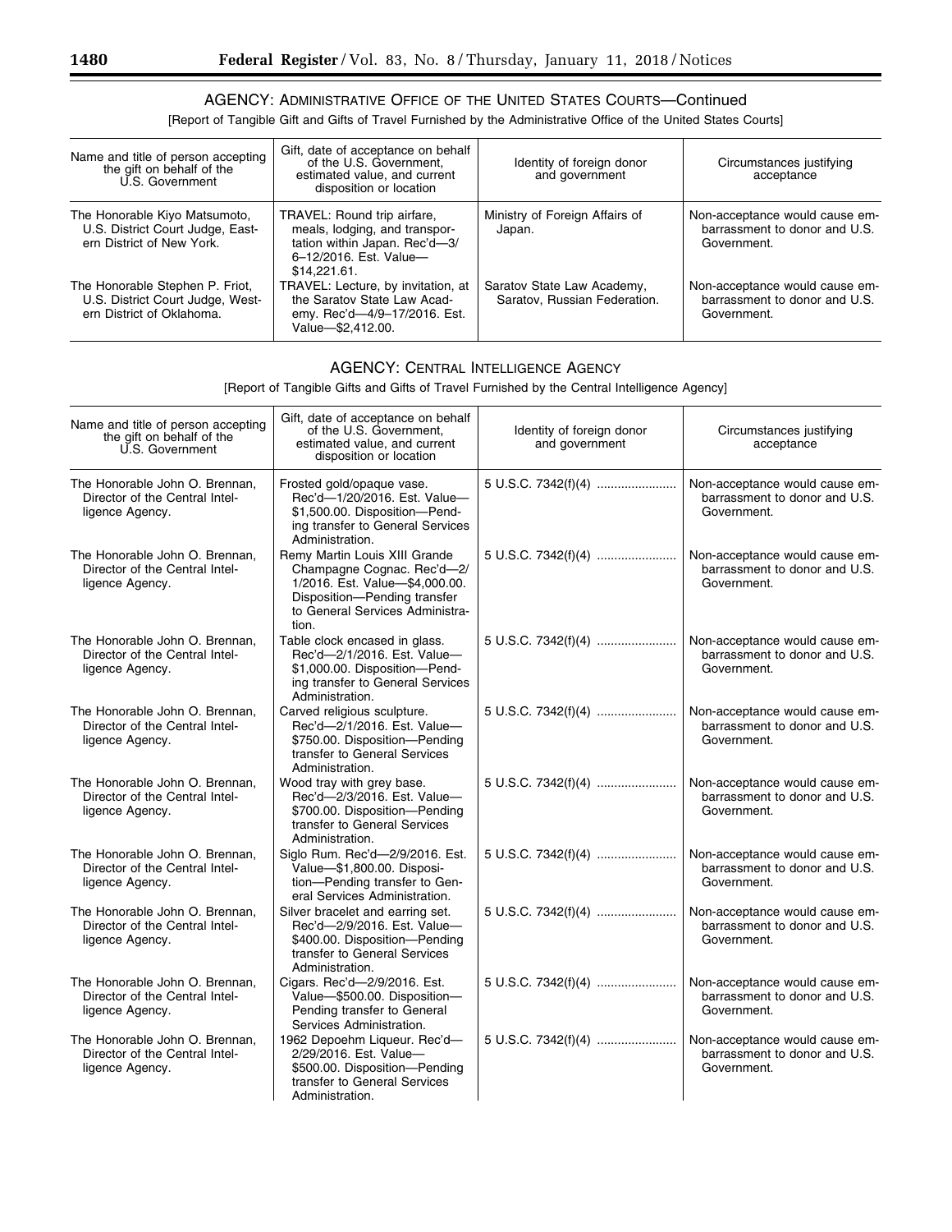## AGENCY: ADMINISTRATIVE OFFICE OF THE UNITED STATES COURTS—Continued

[Report of Tangible Gift and Gifts of Travel Furnished by the Administrative Office of the United States Courts]

| Name and title of person accepting the gift on behalf of the U.S. Government | Gift, date of acceptance on behalf of the U.S. Government, estimated value, and current disposition or location | Identity of foreign donor and government | Circumstances justifying acceptance |
|---|---|---|---|
| The Honorable Kiyo Matsumoto, U.S. District Court Judge, Eastern District of New York. | TRAVEL: Round trip airfare, meals, lodging, and transportation within Japan. Rec'd—3/6–12/2016. Est. Value—$14,221.61. | Ministry of Foreign Affairs of Japan. | Non-acceptance would cause embarrassment to donor and U.S. Government. |
| The Honorable Stephen P. Friot, U.S. District Court Judge, Western District of Oklahoma. | TRAVEL: Lecture, by invitation, at the Saratov State Law Academy. Rec'd—4/9–17/2016. Est. Value—$2,412.00. | Saratov State Law Academy, Saratov, Russian Federation. | Non-acceptance would cause embarrassment to donor and U.S. Government. |

## AGENCY: CENTRAL INTELLIGENCE AGENCY

[Report of Tangible Gifts and Gifts of Travel Furnished by the Central Intelligence Agency]

| Name and title of person accepting the gift on behalf of the U.S. Government | Gift, date of acceptance on behalf of the U.S. Government, estimated value, and current disposition or location | Identity of foreign donor and government | Circumstances justifying acceptance |
|---|---|---|---|
| The Honorable John O. Brennan, Director of the Central Intelligence Agency. | Frosted gold/opaque vase. Rec'd—1/20/2016. Est. Value—$1,500.00. Disposition—Pending transfer to General Services Administration. | 5 U.S.C. 7342(f)(4) | Non-acceptance would cause embarrassment to donor and U.S. Government. |
| The Honorable John O. Brennan, Director of the Central Intelligence Agency. | Remy Martin Louis XIII Grande Champagne Cognac. Rec'd—2/1/2016. Est. Value—$4,000.00. Disposition—Pending transfer to General Services Administration. | 5 U.S.C. 7342(f)(4) | Non-acceptance would cause embarrassment to donor and U.S. Government. |
| The Honorable John O. Brennan, Director of the Central Intelligence Agency. | Table clock encased in glass. Rec'd—2/1/2016. Est. Value—$1,000.00. Disposition—Pending transfer to General Services Administration. | 5 U.S.C. 7342(f)(4) | Non-acceptance would cause embarrassment to donor and U.S. Government. |
| The Honorable John O. Brennan, Director of the Central Intelligence Agency. | Carved religious sculpture. Rec'd—2/1/2016. Est. Value—$750.00. Disposition—Pending transfer to General Services Administration. | 5 U.S.C. 7342(f)(4) | Non-acceptance would cause embarrassment to donor and U.S. Government. |
| The Honorable John O. Brennan, Director of the Central Intelligence Agency. | Wood tray with grey base. Rec'd—2/3/2016. Est. Value—$700.00. Disposition—Pending transfer to General Services Administration. | 5 U.S.C. 7342(f)(4) | Non-acceptance would cause embarrassment to donor and U.S. Government. |
| The Honorable John O. Brennan, Director of the Central Intelligence Agency. | Siglo Rum. Rec'd—2/9/2016. Est. Value—$1,800.00. Disposition—Pending transfer to General Services Administration. | 5 U.S.C. 7342(f)(4) | Non-acceptance would cause embarrassment to donor and U.S. Government. |
| The Honorable John O. Brennan, Director of the Central Intelligence Agency. | Silver bracelet and earring set. Rec'd—2/9/2016. Est. Value—$400.00. Disposition—Pending transfer to General Services Administration. | 5 U.S.C. 7342(f)(4) | Non-acceptance would cause embarrassment to donor and U.S. Government. |
| The Honorable John O. Brennan, Director of the Central Intelligence Agency. | Cigars. Rec'd—2/9/2016. Est. Value—$500.00. Disposition—Pending transfer to General Services Administration. | 5 U.S.C. 7342(f)(4) | Non-acceptance would cause embarrassment to donor and U.S. Government. |
| The Honorable John O. Brennan, Director of the Central Intelligence Agency. | 1962 Depoehm Liqueur. Rec'd—2/29/2016. Est. Value—$500.00. Disposition—Pending transfer to General Services Administration. | 5 U.S.C. 7342(f)(4) | Non-acceptance would cause embarrassment to donor and U.S. Government. |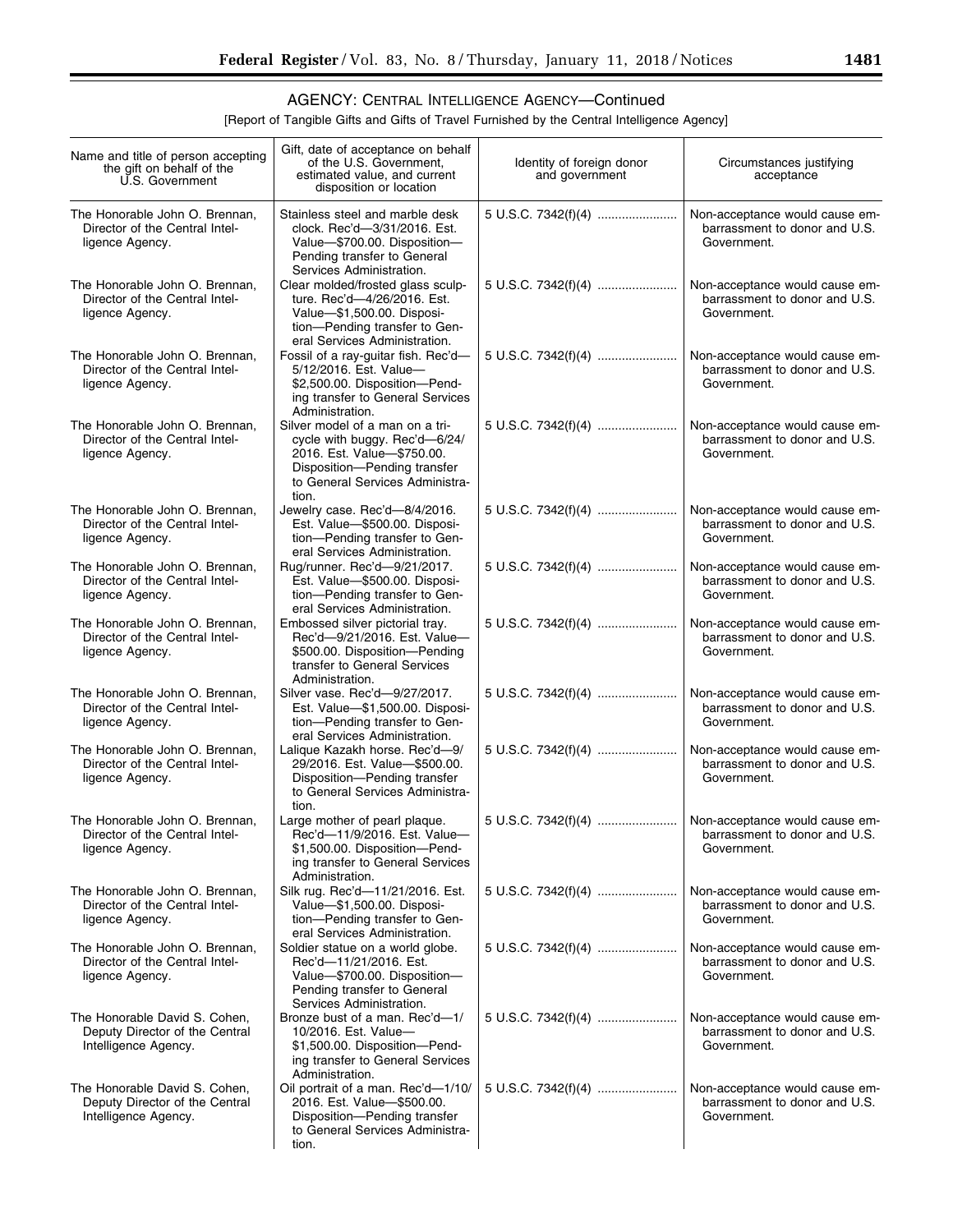## AGENCY: CENTRAL INTELLIGENCE AGENCY—Continued

[Report of Tangible Gifts and Gifts of Travel Furnished by the Central Intelligence Agency]

| Name and title of person accepting the gift on behalf of the U.S. Government | Gift, date of acceptance on behalf of the U.S. Government, estimated value, and current disposition or location | Identity of foreign donor and government | Circumstances justifying acceptance |
|---|---|---|---|
| The Honorable John O. Brennan, Director of the Central Intelligence Agency. | Stainless steel and marble desk clock. Rec'd—3/31/2016. Est. Value—$700.00. Disposition—Pending transfer to General Services Administration. | 5 U.S.C. 7342(f)(4) | Non-acceptance would cause embarrassment to donor and U.S. Government. |
| The Honorable John O. Brennan, Director of the Central Intelligence Agency. | Clear molded/frosted glass sculpture. Rec'd—4/26/2016. Est. Value—$1,500.00. Disposition—Pending transfer to General Services Administration. | 5 U.S.C. 7342(f)(4) | Non-acceptance would cause embarrassment to donor and U.S. Government. |
| The Honorable John O. Brennan, Director of the Central Intelligence Agency. | Fossil of a ray-guitar fish. Rec'd—5/12/2016. Est. Value—$2,500.00. Disposition—Pending transfer to General Services Administration. | 5 U.S.C. 7342(f)(4) | Non-acceptance would cause embarrassment to donor and U.S. Government. |
| The Honorable John O. Brennan, Director of the Central Intelligence Agency. | Silver model of a man on a tricycle with buggy. Rec'd—6/24/2016. Est. Value—$750.00. Disposition—Pending transfer to General Services Administration. | 5 U.S.C. 7342(f)(4) | Non-acceptance would cause embarrassment to donor and U.S. Government. |
| The Honorable John O. Brennan, Director of the Central Intelligence Agency. | Jewelry case. Rec'd—8/4/2016. Est. Value—$500.00. Disposition—Pending transfer to General Services Administration. | 5 U.S.C. 7342(f)(4) | Non-acceptance would cause embarrassment to donor and U.S. Government. |
| The Honorable John O. Brennan, Director of the Central Intelligence Agency. | Rug/runner. Rec'd—9/21/2017. Est. Value—$500.00. Disposition—Pending transfer to General Services Administration. | 5 U.S.C. 7342(f)(4) | Non-acceptance would cause embarrassment to donor and U.S. Government. |
| The Honorable John O. Brennan, Director of the Central Intelligence Agency. | Embossed silver pictorial tray. Rec'd—9/21/2016. Est. Value—$500.00. Disposition—Pending transfer to General Services Administration. | 5 U.S.C. 7342(f)(4) | Non-acceptance would cause embarrassment to donor and U.S. Government. |
| The Honorable John O. Brennan, Director of the Central Intelligence Agency. | Silver vase. Rec'd—9/27/2017. Est. Value—$1,500.00. Disposition—Pending transfer to General Services Administration. | 5 U.S.C. 7342(f)(4) | Non-acceptance would cause embarrassment to donor and U.S. Government. |
| The Honorable John O. Brennan, Director of the Central Intelligence Agency. | Lalique Kazakh horse. Rec'd—9/29/2016. Est. Value—$500.00. Disposition—Pending transfer to General Services Administration. | 5 U.S.C. 7342(f)(4) | Non-acceptance would cause embarrassment to donor and U.S. Government. |
| The Honorable John O. Brennan, Director of the Central Intelligence Agency. | Large mother of pearl plaque. Rec'd—11/9/2016. Est. Value—$1,500.00. Disposition—Pending transfer to General Services Administration. | 5 U.S.C. 7342(f)(4) | Non-acceptance would cause embarrassment to donor and U.S. Government. |
| The Honorable John O. Brennan, Director of the Central Intelligence Agency. | Silk rug. Rec'd—11/21/2016. Est. Value—$1,500.00. Disposition—Pending transfer to General Services Administration. | 5 U.S.C. 7342(f)(4) | Non-acceptance would cause embarrassment to donor and U.S. Government. |
| The Honorable John O. Brennan, Director of the Central Intelligence Agency. | Soldier statue on a world globe. Rec'd—11/21/2016. Est. Value—$700.00. Disposition—Pending transfer to General Services Administration. | 5 U.S.C. 7342(f)(4) | Non-acceptance would cause embarrassment to donor and U.S. Government. |
| The Honorable David S. Cohen, Deputy Director of the Central Intelligence Agency. | Bronze bust of a man. Rec'd—1/10/2016. Est. Value—$1,500.00. Disposition—Pending transfer to General Services Administration. | 5 U.S.C. 7342(f)(4) | Non-acceptance would cause embarrassment to donor and U.S. Government. |
| The Honorable David S. Cohen, Deputy Director of the Central Intelligence Agency. | Oil portrait of a man. Rec'd—1/10/2016. Est. Value—$500.00. Disposition—Pending transfer to General Services Administration. | 5 U.S.C. 7342(f)(4) | Non-acceptance would cause embarrassment to donor and U.S. Government. |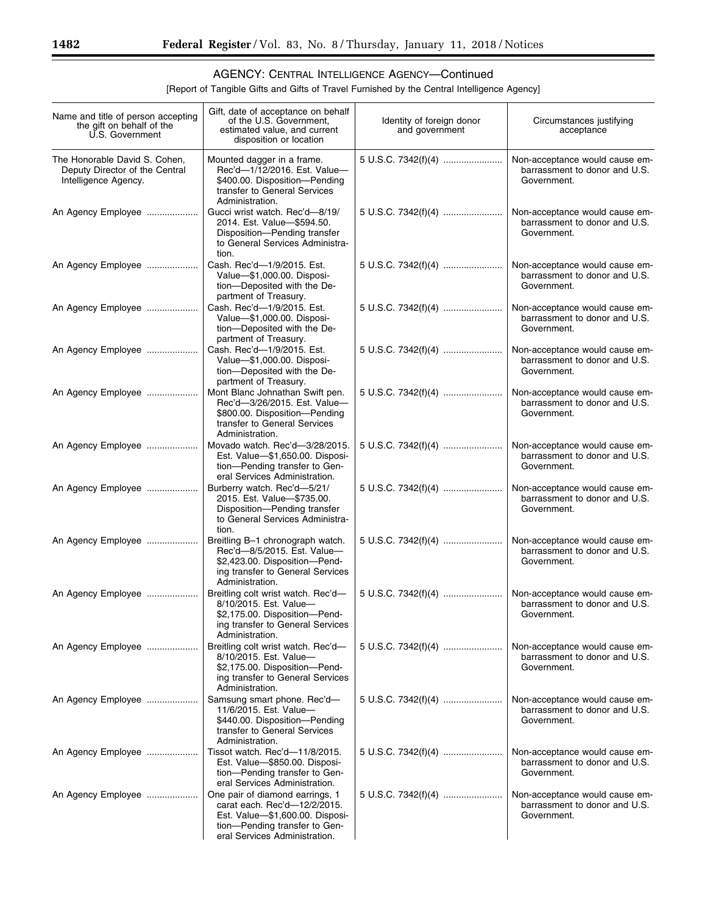## AGENCY: CENTRAL INTELLIGENCE AGENCY—Continued

[Report of Tangible Gifts and Gifts of Travel Furnished by the Central Intelligence Agency]

| Name and title of person accepting the gift on behalf of the U.S. Government | Gift, date of acceptance on behalf of the U.S. Government, estimated value, and current disposition or location | Identity of foreign donor and government | Circumstances justifying acceptance |
|---|---|---|---|
| The Honorable David S. Cohen, Deputy Director of the Central Intelligence Agency. | Mounted dagger in a frame. Rec'd—1/12/2016. Est. Value—$400.00. Disposition—Pending transfer to General Services Administration. | 5 U.S.C. 7342(f)(4) | Non-acceptance would cause embarrassment to donor and U.S. Government. |
| An Agency Employee | Gucci wrist watch. Rec'd—8/19/2014. Est. Value—$594.50. Disposition—Pending transfer to General Services Administration. | 5 U.S.C. 7342(f)(4) | Non-acceptance would cause embarrassment to donor and U.S. Government. |
| An Agency Employee | Cash. Rec'd—1/9/2015. Est. Value—$1,000.00. Disposition—Deposited with the Department of Treasury. | 5 U.S.C. 7342(f)(4) | Non-acceptance would cause embarrassment to donor and U.S. Government. |
| An Agency Employee | Cash. Rec'd—1/9/2015. Est. Value—$1,000.00. Disposition—Deposited with the Department of Treasury. | 5 U.S.C. 7342(f)(4) | Non-acceptance would cause embarrassment to donor and U.S. Government. |
| An Agency Employee | Cash. Rec'd—1/9/2015. Est. Value—$1,000.00. Disposition—Deposited with the Department of Treasury. | 5 U.S.C. 7342(f)(4) | Non-acceptance would cause embarrassment to donor and U.S. Government. |
| An Agency Employee | Mont Blanc Johnathan Swift pen. Rec'd—3/26/2015. Est. Value—$800.00. Disposition—Pending transfer to General Services Administration. | 5 U.S.C. 7342(f)(4) | Non-acceptance would cause embarrassment to donor and U.S. Government. |
| An Agency Employee | Movado watch. Rec'd—3/28/2015. Est. Value—$1,650.00. Disposition—Pending transfer to General Services Administration. | 5 U.S.C. 7342(f)(4) | Non-acceptance would cause embarrassment to donor and U.S. Government. |
| An Agency Employee | Burberry watch. Rec'd—5/21/2015. Est. Value—$735.00. Disposition—Pending transfer to General Services Administration. | 5 U.S.C. 7342(f)(4) | Non-acceptance would cause embarrassment to donor and U.S. Government. |
| An Agency Employee | Breitling B–1 chronograph watch. Rec'd—8/5/2015. Est. Value—$2,423.00. Disposition—Pending transfer to General Services Administration. | 5 U.S.C. 7342(f)(4) | Non-acceptance would cause embarrassment to donor and U.S. Government. |
| An Agency Employee | Breitling colt wrist watch. Rec'd—8/10/2015. Est. Value—$2,175.00. Disposition—Pending transfer to General Services Administration. | 5 U.S.C. 7342(f)(4) | Non-acceptance would cause embarrassment to donor and U.S. Government. |
| An Agency Employee | Breitling colt wrist watch. Rec'd—8/10/2015. Est. Value—$2,175.00. Disposition—Pending transfer to General Services Administration. | 5 U.S.C. 7342(f)(4) | Non-acceptance would cause embarrassment to donor and U.S. Government. |
| An Agency Employee | Samsung smart phone. Rec'd—11/6/2015. Est. Value—$440.00. Disposition—Pending transfer to General Services Administration. | 5 U.S.C. 7342(f)(4) | Non-acceptance would cause embarrassment to donor and U.S. Government. |
| An Agency Employee | Tissot watch. Rec'd—11/8/2015. Est. Value—$850.00. Disposition—Pending transfer to General Services Administration. | 5 U.S.C. 7342(f)(4) | Non-acceptance would cause embarrassment to donor and U.S. Government. |
| An Agency Employee | One pair of diamond earrings, 1 carat each. Rec'd—12/2/2015. Est. Value—$1,600.00. Disposition—Pending transfer to General Services Administration. | 5 U.S.C. 7342(f)(4) | Non-acceptance would cause embarrassment to donor and U.S. Government. |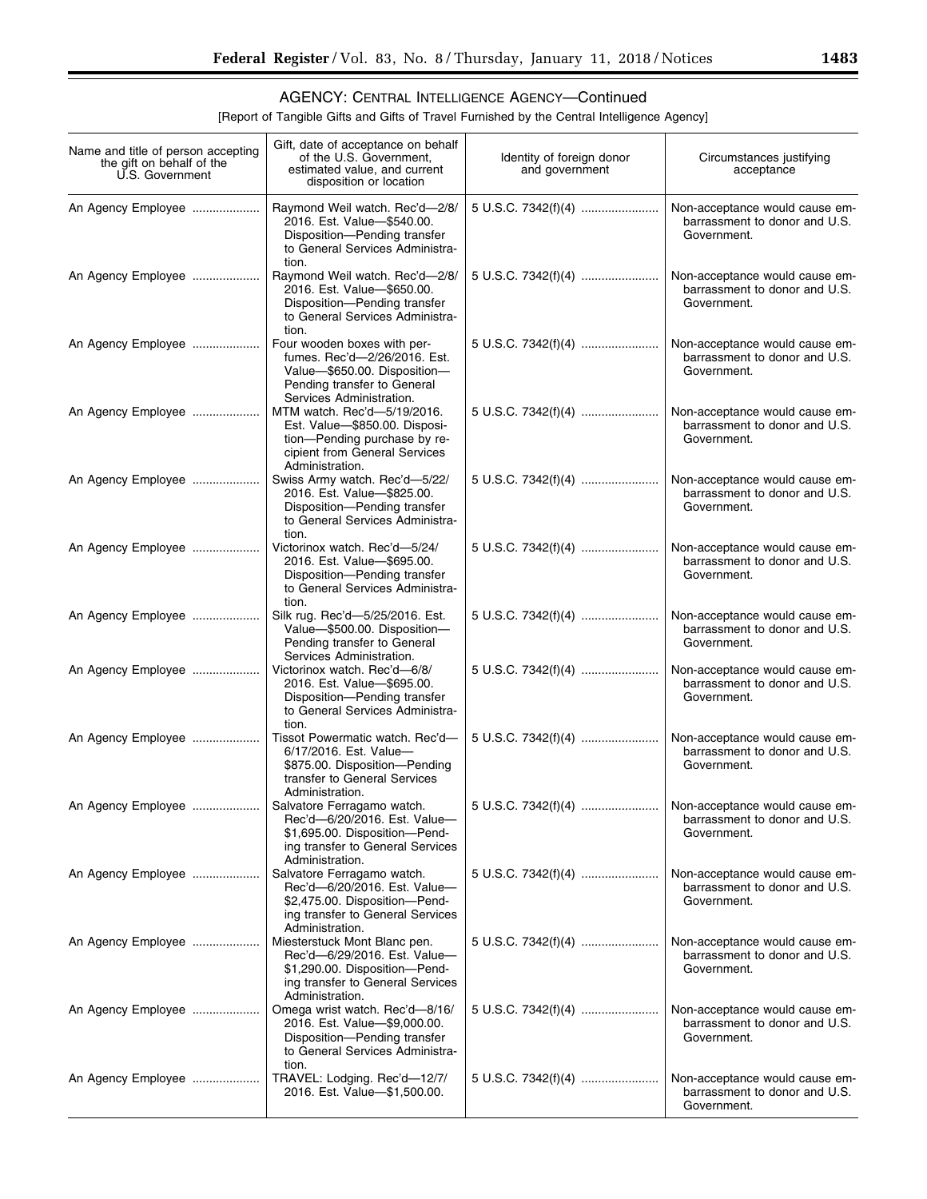## AGENCY: CENTRAL INTELLIGENCE AGENCY—Continued

[Report of Tangible Gifts and Gifts of Travel Furnished by the Central Intelligence Agency]

| Name and title of person accepting the gift on behalf of the U.S. Government | Gift, date of acceptance on behalf of the U.S. Government, estimated value, and current disposition or location | Identity of foreign donor and government | Circumstances justifying acceptance |
|---|---|---|---|
| An Agency Employee | Raymond Weil watch. Rec'd—2/8/2016. Est. Value—$540.00. Disposition—Pending transfer to General Services Administration. | 5 U.S.C. 7342(f)(4) | Non-acceptance would cause embarrassment to donor and U.S. Government. |
| An Agency Employee | Raymond Weil watch. Rec'd—2/8/2016. Est. Value—$650.00. Disposition—Pending transfer to General Services Administration. | 5 U.S.C. 7342(f)(4) | Non-acceptance would cause embarrassment to donor and U.S. Government. |
| An Agency Employee | Four wooden boxes with perfumes. Rec'd—2/26/2016. Est. Value—$650.00. Disposition—Pending transfer to General Services Administration. | 5 U.S.C. 7342(f)(4) | Non-acceptance would cause embarrassment to donor and U.S. Government. |
| An Agency Employee | MTM watch. Rec'd—5/19/2016. Est. Value—$850.00. Disposition—Pending purchase by recipient from General Services Administration. | 5 U.S.C. 7342(f)(4) | Non-acceptance would cause embarrassment to donor and U.S. Government. |
| An Agency Employee | Swiss Army watch. Rec'd—5/22/2016. Est. Value—$825.00. Disposition—Pending transfer to General Services Administration. | 5 U.S.C. 7342(f)(4) | Non-acceptance would cause embarrassment to donor and U.S. Government. |
| An Agency Employee | Victorinox watch. Rec'd—5/24/2016. Est. Value—$695.00. Disposition—Pending transfer to General Services Administration. | 5 U.S.C. 7342(f)(4) | Non-acceptance would cause embarrassment to donor and U.S. Government. |
| An Agency Employee | Silk rug. Rec'd—5/25/2016. Est. Value—$500.00. Disposition—Pending transfer to General Services Administration. | 5 U.S.C. 7342(f)(4) | Non-acceptance would cause embarrassment to donor and U.S. Government. |
| An Agency Employee | Victorinox watch. Rec'd—6/8/2016. Est. Value—$695.00. Disposition—Pending transfer to General Services Administration. | 5 U.S.C. 7342(f)(4) | Non-acceptance would cause embarrassment to donor and U.S. Government. |
| An Agency Employee | Tissot Powermatic watch. Rec'd—6/17/2016. Est. Value—$875.00. Disposition—Pending transfer to General Services Administration. | 5 U.S.C. 7342(f)(4) | Non-acceptance would cause embarrassment to donor and U.S. Government. |
| An Agency Employee | Salvatore Ferragamo watch. Rec'd—6/20/2016. Est. Value—$1,695.00. Disposition—Pending transfer to General Services Administration. | 5 U.S.C. 7342(f)(4) | Non-acceptance would cause embarrassment to donor and U.S. Government. |
| An Agency Employee | Salvatore Ferragamo watch. Rec'd—6/20/2016. Est. Value—$2,475.00. Disposition—Pending transfer to General Services Administration. | 5 U.S.C. 7342(f)(4) | Non-acceptance would cause embarrassment to donor and U.S. Government. |
| An Agency Employee | Miesterstuck Mont Blanc pen. Rec'd—6/29/2016. Est. Value—$1,290.00. Disposition—Pending transfer to General Services Administration. | 5 U.S.C. 7342(f)(4) | Non-acceptance would cause embarrassment to donor and U.S. Government. |
| An Agency Employee | Omega wrist watch. Rec'd—8/16/2016. Est. Value—$9,000.00. Disposition—Pending transfer to General Services Administration. | 5 U.S.C. 7342(f)(4) | Non-acceptance would cause embarrassment to donor and U.S. Government. |
| An Agency Employee | TRAVEL: Lodging. Rec'd—12/7/2016. Est. Value—$1,500.00. | 5 U.S.C. 7342(f)(4) | Non-acceptance would cause embarrassment to donor and U.S. Government. |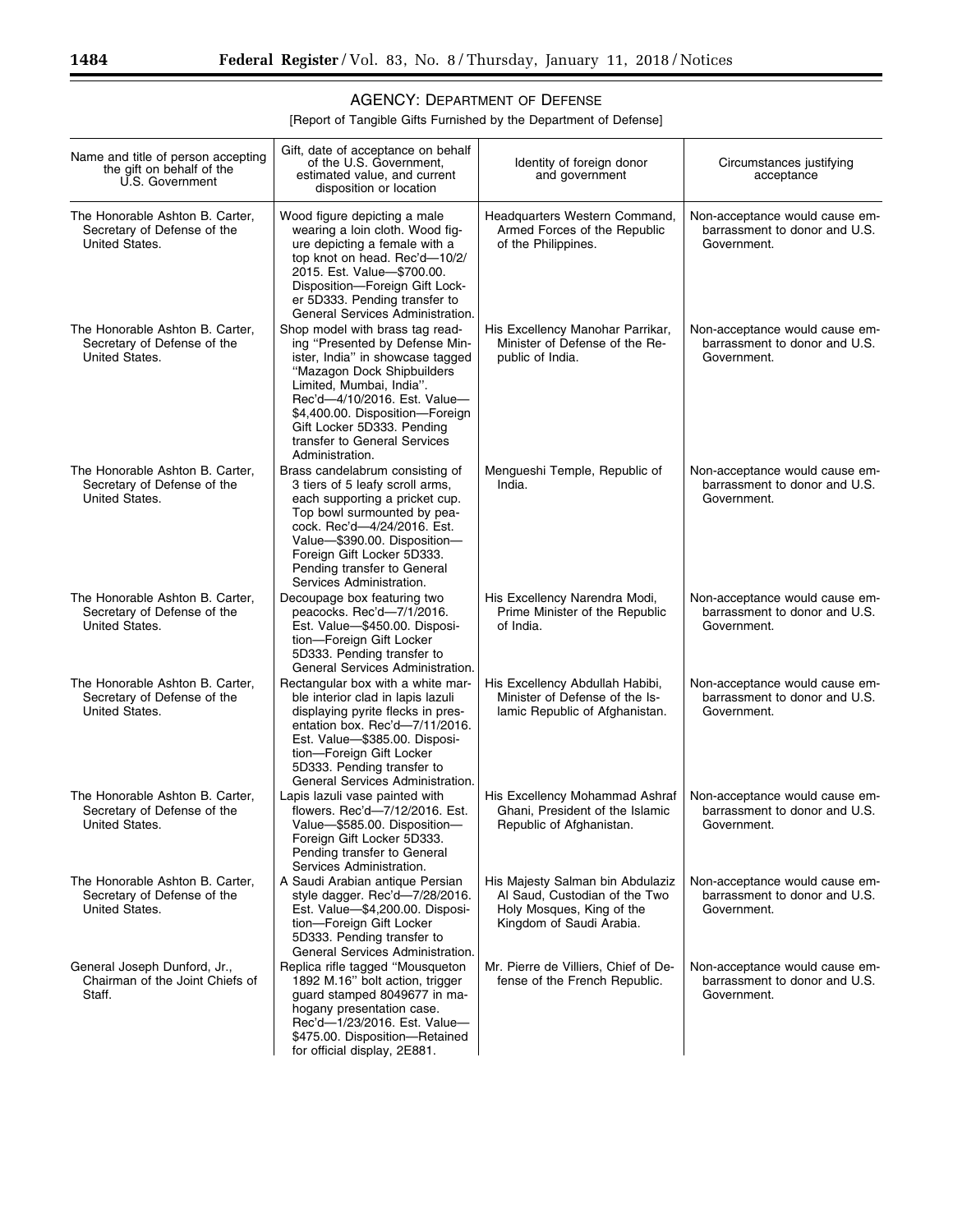## AGENCY: DEPARTMENT OF DEFENSE

[Report of Tangible Gifts Furnished by the Department of Defense]

| Name and title of person accepting the gift on behalf of the U.S. Government | Gift, date of acceptance on behalf of the U.S. Government, estimated value, and current disposition or location | Identity of foreign donor and government | Circumstances justifying acceptance |
|---|---|---|---|
| The Honorable Ashton B. Carter, Secretary of Defense of the United States. | Wood figure depicting a male wearing a loin cloth. Wood figure depicting a female with a top knot on head. Rec'd—10/2/2015. Est. Value—$700.00. Disposition—Foreign Gift Locker 5D333. Pending transfer to General Services Administration. | Headquarters Western Command, Armed Forces of the Republic of the Philippines. | Non-acceptance would cause embarrassment to donor and U.S. Government. |
| The Honorable Ashton B. Carter, Secretary of Defense of the United States. | Shop model with brass tag reading "Presented by Defense Minister, India" in showcase tagged "Mazagon Dock Shipbuilders Limited, Mumbai, India". Rec'd—4/10/2016. Est. Value—$4,400.00. Disposition—Foreign Gift Locker 5D333. Pending transfer to General Services Administration. | His Excellency Manohar Parrikar, Minister of Defense of the Republic of India. | Non-acceptance would cause embarrassment to donor and U.S. Government. |
| The Honorable Ashton B. Carter, Secretary of Defense of the United States. | Brass candelabrum consisting of 3 tiers of 5 leafy scroll arms, each supporting a pricket cup. Top bowl surmounted by peacock. Rec'd—4/24/2016. Est. Value—$390.00. Disposition—Foreign Gift Locker 5D333. Pending transfer to General Services Administration. | Mengueshi Temple, Republic of India. | Non-acceptance would cause embarrassment to donor and U.S. Government. |
| The Honorable Ashton B. Carter, Secretary of Defense of the United States. | Decoupage box featuring two peacocks. Rec'd—7/1/2016. Est. Value—$450.00. Disposition—Foreign Gift Locker 5D333. Pending transfer to General Services Administration. | His Excellency Narendra Modi, Prime Minister of the Republic of India. | Non-acceptance would cause embarrassment to donor and U.S. Government. |
| The Honorable Ashton B. Carter, Secretary of Defense of the United States. | Rectangular box with a white marble interior clad in lapis lazuli displaying pyrite flecks in presentation box. Rec'd—7/11/2016. Est. Value—$385.00. Disposition—Foreign Gift Locker 5D333. Pending transfer to General Services Administration. | His Excellency Abdullah Habibi, Minister of Defense of the Islamic Republic of Afghanistan. | Non-acceptance would cause embarrassment to donor and U.S. Government. |
| The Honorable Ashton B. Carter, Secretary of Defense of the United States. | Lapis lazuli vase painted with flowers. Rec'd—7/12/2016. Est. Value—$585.00. Disposition—Foreign Gift Locker 5D333. Pending transfer to General Services Administration. | His Excellency Mohammad Ashraf Ghani, President of the Islamic Republic of Afghanistan. | Non-acceptance would cause embarrassment to donor and U.S. Government. |
| The Honorable Ashton B. Carter, Secretary of Defense of the United States. | A Saudi Arabian antique Persian style dagger. Rec'd—7/28/2016. Est. Value—$4,200.00. Disposition—Foreign Gift Locker 5D333. Pending transfer to General Services Administration. | His Majesty Salman bin Abdulaziz Al Saud, Custodian of the Two Holy Mosques, King of the Kingdom of Saudi Arabia. | Non-acceptance would cause embarrassment to donor and U.S. Government. |
| General Joseph Dunford, Jr., Chairman of the Joint Chiefs of Staff. | Replica rifle tagged "Mousqueton 1892 M.16" bolt action, trigger guard stamped 8049677 in mahogany presentation case. Rec'd—1/23/2016. Est. Value—$475.00. Disposition—Retained for official display, 2E881. | Mr. Pierre de Villiers, Chief of Defense of the French Republic. | Non-acceptance would cause embarrassment to donor and U.S. Government. |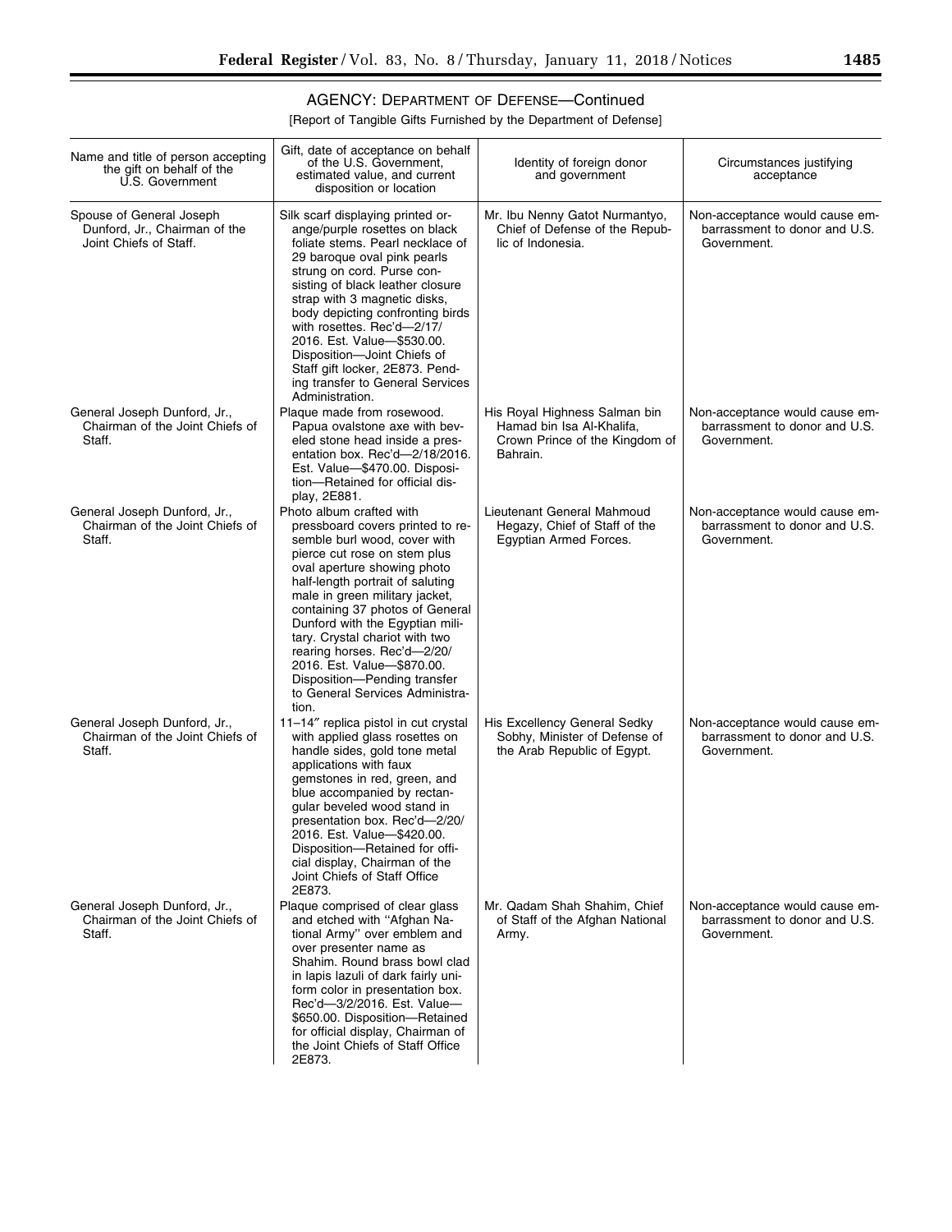## AGENCY: DEPARTMENT OF DEFENSE—Continued

[Report of Tangible Gifts Furnished by the Department of Defense]

| Name and title of person accepting the gift on behalf of the U.S. Government | Gift, date of acceptance on behalf of the U.S. Government, estimated value, and current disposition or location | Identity of foreign donor and government | Circumstances justifying acceptance |
|---|---|---|---|
| Spouse of General Joseph Dunford, Jr., Chairman of the Joint Chiefs of Staff. | Silk scarf displaying printed orange/purple rosettes on black foliate stems. Pearl necklace of 29 baroque oval pink pearls strung on cord. Purse consisting of black leather closure strap with 3 magnetic disks, body depicting confronting birds with rosettes. Rec'd—2/17/2016. Est. Value—$530.00. Disposition—Joint Chiefs of Staff gift locker, 2E873. Pending transfer to General Services Administration. | Mr. Ibu Nenny Gatot Nurmantyo, Chief of Defense of the Republic of Indonesia. | Non-acceptance would cause embarrassment to donor and U.S. Government. |
| General Joseph Dunford, Jr., Chairman of the Joint Chiefs of Staff. | Plaque made from rosewood. Papua ovalstone axe with beveled stone head inside a presentation box. Rec'd—2/18/2016. Est. Value—$470.00. Disposition—Retained for official display, 2E881. | His Royal Highness Salman bin Hamad bin Isa Al-Khalifa, Crown Prince of the Kingdom of Bahrain. | Non-acceptance would cause embarrassment to donor and U.S. Government. |
| General Joseph Dunford, Jr., Chairman of the Joint Chiefs of Staff. | Photo album crafted with pressboard covers printed to resemble burl wood, cover with pierce cut rose on stem plus oval aperture showing photo half-length portrait of saluting male in green military jacket, containing 37 photos of General Dunford with the Egyptian military. Crystal chariot with two rearing horses. Rec'd—2/20/2016. Est. Value—$870.00. Disposition—Pending transfer to General Services Administration. | Lieutenant General Mahmoud Hegazy, Chief of Staff of the Egyptian Armed Forces. | Non-acceptance would cause embarrassment to donor and U.S. Government. |
| General Joseph Dunford, Jr., Chairman of the Joint Chiefs of Staff. | 11–14″ replica pistol in cut crystal with applied glass rosettes on handle sides, gold tone metal applications with faux gemstones in red, green, and blue accompanied by rectangular beveled wood stand in presentation box. Rec'd—2/20/2016. Est. Value—$420.00. Disposition—Retained for official display, Chairman of the Joint Chiefs of Staff Office 2E873. | His Excellency General Sedky Sobhy, Minister of Defense of the Arab Republic of Egypt. | Non-acceptance would cause embarrassment to donor and U.S. Government. |
| General Joseph Dunford, Jr., Chairman of the Joint Chiefs of Staff. | Plaque comprised of clear glass and etched with "Afghan National Army" over emblem and over presenter name as Shahim. Round brass bowl clad in lapis lazuli of dark fairly uniform color in presentation box. Rec'd—3/2/2016. Est. Value—$650.00. Disposition—Retained for official display, Chairman of the Joint Chiefs of Staff Office 2E873. | Mr. Qadam Shah Shahim, Chief of Staff of the Afghan National Army. | Non-acceptance would cause embarrassment to donor and U.S. Government. |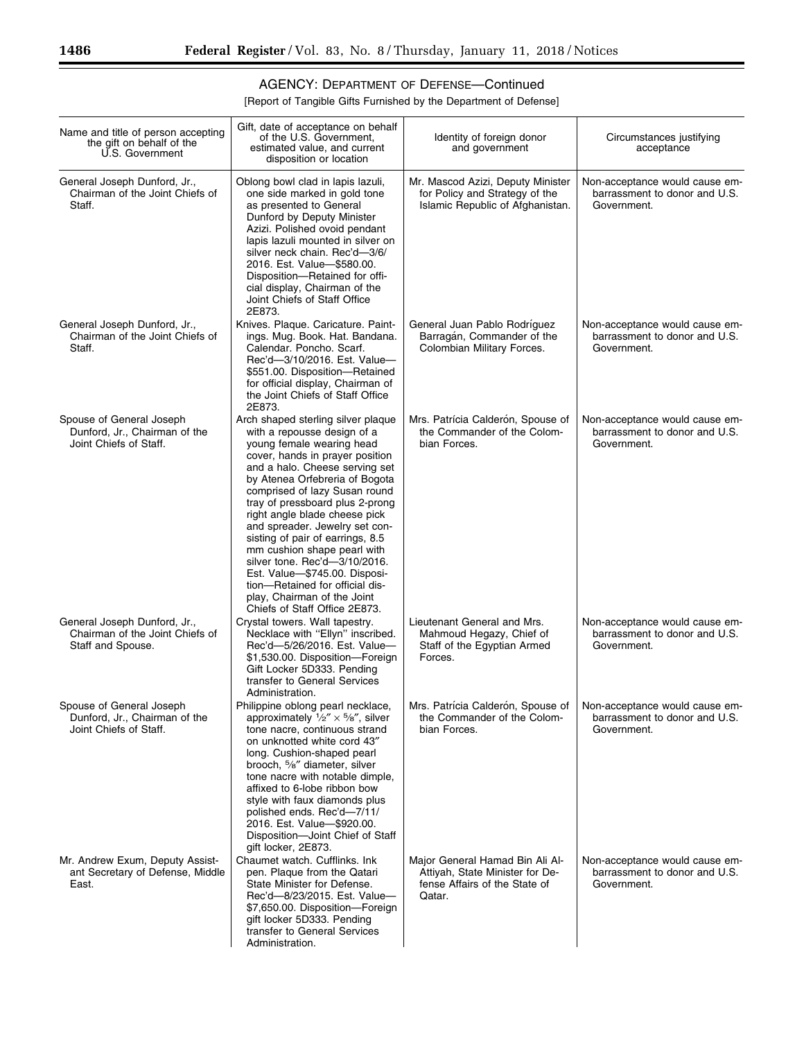## AGENCY: DEPARTMENT OF DEFENSE—Continued

[Report of Tangible Gifts Furnished by the Department of Defense]

| Name and title of person accepting the gift on behalf of the U.S. Government | Gift, date of acceptance on behalf of the U.S. Government, estimated value, and current disposition or location | Identity of foreign donor and government | Circumstances justifying acceptance |
|---|---|---|---|
| General Joseph Dunford, Jr., Chairman of the Joint Chiefs of Staff. | Oblong bowl clad in lapis lazuli, one side marked in gold tone as presented to General Dunford by Deputy Minister Azizi. Polished ovoid pendant lapis lazuli mounted in silver on silver neck chain. Rec'd—3/6/2016. Est. Value—$580.00. Disposition—Retained for official display, Chairman of the Joint Chiefs of Staff Office 2E873. | Mr. Mascod Azizi, Deputy Minister for Policy and Strategy of the Islamic Republic of Afghanistan. | Non-acceptance would cause embarrassment to donor and U.S. Government. |
| General Joseph Dunford, Jr., Chairman of the Joint Chiefs of Staff. | Knives. Plaque. Caricature. Paintings. Mug. Book. Hat. Bandana. Calendar. Poncho. Scarf. Rec'd—3/10/2016. Est. Value—$551.00. Disposition—Retained for official display, Chairman of the Joint Chiefs of Staff Office 2E873. | General Juan Pablo Rodríguez Barragán, Commander of the Colombian Military Forces. | Non-acceptance would cause embarrassment to donor and U.S. Government. |
| Spouse of General Joseph Dunford, Jr., Chairman of the Joint Chiefs of Staff. | Arch shaped sterling silver plaque with a repousse design of a young female wearing head cover, hands in prayer position and a halo. Cheese serving set by Atenea Orfebreria of Bogota comprised of lazy Susan round tray of pressboard plus 2-prong right angle blade cheese pick and spreader. Jewelry set consisting of pair of earrings, 8.5 mm cushion shape pearl with silver tone. Rec'd—3/10/2016. Est. Value—$745.00. Disposition—Retained for official display, Chairman of the Joint Chiefs of Staff Office 2E873. | Mrs. Patrícia Calderón, Spouse of the Commander of the Colombian Forces. | Non-acceptance would cause embarrassment to donor and U.S. Government. |
| General Joseph Dunford, Jr., Chairman of the Joint Chiefs of Staff and Spouse. | Crystal towers. Wall tapestry. Necklace with "Ellyn" inscribed. Rec'd—5/26/2016. Est. Value—$1,530.00. Disposition—Foreign Gift Locker 5D333. Pending transfer to General Services Administration. | Lieutenant General and Mrs. Mahmoud Hegazy, Chief of Staff of the Egyptian Armed Forces. | Non-acceptance would cause embarrassment to donor and U.S. Government. |
| Spouse of General Joseph Dunford, Jr., Chairman of the Joint Chiefs of Staff. | Philippine oblong pearl necklace, approximately ½″ × ⅝″, silver tone nacre, continuous strand on unknotted white cord 43″ long. Cushion-shaped pearl brooch, ⅝″ diameter, silver tone nacre with notable dimple, affixed to 6-lobe ribbon bow style with faux diamonds plus polished ends. Rec'd—7/11/2016. Est. Value—$920.00. Disposition—Joint Chief of Staff gift locker, 2E873. | Mrs. Patrícia Calderón, Spouse of the Commander of the Colombian Forces. | Non-acceptance would cause embarrassment to donor and U.S. Government. |
| Mr. Andrew Exum, Deputy Assistant Secretary of Defense, Middle East. | Chaumet watch. Cufflinks. Ink pen. Plaque from the Qatari State Minister for Defense. Rec'd—8/23/2015. Est. Value—$7,650.00. Disposition—Foreign gift locker 5D333. Pending transfer to General Services Administration. | Major General Hamad Bin Ali Al-Attiyah, State Minister for Defense Affairs of the State of Qatar. | Non-acceptance would cause embarrassment to donor and U.S. Government. |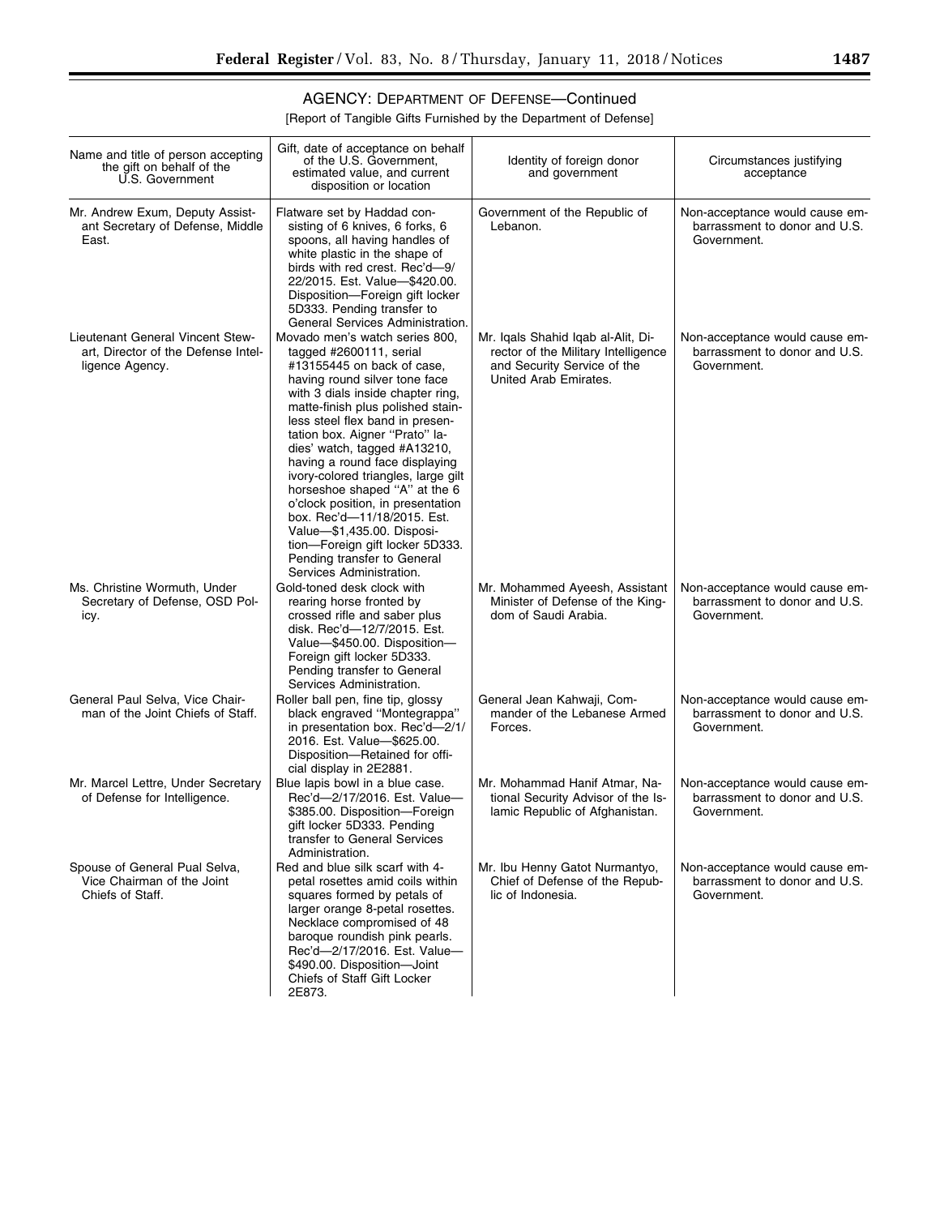## AGENCY: DEPARTMENT OF DEFENSE—Continued

[Report of Tangible Gifts Furnished by the Department of Defense]

| Name and title of person accepting the gift on behalf of the U.S. Government | Gift, date of acceptance on behalf of the U.S. Government, estimated value, and current disposition or location | Identity of foreign donor and government | Circumstances justifying acceptance |
| --- | --- | --- | --- |
| Mr. Andrew Exum, Deputy Assistant Secretary of Defense, Middle East. | Flatware set by Haddad consisting of 6 knives, 6 forks, 6 spoons, all having handles of white plastic in the shape of birds with red crest. Rec'd—9/22/2015. Est. Value—$420.00. Disposition—Foreign gift locker 5D333. Pending transfer to General Services Administration. | Government of the Republic of Lebanon. | Non-acceptance would cause embarrassment to donor and U.S. Government. |
| Lieutenant General Vincent Stewart, Director of the Defense Intelligence Agency. | Movado men's watch series 800, tagged #2600111, serial #13155445 on back of case, having round silver tone face with 3 dials inside chapter ring, matte-finish plus polished stainless steel flex band in presentation box. Aigner "Prato" ladies' watch, tagged #A13210, having a round face displaying ivory-colored triangles, large gilt horseshoe shaped "A" at the 6 o'clock position, in presentation box. Rec'd—11/18/2015. Est. Value—$1,435.00. Disposition—Foreign gift locker 5D333. Pending transfer to General Services Administration. | Mr. Iqals Shahid Iqab al-Alit, Director of the Military Intelligence and Security Service of the United Arab Emirates. | Non-acceptance would cause embarrassment to donor and U.S. Government. |
| Ms. Christine Wormuth, Under Secretary of Defense, OSD Policy. | Gold-toned desk clock with rearing horse fronted by crossed rifle and saber plus disk. Rec'd—12/7/2015. Est. Value—$450.00. Disposition—Foreign gift locker 5D333. Pending transfer to General Services Administration. | Mr. Mohammed Ayeesh, Assistant Minister of Defense of the Kingdom of Saudi Arabia. | Non-acceptance would cause embarrassment to donor and U.S. Government. |
| General Paul Selva, Vice Chairman of the Joint Chiefs of Staff. | Roller ball pen, fine tip, glossy black engraved "Montegrappa" in presentation box. Rec'd—2/1/2016. Est. Value—$625.00. Disposition—Retained for official display in 2E2881. | General Jean Kahwaji, Commander of the Lebanese Armed Forces. | Non-acceptance would cause embarrassment to donor and U.S. Government. |
| Mr. Marcel Lettre, Under Secretary of Defense for Intelligence. | Blue lapis bowl in a blue case. Rec'd—2/17/2016. Est. Value—$385.00. Disposition—Foreign gift locker 5D333. Pending transfer to General Services Administration. | Mr. Mohammad Hanif Atmar, National Security Advisor of the Islamic Republic of Afghanistan. | Non-acceptance would cause embarrassment to donor and U.S. Government. |
| Spouse of General Pual Selva, Vice Chairman of the Joint Chiefs of Staff. | Red and blue silk scarf with 4-petal rosettes amid coils within squares formed by petals of larger orange 8-petal rosettes. Necklace compromised of 48 baroque roundish pink pearls. Rec'd—2/17/2016. Est. Value—$490.00. Disposition—Joint Chiefs of Staff Gift Locker 2E873. | Mr. Ibu Henny Gatot Nurmantyo, Chief of Defense of the Republic of Indonesia. | Non-acceptance would cause embarrassment to donor and U.S. Government. |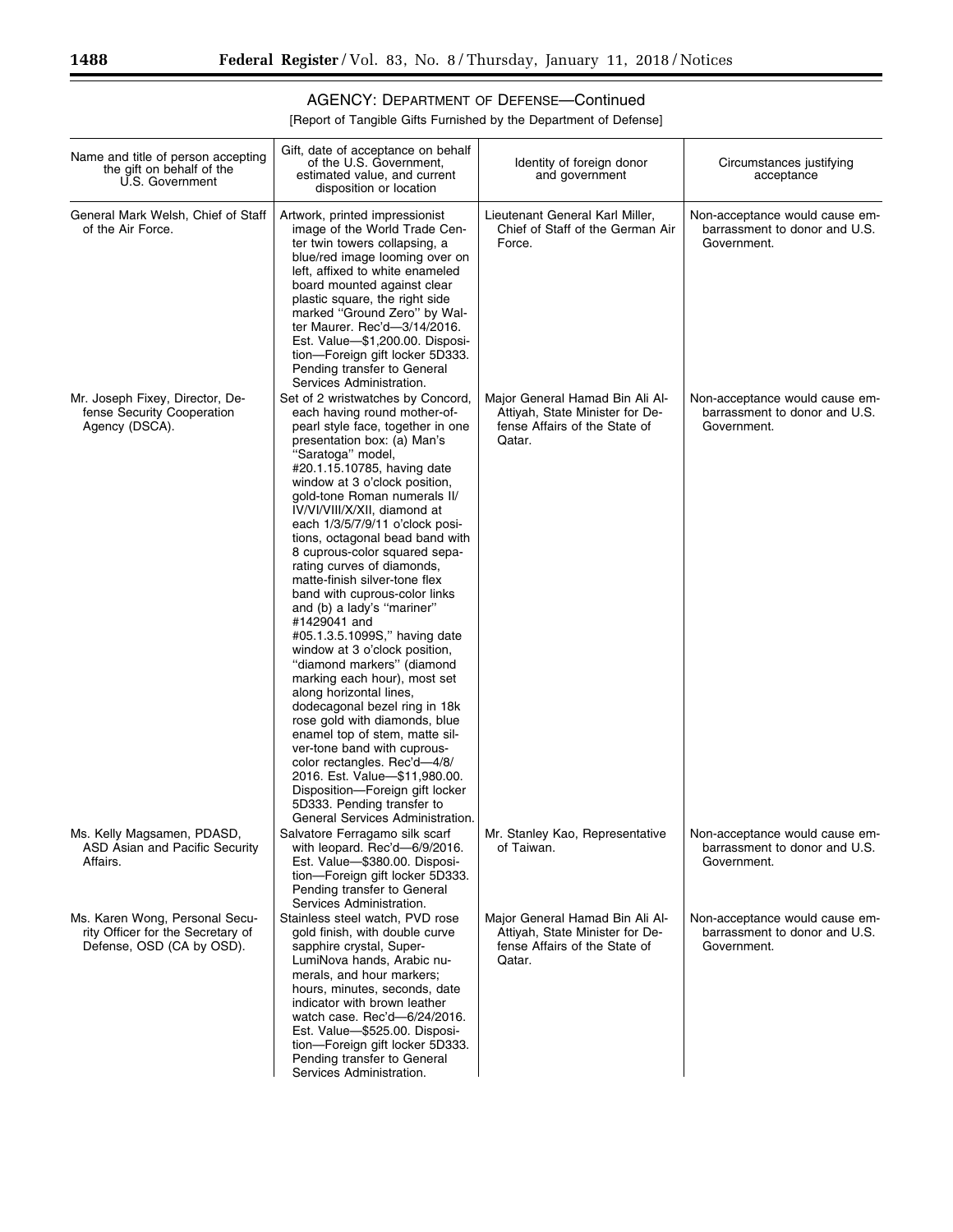## AGENCY: DEPARTMENT OF DEFENSE—Continued

[Report of Tangible Gifts Furnished by the Department of Defense]

| Name and title of person accepting the gift on behalf of the U.S. Government | Gift, date of acceptance on behalf of the U.S. Government, estimated value, and current disposition or location | Identity of foreign donor and government | Circumstances justifying acceptance |
|---|---|---|---|
| General Mark Welsh, Chief of Staff of the Air Force. | Artwork, printed impressionist image of the World Trade Center twin towers collapsing, a blue/red image looming over on left, affixed to white enameled board mounted against clear plastic square, the right side marked "Ground Zero" by Walter Maurer. Rec'd—3/14/2016. Est. Value—$1,200.00. Disposition—Foreign gift locker 5D333. Pending transfer to General Services Administration. | Lieutenant General Karl Miller, Chief of Staff of the German Air Force. | Non-acceptance would cause embarrassment to donor and U.S. Government. |
| Mr. Joseph Fixey, Director, Defense Security Cooperation Agency (DSCA). | Set of 2 wristwatches by Concord, each having round mother-of-pearl style face, together in one presentation box: (a) Man's "Saratoga" model, #20.1.15.10785, having date window at 3 o'clock position, gold-tone Roman numerals II/IV/VI/VIII/X/XII, diamond at each 1/3/5/7/9/11 o'clock positions, octagonal bead band with 8 cuprous-color squared separating curves of diamonds, matte-finish silver-tone flex band with cuprous-color links and (b) a lady's "mariner" #1429041 and #05.1.3.5.1099S," having date window at 3 o'clock position, "diamond markers" (diamond marking each hour), most set along horizontal lines, dodecagonal bezel ring in 18k rose gold with diamonds, blue enamel top of stem, matte silver-tone band with cuprous-color rectangles. Rec'd—4/8/2016. Est. Value—$11,980.00. Disposition—Foreign gift locker 5D333. Pending transfer to General Services Administration. | Major General Hamad Bin Ali Al-Attiyah, State Minister for Defense Affairs of the State of Qatar. | Non-acceptance would cause embarrassment to donor and U.S. Government. |
| Ms. Kelly Magsamen, PDASD, ASD Asian and Pacific Security Affairs. | Salvatore Ferragamo silk scarf with leopard. Rec'd—6/9/2016. Est. Value—$380.00. Disposition—Foreign gift locker 5D333. Pending transfer to General Services Administration. | Mr. Stanley Kao, Representative of Taiwan. | Non-acceptance would cause embarrassment to donor and U.S. Government. |
| Ms. Karen Wong, Personal Security Officer for the Secretary of Defense, OSD (CA by OSD). | Stainless steel watch, PVD rose gold finish, with double curve sapphire crystal, Super-LumiNova hands, Arabic numerals, and hour markers; hours, minutes, seconds, date indicator with brown leather watch case. Rec'd—6/24/2016. Est. Value—$525.00. Disposition—Foreign gift locker 5D333. Pending transfer to General Services Administration. | Major General Hamad Bin Ali Al-Attiyah, State Minister for Defense Affairs of the State of Qatar. | Non-acceptance would cause embarrassment to donor and U.S. Government. |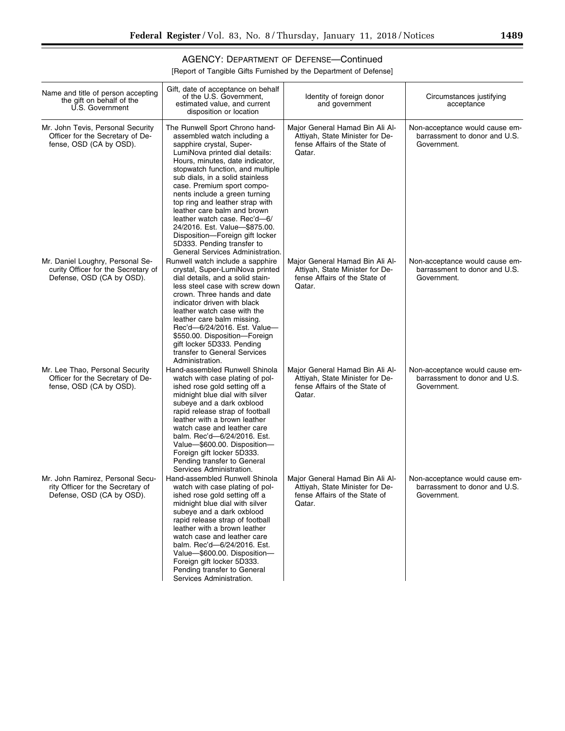## AGENCY: DEPARTMENT OF DEFENSE—Continued

[Report of Tangible Gifts Furnished by the Department of Defense]

| Name and title of person accepting the gift on behalf of the U.S. Government | Gift, date of acceptance on behalf of the U.S. Government, estimated value, and current disposition or location | Identity of foreign donor and government | Circumstances justifying acceptance |
|---|---|---|---|
| Mr. John Tevis, Personal Security Officer for the Secretary of Defense, OSD (CA by OSD). | The Runwell Sport Chrono hand-assembled watch including a sapphire crystal, Super-LumiNova printed dial details: Hours, minutes, date indicator, stopwatch function, and multiple sub dials, in a solid stainless case. Premium sport components include a green turning top ring and leather strap with leather care balm and brown leather watch case. Rec'd—6/24/2016. Est. Value—$875.00. Disposition—Foreign gift locker 5D333. Pending transfer to General Services Administration. | Major General Hamad Bin Ali Al-Attiyah, State Minister for Defense Affairs of the State of Qatar. | Non-acceptance would cause embarrassment to donor and U.S. Government. |
| Mr. Daniel Loughry, Personal Security Officer for the Secretary of Defense, OSD (CA by OSD). | Runwell watch include a sapphire crystal, Super-LumiNova printed dial details, and a solid stainless steel case with screw down crown. Three hands and date indicator driven with black leather watch case with the leather care balm missing. Rec'd—6/24/2016. Est. Value—$550.00. Disposition—Foreign gift locker 5D333. Pending transfer to General Services Administration. | Major General Hamad Bin Ali Al-Attiyah, State Minister for Defense Affairs of the State of Qatar. | Non-acceptance would cause embarrassment to donor and U.S. Government. |
| Mr. Lee Thao, Personal Security Officer for the Secretary of Defense, OSD (CA by OSD). | Hand-assembled Runwell Shinola watch with case plating of polished rose gold setting off a midnight blue dial with silver subeye and a dark oxblood rapid release strap of football leather with a brown leather watch case and leather care balm. Rec'd—6/24/2016. Est. Value—$600.00. Disposition—Foreign gift locker 5D333. Pending transfer to General Services Administration. | Major General Hamad Bin Ali Al-Attiyah, State Minister for Defense Affairs of the State of Qatar. | Non-acceptance would cause embarrassment to donor and U.S. Government. |
| Mr. John Ramirez, Personal Security Officer for the Secretary of Defense, OSD (CA by OSD). | Hand-assembled Runwell Shinola watch with case plating of polished rose gold setting off a midnight blue dial with silver subeye and a dark oxblood rapid release strap of football leather with a brown leather watch case and leather care balm. Rec'd—6/24/2016. Est. Value—$600.00. Disposition—Foreign gift locker 5D333. Pending transfer to General Services Administration. | Major General Hamad Bin Ali Al-Attiyah, State Minister for Defense Affairs of the State of Qatar. | Non-acceptance would cause embarrassment to donor and U.S. Government. |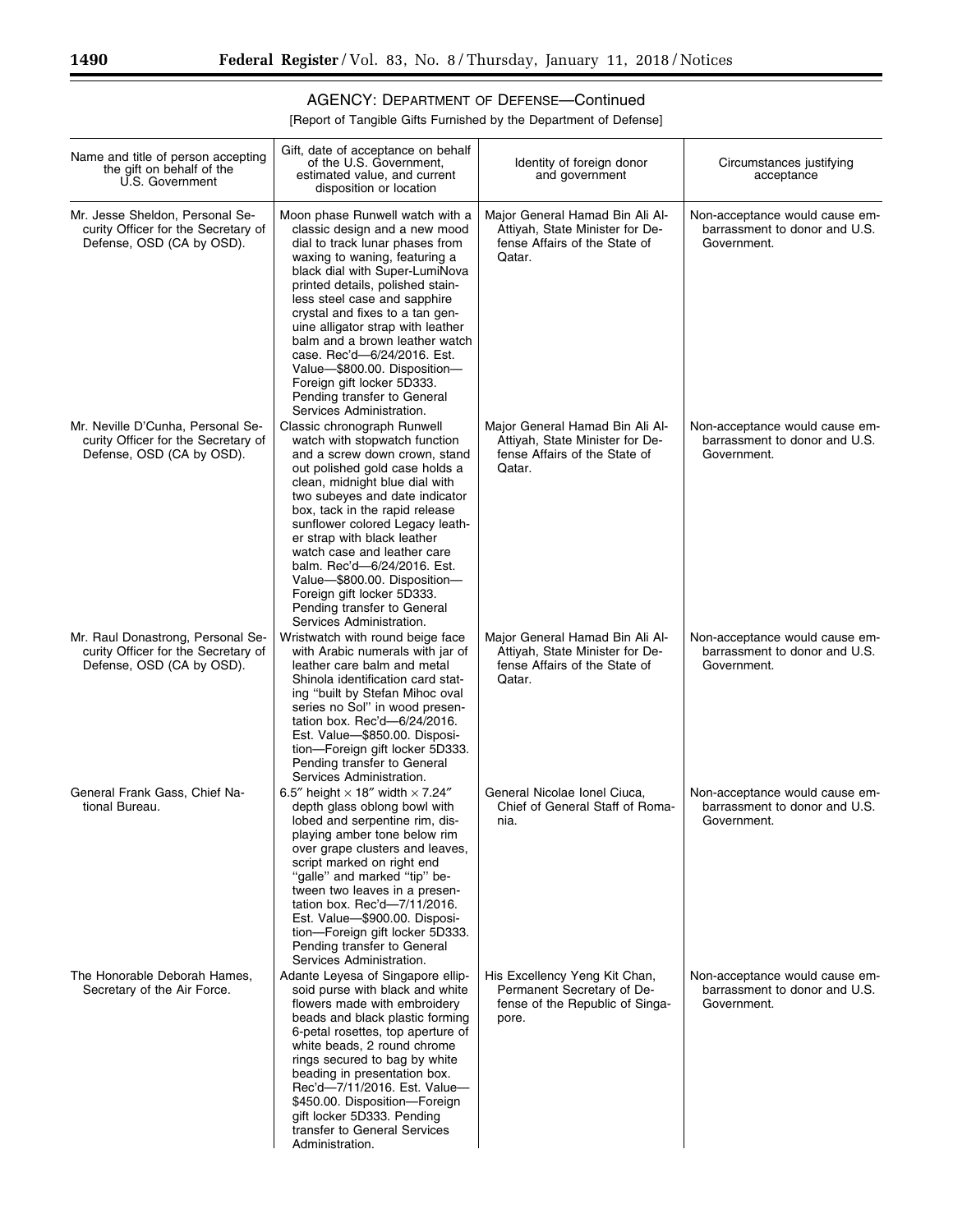## AGENCY: DEPARTMENT OF DEFENSE—Continued

[Report of Tangible Gifts Furnished by the Department of Defense]

| Name and title of person accepting the gift on behalf of the U.S. Government | Gift, date of acceptance on behalf of the U.S. Government, estimated value, and current disposition or location | Identity of foreign donor and government | Circumstances justifying acceptance |
|---|---|---|---|
| Mr. Jesse Sheldon, Personal Security Officer for the Secretary of Defense, OSD (CA by OSD). | Moon phase Runwell watch with a classic design and a new mood dial to track lunar phases from waxing to waning, featuring a black dial with Super-LumiNova printed details, polished stainless steel case and sapphire crystal and fixes to a tan genuine alligator strap with leather balm and a brown leather watch case. Rec'd—6/24/2016. Est. Value—$800.00. Disposition—Foreign gift locker 5D333. Pending transfer to General Services Administration. | Major General Hamad Bin Ali Al-Attiyah, State Minister for Defense Affairs of the State of Qatar. | Non-acceptance would cause embarrassment to donor and U.S. Government. |
| Mr. Neville D'Cunha, Personal Security Officer for the Secretary of Defense, OSD (CA by OSD). | Classic chronograph Runwell watch with stopwatch function and a screw down crown, stand out polished gold case holds a clean, midnight blue dial with two subeyes and date indicator box, tack in the rapid release sunflower colored Legacy leather strap with black leather watch case and leather care balm. Rec'd—6/24/2016. Est. Value—$800.00. Disposition—Foreign gift locker 5D333. Pending transfer to General Services Administration. | Major General Hamad Bin Ali Al-Attiyah, State Minister for Defense Affairs of the State of Qatar. | Non-acceptance would cause embarrassment to donor and U.S. Government. |
| Mr. Raul Donastrong, Personal Security Officer for the Secretary of Defense, OSD (CA by OSD). | Wristwatch with round beige face with Arabic numerals with jar of leather care balm and metal Shinola identification card stating ''built by Stefan Mihoc oval series no Sol'' in wood presentation box. Rec'd—6/24/2016. Est. Value—$850.00. Disposition—Foreign gift locker 5D333. Pending transfer to General Services Administration. | Major General Hamad Bin Ali Al-Attiyah, State Minister for Defense Affairs of the State of Qatar. | Non-acceptance would cause embarrassment to donor and U.S. Government. |
| General Frank Gass, Chief National Bureau. | 6.5″ height × 18″ width × 7.24″ depth glass oblong bowl with lobed and serpentine rim, displaying amber tone below rim over grape clusters and leaves, script marked on right end ''galle'' and marked ''tip'' between two leaves in a presentation box. Rec'd—7/11/2016. Est. Value—$900.00. Disposition—Foreign gift locker 5D333. Pending transfer to General Services Administration. | General Nicolae Ionel Ciuca, Chief of General Staff of Romania. | Non-acceptance would cause embarrassment to donor and U.S. Government. |
| The Honorable Deborah Hames, Secretary of the Air Force. | Adante Leyesa of Singapore ellipsoid purse with black and white flowers made with embroidery beads and black plastic forming 6-petal rosettes, top aperture of white beads, 2 round chrome rings secured to bag by white beading in presentation box. Rec'd—7/11/2016. Est. Value—$450.00. Disposition—Foreign gift locker 5D333. Pending transfer to General Services Administration. | His Excellency Yeng Kit Chan, Permanent Secretary of Defense of the Republic of Singapore. | Non-acceptance would cause embarrassment to donor and U.S. Government. |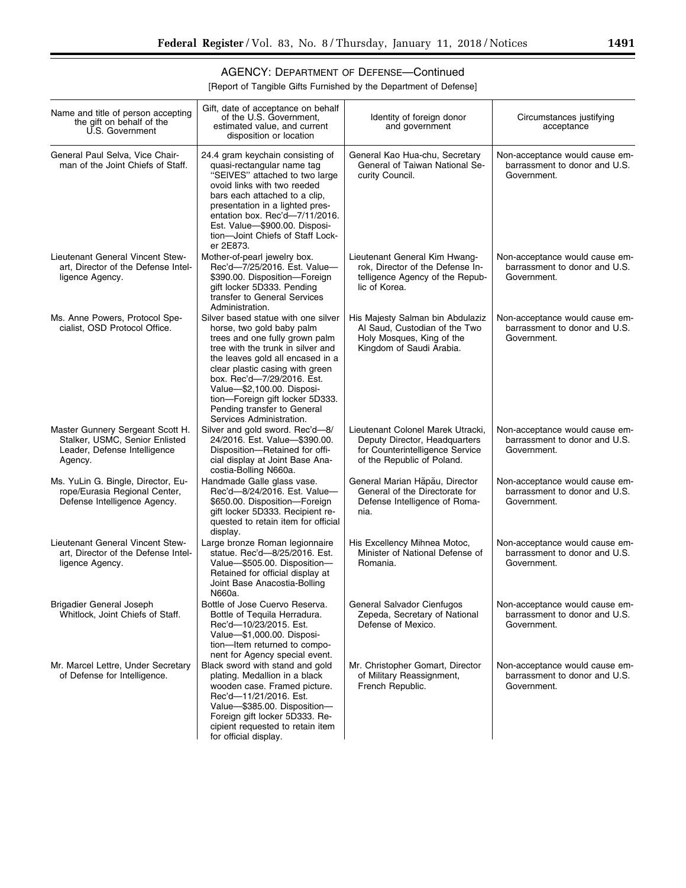## AGENCY: DEPARTMENT OF DEFENSE—Continued

[Report of Tangible Gifts Furnished by the Department of Defense]

| Name and title of person accepting the gift on behalf of the U.S. Government | Gift, date of acceptance on behalf of the U.S. Government, estimated value, and current disposition or location | Identity of foreign donor and government | Circumstances justifying acceptance |
| --- | --- | --- | --- |
| General Paul Selva, Vice Chairman of the Joint Chiefs of Staff. | 24.4 gram keychain consisting of quasi-rectangular name tag "SEIVES" attached to two large ovoid links with two reeded bars each attached to a clip, presentation in a lighted presentation box. Rec'd—7/11/2016. Est. Value—$900.00. Disposition—Joint Chiefs of Staff Locker 2E873. | General Kao Hua-chu, Secretary General of Taiwan National Security Council. | Non-acceptance would cause embarrassment to donor and U.S. Government. |
| Lieutenant General Vincent Stewart, Director of the Defense Intelligence Agency. | Mother-of-pearl jewelry box. Rec'd—7/25/2016. Est. Value—$390.00. Disposition—Foreign gift locker 5D333. Pending transfer to General Services Administration. | Lieutenant General Kim Hwang-rok, Director of the Defense Intelligence Agency of the Republic of Korea. | Non-acceptance would cause embarrassment to donor and U.S. Government. |
| Ms. Anne Powers, Protocol Specialist, OSD Protocol Office. | Silver based statue with one silver horse, two gold baby palm trees and one fully grown palm tree with the trunk in silver and the leaves gold all encased in a clear plastic casing with green box. Rec'd—7/29/2016. Est. Value—$2,100.00. Disposition—Foreign gift locker 5D333. Pending transfer to General Services Administration. | His Majesty Salman bin Abdulaziz Al Saud, Custodian of the Two Holy Mosques, King of the Kingdom of Saudi Arabia. | Non-acceptance would cause embarrassment to donor and U.S. Government. |
| Master Gunnery Sergeant Scott H. Stalker, USMC, Senior Enlisted Leader, Defense Intelligence Agency. | Silver and gold sword. Rec'd—8/24/2016. Est. Value—$390.00. Disposition—Retained for official display at Joint Base Anacostia-Bolling N660a. | Lieutenant Colonel Marek Utracki, Deputy Director, Headquarters for Counterintelligence Service of the Republic of Poland. | Non-acceptance would cause embarrassment to donor and U.S. Government. |
| Ms. YuLin G. Bingle, Director, Europe/Eurasia Regional Center, Defense Intelligence Agency. | Handmade Galle glass vase. Rec'd—8/24/2016. Est. Value—$650.00. Disposition—Foreign gift locker 5D333. Recipient requested to retain item for official display. | General Marian Hăpău, Director General of the Directorate for Defense Intelligence of Romania. | Non-acceptance would cause embarrassment to donor and U.S. Government. |
| Lieutenant General Vincent Stewart, Director of the Defense Intelligence Agency. | Large bronze Roman legionnaire statue. Rec'd—8/25/2016. Est. Value—$505.00. Disposition—Retained for official display at Joint Base Anacostia-Bolling N660a. | His Excellency Mihnea Motoc, Minister of National Defense of Romania. | Non-acceptance would cause embarrassment to donor and U.S. Government. |
| Brigadier General Joseph Whitlock, Joint Chiefs of Staff. | Bottle of Jose Cuervo Reserva. Bottle of Tequila Herradura. Rec'd—10/23/2015. Est. Value—$1,000.00. Disposition—Item returned to component for Agency special event. | General Salvador Cienfugos Zepeda, Secretary of National Defense of Mexico. | Non-acceptance would cause embarrassment to donor and U.S. Government. |
| Mr. Marcel Lettre, Under Secretary of Defense for Intelligence. | Black sword with stand and gold plating. Medallion in a black wooden case. Framed picture. Rec'd—11/21/2016. Est. Value—$385.00. Disposition—Foreign gift locker 5D333. Recipient requested to retain item for official display. | Mr. Christopher Gomart, Director of Military Reassignment, French Republic. | Non-acceptance would cause embarrassment to donor and U.S. Government. |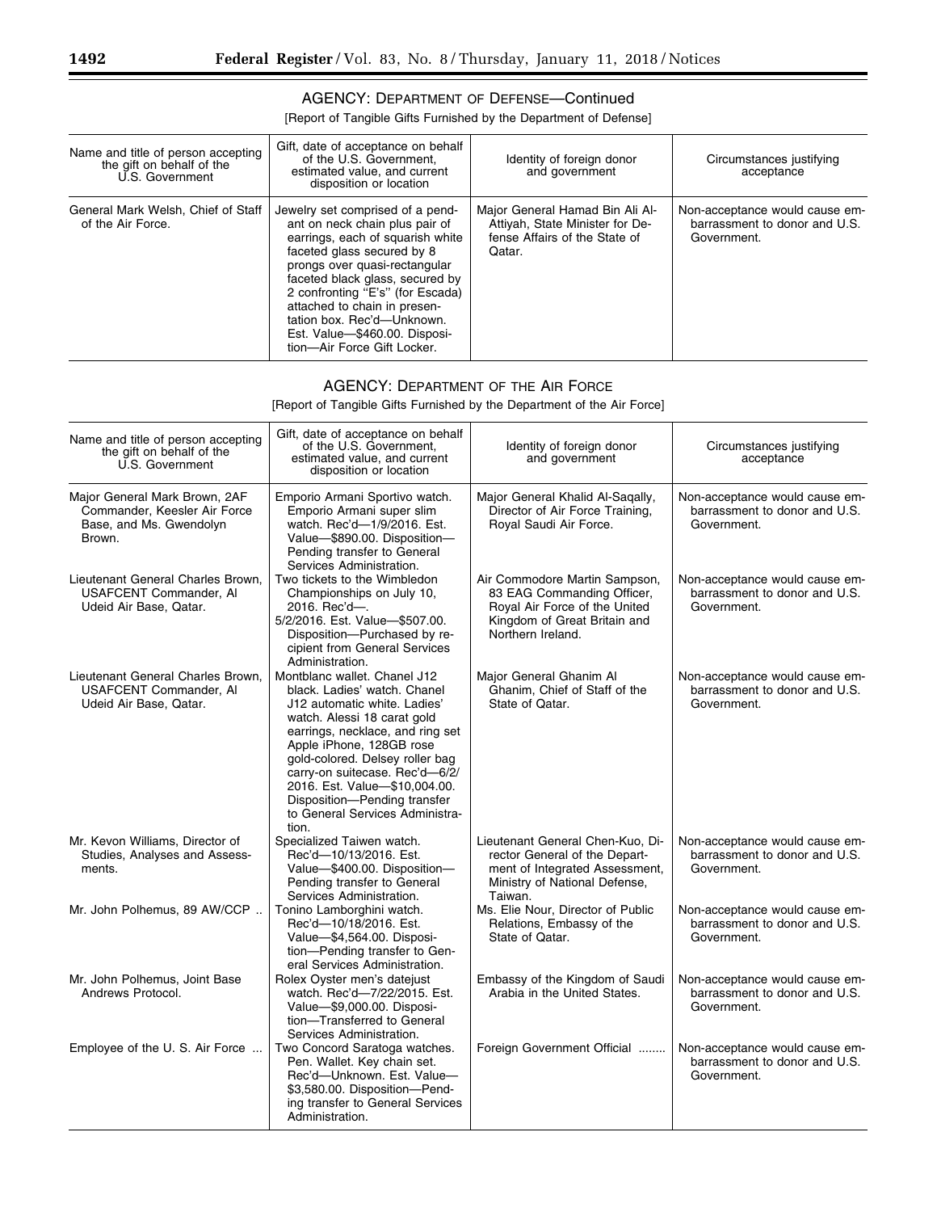## AGENCY: DEPARTMENT OF DEFENSE—Continued

[Report of Tangible Gifts Furnished by the Department of Defense]

| Name and title of person accepting the gift on behalf of the U.S. Government | Gift, date of acceptance on behalf of the U.S. Government, estimated value, and current disposition or location | Identity of foreign donor and government | Circumstances justifying acceptance |
|---|---|---|---|
| General Mark Welsh, Chief of Staff of the Air Force. | Jewelry set comprised of a pendant on neck chain plus pair of earrings, each of squarish white faceted glass secured by 8 prongs over quasi-rectangular faceted black glass, secured by 2 confronting "E's" (for Escada) attached to chain in presentation box. Rec'd—Unknown. Est. Value—$460.00. Disposition—Air Force Gift Locker. | Major General Hamad Bin Ali Al-Attiyah, State Minister for Defense Affairs of the State of Qatar. | Non-acceptance would cause embarrassment to donor and U.S. Government. |

## AGENCY: DEPARTMENT OF THE AIR FORCE

[Report of Tangible Gifts Furnished by the Department of the Air Force]

| Name and title of person accepting the gift on behalf of the U.S. Government | Gift, date of acceptance on behalf of the U.S. Government, estimated value, and current disposition or location | Identity of foreign donor and government | Circumstances justifying acceptance |
|---|---|---|---|
| Major General Mark Brown, 2AF Commander, Keesler Air Force Base, and Ms. Gwendolyn Brown. | Emporio Armani Sportivo watch. Emporio Armani super slim watch. Rec'd—1/9/2016. Est. Value—$890.00. Disposition—Pending transfer to General Services Administration. | Major General Khalid Al-Saqally, Director of Air Force Training, Royal Saudi Air Force. | Non-acceptance would cause embarrassment to donor and U.S. Government. |
| Lieutenant General Charles Brown, USAFCENT Commander, Al Udeid Air Base, Qatar. | Two tickets to the Wimbledon Championships on July 10, 2016. Rec'd—. 5/2/2016. Est. Value—$507.00. Disposition—Purchased by recipient from General Services Administration. | Air Commodore Martin Sampson, 83 EAG Commanding Officer, Royal Air Force of the United Kingdom of Great Britain and Northern Ireland. | Non-acceptance would cause embarrassment to donor and U.S. Government. |
| Lieutenant General Charles Brown, USAFCENT Commander, Al Udeid Air Base, Qatar. | Montblanc wallet. Chanel J12 black. Ladies' watch. Chanel J12 automatic white. Ladies' watch. Alessi 18 carat gold earrings, necklace, and ring set Apple iPhone, 128GB rose gold-colored. Delsey roller bag carry-on suitecase. Rec'd—6/2/2016. Est. Value—$10,004.00. Disposition—Pending transfer to General Services Administration. | Major General Ghanim Al Ghanim, Chief of Staff of the State of Qatar. | Non-acceptance would cause embarrassment to donor and U.S. Government. |
| Mr. Kevon Williams, Director of Studies, Analyses and Assessments. | Specialized Taiwen watch. Rec'd—10/13/2016. Est. Value—$400.00. Disposition—Pending transfer to General Services Administration. | Lieutenant General Chen-Kuo, Director General of the Department of Integrated Assessment, Ministry of National Defense, Taiwan. | Non-acceptance would cause embarrassment to donor and U.S. Government. |
| Mr. John Polhemus, 89 AW/CCP .. | Tonino Lamborghini watch. Rec'd—10/18/2016. Est. Value—$4,564.00. Disposition—Pending transfer to General Services Administration. | Ms. Elie Nour, Director of Public Relations, Embassy of the State of Qatar. | Non-acceptance would cause embarrassment to donor and U.S. Government. |
| Mr. John Polhemus, Joint Base Andrews Protocol. | Rolex Oyster men's datejust watch. Rec'd—7/22/2015. Est. Value—$9,000.00. Disposition—Transferred to General Services Administration. | Embassy of the Kingdom of Saudi Arabia in the United States. | Non-acceptance would cause embarrassment to donor and U.S. Government. |
| Employee of the U. S. Air Force ... | Two Concord Saratoga watches. Pen. Wallet. Key chain set. Rec'd—Unknown. Est. Value—$3,580.00. Disposition—Pending transfer to General Services Administration. | Foreign Government Official ........ | Non-acceptance would cause embarrassment to donor and U.S. Government. |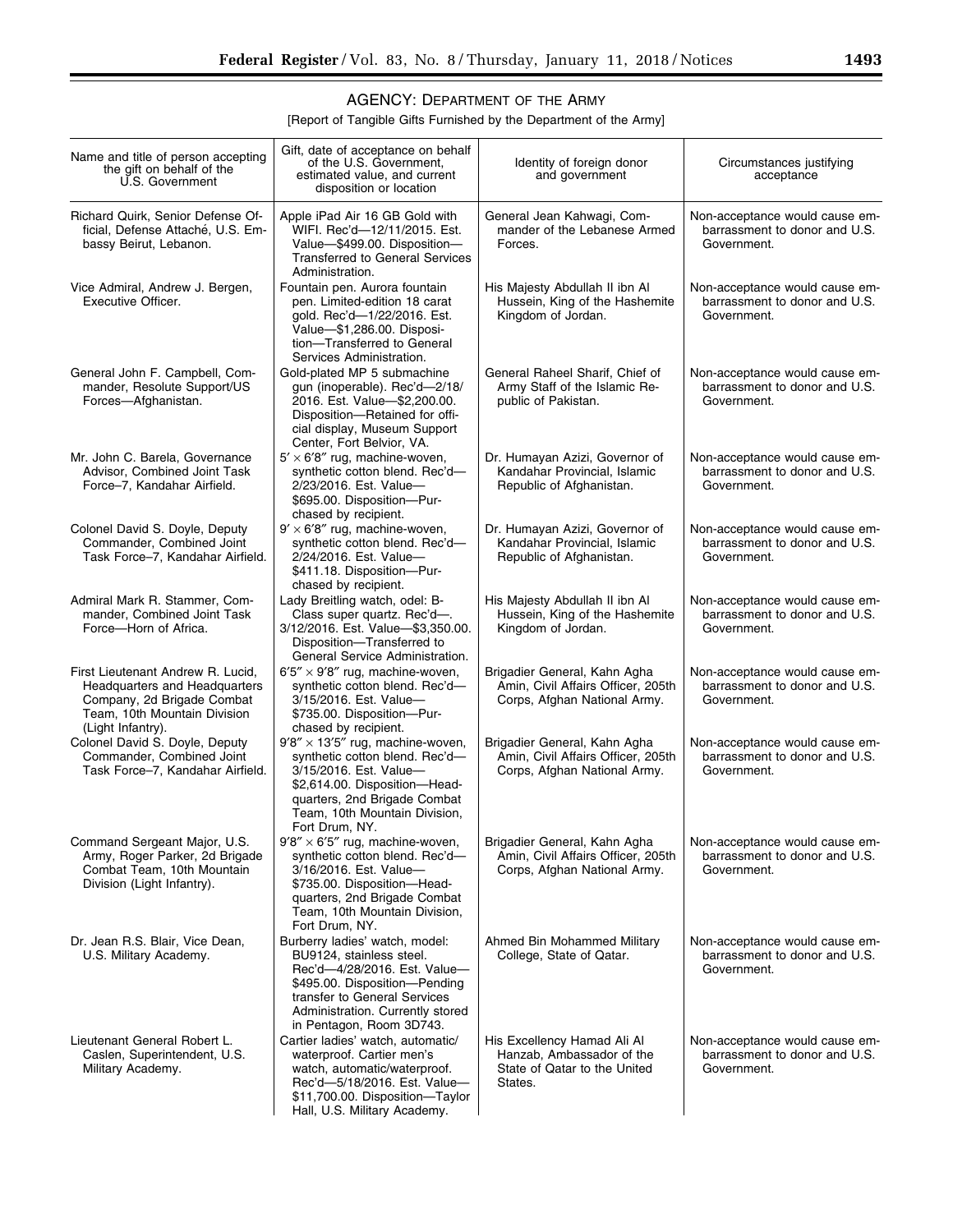## AGENCY: DEPARTMENT OF THE ARMY

[Report of Tangible Gifts Furnished by the Department of the Army]

| Name and title of person accepting the gift on behalf of the U.S. Government | Gift, date of acceptance on behalf of the U.S. Government, estimated value, and current disposition or location | Identity of foreign donor and government | Circumstances justifying acceptance |
|---|---|---|---|
| Richard Quirk, Senior Defense Official, Defense Attaché, U.S. Embassy Beirut, Lebanon. | Apple iPad Air 16 GB Gold with WIFI. Rec'd—12/11/2015. Est. Value—$499.00. Disposition—Transferred to General Services Administration. | General Jean Kahwagi, Commander of the Lebanese Armed Forces. | Non-acceptance would cause embarrassment to donor and U.S. Government. |
| Vice Admiral, Andrew J. Bergen, Executive Officer. | Fountain pen. Aurora fountain pen. Limited-edition 18 carat gold. Rec'd—1/22/2016. Est. Value—$1,286.00. Disposition—Transferred to General Services Administration. | His Majesty Abdullah II ibn Al Hussein, King of the Hashemite Kingdom of Jordan. | Non-acceptance would cause embarrassment to donor and U.S. Government. |
| General John F. Campbell, Commander, Resolute Support/US Forces—Afghanistan. | Gold-plated MP 5 submachine gun (inoperable). Rec'd—2/18/2016. Est. Value—$2,200.00. Disposition—Retained for official display, Museum Support Center, Fort Belvior, VA. | General Raheel Sharif, Chief of Army Staff of the Islamic Republic of Pakistan. | Non-acceptance would cause embarrassment to donor and U.S. Government. |
| Mr. John C. Barela, Governance Advisor, Combined Joint Task Force–7, Kandahar Airfield. | 5′ × 6′8″ rug, machine-woven, synthetic cotton blend. Rec'd—2/23/2016. Est. Value—$695.00. Disposition—Purchased by recipient. | Dr. Humayan Azizi, Governor of Kandahar Provincial, Islamic Republic of Afghanistan. | Non-acceptance would cause embarrassment to donor and U.S. Government. |
| Colonel David S. Doyle, Deputy Commander, Combined Joint Task Force–7, Kandahar Airfield. | 9′ × 6′8″ rug, machine-woven, synthetic cotton blend. Rec'd—2/24/2016. Est. Value—$411.18. Disposition—Purchased by recipient. | Dr. Humayan Azizi, Governor of Kandahar Provincial, Islamic Republic of Afghanistan. | Non-acceptance would cause embarrassment to donor and U.S. Government. |
| Admiral Mark R. Stammer, Commander, Combined Joint Task Force—Horn of Africa. | Lady Breitling watch, odel: B-Class super quartz. Rec'd—. 3/12/2016. Est. Value—$3,350.00. Disposition—Transferred to General Service Administration. | His Majesty Abdullah II ibn Al Hussein, King of the Hashemite Kingdom of Jordan. | Non-acceptance would cause embarrassment to donor and U.S. Government. |
| First Lieutenant Andrew R. Lucid, Headquarters and Headquarters Company, 2d Brigade Combat Team, 10th Mountain Division (Light Infantry). | 6′5″ × 9′8″ rug, machine-woven, synthetic cotton blend. Rec'd—3/15/2016. Est. Value—$735.00. Disposition—Purchased by recipient. | Brigadier General, Kahn Agha Amin, Civil Affairs Officer, 205th Corps, Afghan National Army. | Non-acceptance would cause embarrassment to donor and U.S. Government. |
| Colonel David S. Doyle, Deputy Commander, Combined Joint Task Force–7, Kandahar Airfield. | 9′8″ × 13′5″ rug, machine-woven, synthetic cotton blend. Rec'd—3/15/2016. Est. Value—$2,614.00. Disposition—Headquarters, 2nd Brigade Combat Team, 10th Mountain Division, Fort Drum, NY. | Brigadier General, Kahn Agha Amin, Civil Affairs Officer, 205th Corps, Afghan National Army. | Non-acceptance would cause embarrassment to donor and U.S. Government. |
| Command Sergeant Major, U.S. Army, Roger Parker, 2d Brigade Combat Team, 10th Mountain Division (Light Infantry). | 9′8″ × 6′5″ rug, machine-woven, synthetic cotton blend. Rec'd—3/16/2016. Est. Value—$735.00. Disposition—Headquarters, 2nd Brigade Combat Team, 10th Mountain Division, Fort Drum, NY. | Brigadier General, Kahn Agha Amin, Civil Affairs Officer, 205th Corps, Afghan National Army. | Non-acceptance would cause embarrassment to donor and U.S. Government. |
| Dr. Jean R.S. Blair, Vice Dean, U.S. Military Academy. | Burberry ladies' watch, model: BU9124, stainless steel. Rec'd—4/28/2016. Est. Value—$495.00. Disposition—Pending transfer to General Services Administration. Currently stored in Pentagon, Room 3D743. | Ahmed Bin Mohammed Military College, State of Qatar. | Non-acceptance would cause embarrassment to donor and U.S. Government. |
| Lieutenant General Robert L. Caslen, Superintendent, U.S. Military Academy. | Cartier ladies' watch, automatic/waterproof. Cartier men's watch, automatic/waterproof. Rec'd—5/18/2016. Est. Value—$11,700.00. Disposition—Taylor Hall, U.S. Military Academy. | His Excellency Hamad Ali Al Hanzab, Ambassador of the State of Qatar to the United States. | Non-acceptance would cause embarrassment to donor and U.S. Government. |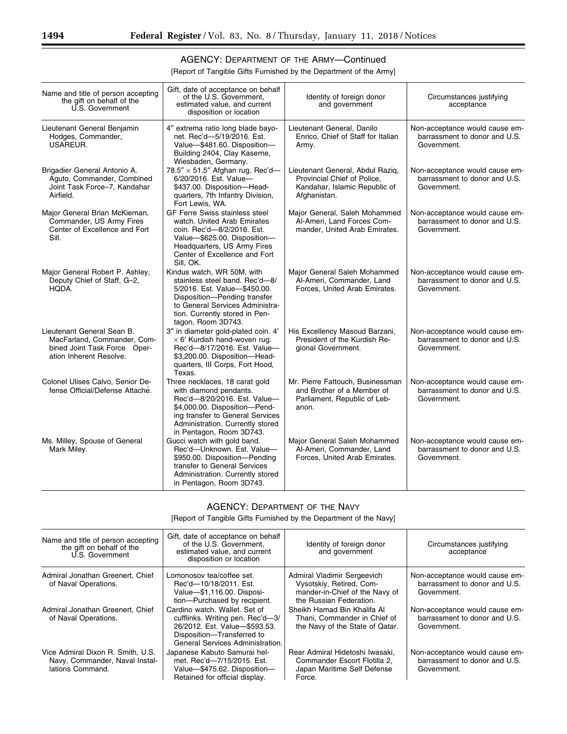## AGENCY: DEPARTMENT OF THE ARMY—Continued

[Report of Tangible Gifts Furnished by the Department of the Army]

| Name and title of person accepting the gift on behalf of the U.S. Government | Gift, date of acceptance on behalf of the U.S. Government, estimated value, and current disposition or location | Identity of foreign donor and government | Circumstances justifying acceptance |
| --- | --- | --- | --- |
| Lieutenant General Benjamin Hodges, Commander, USAREUR. | 4″ extrema ratio long blade bayonet. Rec'd—5/19/2016. Est. Value—$481.60. Disposition—Building 2404, Clay Kaserne, Wiesbaden, Germany. | Lieutenant General, Danilo Enrico, Chief of Staff for Italian Army. | Non-acceptance would cause embarrassment to donor and U.S. Government. |
| Brigadier General Antonio A. Aguto, Commander, Combined Joint Task Force–7, Kandahar Airfield. | 78.5″ × 51.5″ Afghan rug. Rec'd—6/20/2016. Est. Value—$437.00. Disposition—Headquarters, 7th Infantry Division, Fort Lewis, WA. | Lieutenant General, Abdul Raziq, Provincial Chief of Police, Kandahar, Islamic Republic of Afghanistan. | Non-acceptance would cause embarrassment to donor and U.S. Government. |
| Major General Brian McKiernan, Commander, US Army Fires Center of Excellence and Fort Sill. | GF Ferre Swiss stainless steel watch. United Arab Emirates coin. Rec'd—8/2/2016. Est. Value—$625.00. Disposition—Headquarters, US Army Fires Center of Excellence and Fort Sill, OK. | Major General, Saleh Mohammed Al-Ameri, Land Forces Commander, United Arab Emirates. | Non-acceptance would cause embarrassment to donor and U.S. Government. |
| Major General Robert P. Ashley, Deputy Chief of Staff, G–2, HQDA. | Kindus watch, WR 50M, with stainless steel band. Rec'd—8/5/2016. Est. Value—$450.00. Disposition—Pending transfer to General Services Administration. Currently stored in Pentagon, Room 3D743. | Major General Saleh Mohammed Al-Ameri, Commander, Land Forces, United Arab Emirates. | Non-acceptance would cause embarrassment to donor and U.S. Government. |
| Lieutenant General Sean B. MacFarland, Commander, Combined Joint Task Force Operation Inherent Resolve. | 3″ in diameter gold-plated coin. 4′ × 6′ Kurdish hand-woven rug. Rec'd—8/17/2016. Est. Value—$3,200.00. Disposition—Headquarters, III Corps, Fort Hood, Texas. | His Excellency Masoud Barzani, President of the Kurdish Regional Government. | Non-acceptance would cause embarrassment to donor and U.S. Government. |
| Colonel Ulises Calvo, Senior Defense Official/Defense Attaché. | Three necklaces, 18 carat gold with diamond pendants. Rec'd—8/20/2016. Est. Value—$4,000.00. Disposition—Pending transfer to General Services Administration. Currently stored in Pentagon, Room 3D743. | Mr. Pierre Fattouch, Businessman and Brother of a Member of Parliament, Republic of Lebanon. | Non-acceptance would cause embarrassment to donor and U.S. Government. |
| Ms. Milley, Spouse of General Mark Miley. | Gucci watch with gold band. Rec'd—Unknown. Est. Value—$950.00. Disposition—Pending transfer to General Services Administration. Currently stored in Pentagon, Room 3D743. | Major General Saleh Mohammed Al-Ameri, Commander, Land Forces, United Arab Emirates. | Non-acceptance would cause embarrassment to donor and U.S. Government. |

## AGENCY: DEPARTMENT OF THE NAVY

[Report of Tangible Gifts Furnished by the Department of the Navy]

| Name and title of person accepting the gift on behalf of the U.S. Government | Gift, date of acceptance on behalf of the U.S. Government, estimated value, and current disposition or location | Identity of foreign donor and government | Circumstances justifying acceptance |
| --- | --- | --- | --- |
| Admiral Jonathan Greenert, Chief of Naval Operations. | Lomonosov tea/coffee set. Rec'd—10/18/2011. Est. Value—$1,116.00. Disposition—Purchased by recipient. | Admiral Vladimir Sergeevich Vysotskiy, Retired, Commander-in-Chief of the Navy of the Russian Federation. | Non-acceptance would cause embarrassment to donor and U.S. Government. |
| Admiral Jonathan Greenert, Chief of Naval Operations. | Cardino watch. Wallet. Set of cufflinks. Writing pen. Rec'd—3/26/2012. Est. Value—$593.53. Disposition—Transferred to General Services Administration. | Sheikh Hamad Bin Khalifa Al Thani, Commander in Chief of the Navy of the State of Qatar. | Non-acceptance would cause embarrassment to donor and U.S. Government. |
| Vice Admiral Dixon R. Smith, U.S. Navy, Commander, Naval Installations Command. | Japanese Kabuto Samurai helmet. Rec'd—7/15/2015. Est. Value—$475.62. Disposition—Retained for official display. | Rear Admiral Hidetoshi Iwasaki, Commander Escort Flotilla 2, Japan Maritime Self Defense Force. | Non-acceptance would cause embarrassment to donor and U.S. Government. |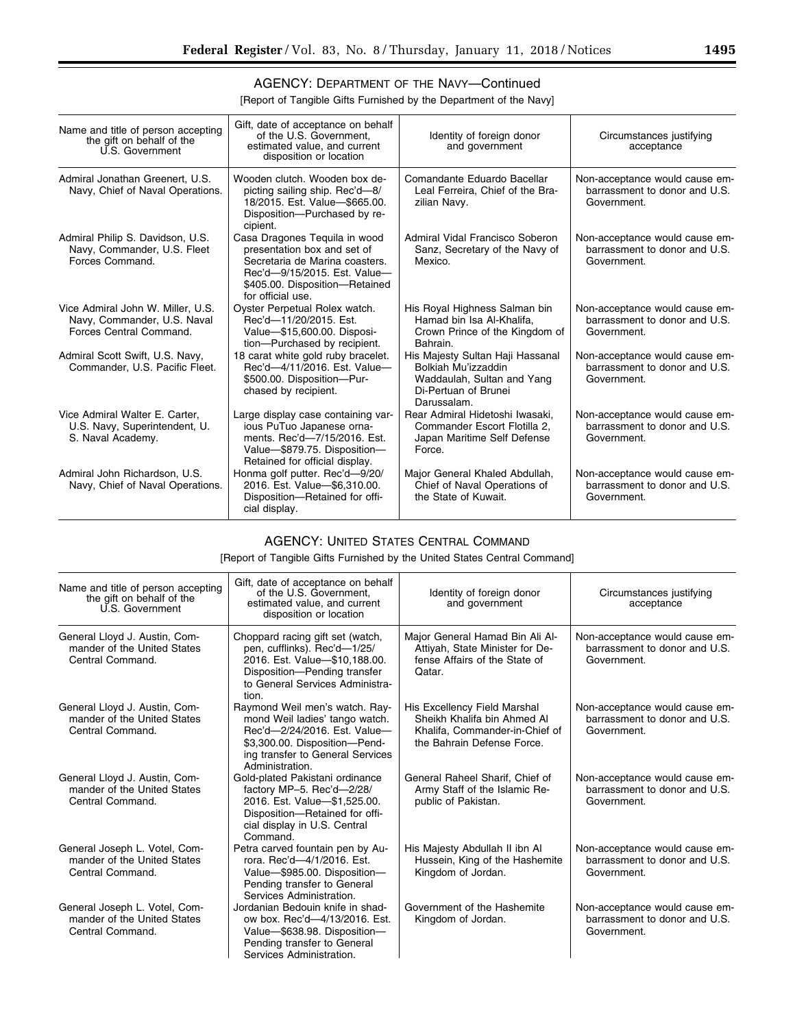## AGENCY: DEPARTMENT OF THE NAVY—Continued

[Report of Tangible Gifts Furnished by the Department of the Navy]

| Name and title of person accepting the gift on behalf of the U.S. Government | Gift, date of acceptance on behalf of the U.S. Government, estimated value, and current disposition or location | Identity of foreign donor and government | Circumstances justifying acceptance |
| --- | --- | --- | --- |
| Admiral Jonathan Greenert, U.S. Navy, Chief of Naval Operations. | Wooden clutch. Wooden box depicting sailing ship. Rec'd—8/18/2015. Est. Value—$665.00. Disposition—Purchased by recipient. | Comandante Eduardo Bacellar Leal Ferreira, Chief of the Brazilian Navy. | Non-acceptance would cause embarrassment to donor and U.S. Government. |
| Admiral Philip S. Davidson, U.S. Navy, Commander, U.S. Fleet Forces Command. | Casa Dragones Tequila in wood presentation box and set of Secretaria de Marina coasters. Rec'd—9/15/2015. Est. Value—$405.00. Disposition—Retained for official use. | Admiral Vidal Francisco Soberon Sanz, Secretary of the Navy of Mexico. | Non-acceptance would cause embarrassment to donor and U.S. Government. |
| Vice Admiral John W. Miller, U.S. Navy, Commander, U.S. Naval Forces Central Command. | Oyster Perpetual Rolex watch. Rec'd—11/20/2015. Est. Value—$15,600.00. Disposition—Purchased by recipient. | His Royal Highness Salman bin Hamad bin Isa Al-Khalifa, Crown Prince of the Kingdom of Bahrain. | Non-acceptance would cause embarrassment to donor and U.S. Government. |
| Admiral Scott Swift, U.S. Navy, Commander, U.S. Pacific Fleet. | 18 carat white gold ruby bracelet. Rec'd—4/11/2016. Est. Value—$500.00. Disposition—Purchased by recipient. | His Majesty Sultan Haji Hassanal Bolkiah Mu'izzaddin Waddaulah, Sultan and Yang Di-Pertuan of Brunei Darussalam. | Non-acceptance would cause embarrassment to donor and U.S. Government. |
| Vice Admiral Walter E. Carter, U.S. Navy, Superintendent, U. S. Naval Academy. | Large display case containing various PuTuo Japanese ornaments. Rec'd—7/15/2016. Est. Value—$879.75. Disposition—Retained for official display. | Rear Admiral Hidetoshi Iwasaki, Commander Escort Flotilla 2, Japan Maritime Self Defense Force. | Non-acceptance would cause embarrassment to donor and U.S. Government. |
| Admiral John Richardson, U.S. Navy, Chief of Naval Operations. | Honma golf putter. Rec'd—9/20/2016. Est. Value—$6,310.00. Disposition—Retained for official display. | Major General Khaled Abdullah, Chief of Naval Operations of the State of Kuwait. | Non-acceptance would cause embarrassment to donor and U.S. Government. |

## AGENCY: UNITED STATES CENTRAL COMMAND

[Report of Tangible Gifts Furnished by the United States Central Command]

| Name and title of person accepting the gift on behalf of the U.S. Government | Gift, date of acceptance on behalf of the U.S. Government, estimated value, and current disposition or location | Identity of foreign donor and government | Circumstances justifying acceptance |
| --- | --- | --- | --- |
| General Lloyd J. Austin, Commander of the United States Central Command. | Choppard racing gift set (watch, pen, cufflinks). Rec'd—1/25/2016. Est. Value—$10,188.00. Disposition—Pending transfer to General Services Administration. | Major General Hamad Bin Ali Al-Attiyah, State Minister for Defense Affairs of the State of Qatar. | Non-acceptance would cause embarrassment to donor and U.S. Government. |
| General Lloyd J. Austin, Commander of the United States Central Command. | Raymond Weil men's watch. Raymond Weil ladies' tango watch. Rec'd—2/24/2016. Est. Value—$3,300.00. Disposition—Pending transfer to General Services Administration. | His Excellency Field Marshal Sheikh Khalifa bin Ahmed Al Khalifa, Commander-in-Chief of the Bahrain Defense Force. | Non-acceptance would cause embarrassment to donor and U.S. Government. |
| General Lloyd J. Austin, Commander of the United States Central Command. | Gold-plated Pakistani ordinance factory MP–5. Rec'd—2/28/2016. Est. Value—$1,525.00. Disposition—Retained for official display in U.S. Central Command. | General Raheel Sharif, Chief of Army Staff of the Islamic Republic of Pakistan. | Non-acceptance would cause embarrassment to donor and U.S. Government. |
| General Joseph L. Votel, Commander of the United States Central Command. | Petra carved fountain pen by Aurora. Rec'd—4/1/2016. Est. Value—$985.00. Disposition—Pending transfer to General Services Administration. | His Majesty Abdullah II ibn Al Hussein, King of the Hashemite Kingdom of Jordan. | Non-acceptance would cause embarrassment to donor and U.S. Government. |
| General Joseph L. Votel, Commander of the United States Central Command. | Jordanian Bedouin knife in shadow box. Rec'd—4/13/2016. Est. Value—$638.98. Disposition—Pending transfer to General Services Administration. | Government of the Hashemite Kingdom of Jordan. | Non-acceptance would cause embarrassment to donor and U.S. Government. |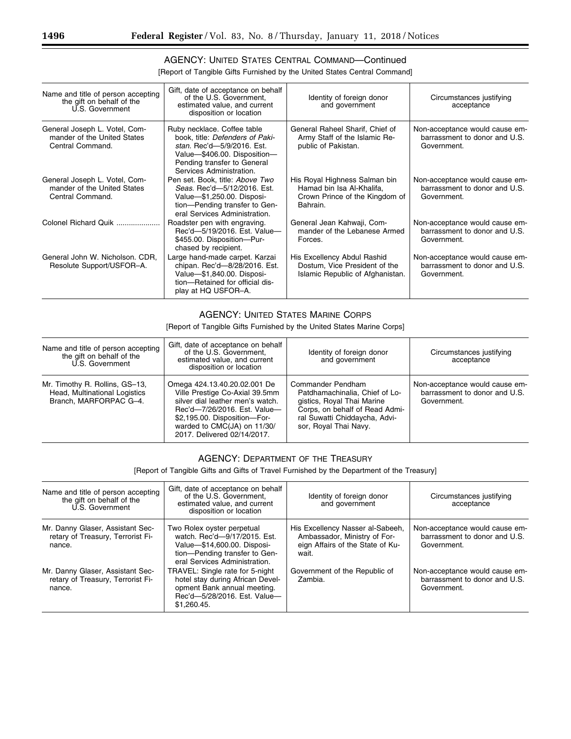## AGENCY: UNITED STATES CENTRAL COMMAND—Continued

[Report of Tangible Gifts Furnished by the United States Central Command]

| Name and title of person accepting the gift on behalf of the U.S. Government | Gift, date of acceptance on behalf of the U.S. Government, estimated value, and current disposition or location | Identity of foreign donor and government | Circumstances justifying acceptance |
|---|---|---|---|
| General Joseph L. Votel, Commander of the United States Central Command. | Ruby necklace. Coffee table book, title: *Defenders of Pakistan*. Rec'd—5/9/2016. Est. Value—$406.00. Disposition—Pending transfer to General Services Administration. | General Raheel Sharif, Chief of Army Staff of the Islamic Republic of Pakistan. | Non-acceptance would cause embarrassment to donor and U.S. Government. |
| General Joseph L. Votel, Commander of the United States Central Command. | Pen set. Book, title: *Above Two Seas*. Rec'd—5/12/2016. Est. Value—$1,250.00. Disposition—Pending transfer to General Services Administration. | His Royal Highness Salman bin Hamad bin Isa Al-Khalifa, Crown Prince of the Kingdom of Bahrain. | Non-acceptance would cause embarrassment to donor and U.S. Government. |
| Colonel Richard Quik | Roadster pen with engraving. Rec'd—5/19/2016. Est. Value—$455.00. Disposition—Purchased by recipient. | General Jean Kahwaji, Commander of the Lebanese Armed Forces. | Non-acceptance would cause embarrassment to donor and U.S. Government. |
| General John W. Nicholson. CDR, Resolute Support/USFOR–A. | Large hand-made carpet. Karzai chipan. Rec'd—8/28/2016. Est. Value—$1,840.00. Disposition—Retained for official display at HQ USFOR–A. | His Excellency Abdul Rashid Dostum, Vice President of the Islamic Republic of Afghanistan. | Non-acceptance would cause embarrassment to donor and U.S. Government. |

## AGENCY: UNITED STATES MARINE CORPS

[Report of Tangible Gifts Furnished by the United States Marine Corps]

| Name and title of person accepting the gift on behalf of the U.S. Government | Gift, date of acceptance on behalf of the U.S. Government, estimated value, and current disposition or location | Identity of foreign donor and government | Circumstances justifying acceptance |
|---|---|---|---|
| Mr. Timothy R. Rollins, GS–13, Head, Multinational Logistics Branch, MARFORPAC G–4. | Omega 424.13.40.20.02.001 De Ville Prestige Co-Axial 39.5mm silver dial leather men's watch. Rec'd—7/26/2016. Est. Value—$2,195.00. Disposition—Forwarded to CMC(JA) on 11/30/2017. Delivered 02/14/2017. | Commander Pendham Patdhamachinalia, Chief of Logistics, Royal Thai Marine Corps, on behalf of Read Admiral Suwatti Chiddaycha, Advisor, Royal Thai Navy. | Non-acceptance would cause embarrassment to donor and U.S. Government. |

## AGENCY: DEPARTMENT OF THE TREASURY

[Report of Tangible Gifts and Gifts of Travel Furnished by the Department of the Treasury]

| Name and title of person accepting the gift on behalf of the U.S. Government | Gift, date of acceptance on behalf of the U.S. Government, estimated value, and current disposition or location | Identity of foreign donor and government | Circumstances justifying acceptance |
|---|---|---|---|
| Mr. Danny Glaser, Assistant Secretary of Treasury, Terrorist Finance. | Two Rolex oyster perpetual watch. Rec'd—9/17/2015. Est. Value—$14,600.00. Disposition—Pending transfer to General Services Administration. | His Excellency Nasser al-Sabeeh, Ambassador, Ministry of Foreign Affairs of the State of Kuwait. | Non-acceptance would cause embarrassment to donor and U.S. Government. |
| Mr. Danny Glaser, Assistant Secretary of Treasury, Terrorist Finance. | TRAVEL: Single rate for 5-night hotel stay during African Development Bank annual meeting. Rec'd—5/28/2016. Est. Value—$1,260.45. | Government of the Republic of Zambia. | Non-acceptance would cause embarrassment to donor and U.S. Government. |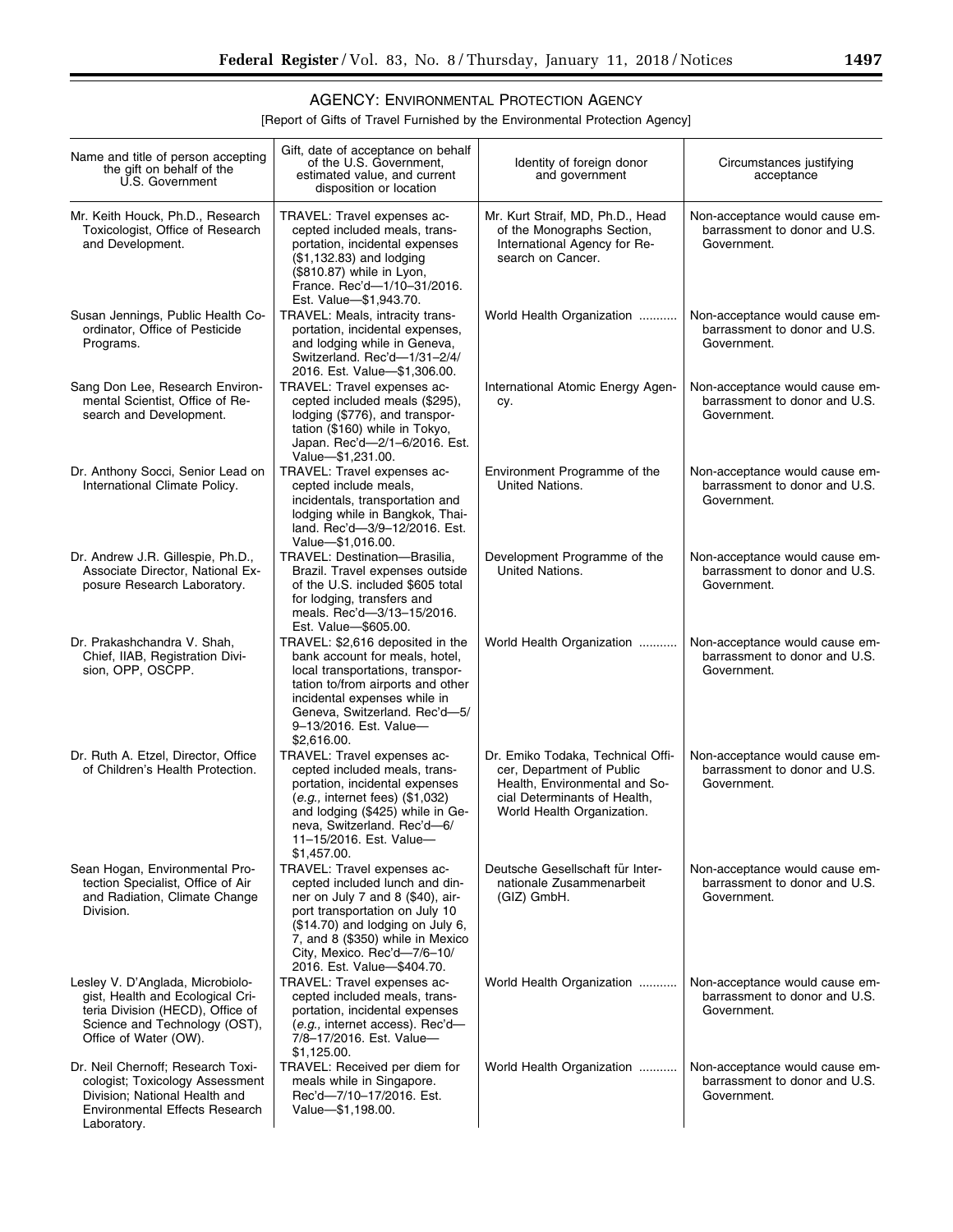## AGENCY: ENVIRONMENTAL PROTECTION AGENCY

[Report of Gifts of Travel Furnished by the Environmental Protection Agency]

| Name and title of person accepting the gift on behalf of the U.S. Government | Gift, date of acceptance on behalf of the U.S. Government, estimated value, and current disposition or location | Identity of foreign donor and government | Circumstances justifying acceptance |
|---|---|---|---|
| Mr. Keith Houck, Ph.D., Research Toxicologist, Office of Research and Development. | TRAVEL: Travel expenses accepted included meals, transportation, incidental expenses ($1,132.83) and lodging ($810.87) while in Lyon, France. Rec'd—1/10–31/2016. Est. Value—$1,943.70. | Mr. Kurt Straif, MD, Ph.D., Head of the Monographs Section, International Agency for Research on Cancer. | Non-acceptance would cause embarrassment to donor and U.S. Government. |
| Susan Jennings, Public Health Coordinator, Office of Pesticide Programs. | TRAVEL: Meals, intracity transportation, incidental expenses, and lodging while in Geneva, Switzerland. Rec'd—1/31–2/4/2016. Est. Value—$1,306.00. | World Health Organization | Non-acceptance would cause embarrassment to donor and U.S. Government. |
| Sang Don Lee, Research Environmental Scientist, Office of Research and Development. | TRAVEL: Travel expenses accepted included meals ($295), lodging ($776), and transportation ($160) while in Tokyo, Japan. Rec'd—2/1–6/2016. Est. Value—$1,231.00. | International Atomic Energy Agency. | Non-acceptance would cause embarrassment to donor and U.S. Government. |
| Dr. Anthony Socci, Senior Lead on International Climate Policy. | TRAVEL: Travel expenses accepted include meals, incidentals, transportation and lodging while in Bangkok, Thailand. Rec'd—3/9–12/2016. Est. Value—$1,016.00. | Environment Programme of the United Nations. | Non-acceptance would cause embarrassment to donor and U.S. Government. |
| Dr. Andrew J.R. Gillespie, Ph.D., Associate Director, National Exposure Research Laboratory. | TRAVEL: Destination—Brasilia, Brazil. Travel expenses outside of the U.S. included $605 total for lodging, transfers and meals. Rec'd—3/13–15/2016. Est. Value—$605.00. | Development Programme of the United Nations. | Non-acceptance would cause embarrassment to donor and U.S. Government. |
| Dr. Prakashchandra V. Shah, Chief, IIAB, Registration Division, OPP, OSCPP. | TRAVEL: $2,616 deposited in the bank account for meals, hotel, local transportations, transportation to/from airports and other incidental expenses while in Geneva, Switzerland. Rec'd—5/9–13/2016. Est. Value—$2,616.00. | World Health Organization | Non-acceptance would cause embarrassment to donor and U.S. Government. |
| Dr. Ruth A. Etzel, Director, Office of Children's Health Protection. | TRAVEL: Travel expenses accepted included meals, transportation, incidental expenses (*e.g.,* internet fees) ($1,032) and lodging ($425) while in Geneva, Switzerland. Rec'd—6/11–15/2016. Est. Value—$1,457.00. | Dr. Emiko Todaka, Technical Officer, Department of Public Health, Environmental and Social Determinants of Health, World Health Organization. | Non-acceptance would cause embarrassment to donor and U.S. Government. |
| Sean Hogan, Environmental Protection Specialist, Office of Air and Radiation, Climate Change Division. | TRAVEL: Travel expenses accepted included lunch and dinner on July 7 and 8 ($40), airport transportation on July 10 ($14.70) and lodging on July 6, 7, and 8 ($350) while in Mexico City, Mexico. Rec'd—7/6–10/2016. Est. Value—$404.70. | Deutsche Gesellschaft für Internationale Zusammenarbeit (GIZ) GmbH. | Non-acceptance would cause embarrassment to donor and U.S. Government. |
| Lesley V. D'Anglada, Microbiologist, Health and Ecological Criteria Division (HECD), Office of Science and Technology (OST), Office of Water (OW). | TRAVEL: Travel expenses accepted included meals, transportation, incidental expenses (*e.g.,* internet access). Rec'd—7/8–17/2016. Est. Value—$1,125.00. | World Health Organization | Non-acceptance would cause embarrassment to donor and U.S. Government. |
| Dr. Neil Chernoff; Research Toxicologist; Toxicology Assessment Division; National Health and Environmental Effects Research Laboratory. | TRAVEL: Received per diem for meals while in Singapore. Rec'd—7/10–17/2016. Est. Value—$1,198.00. | World Health Organization | Non-acceptance would cause embarrassment to donor and U.S. Government. |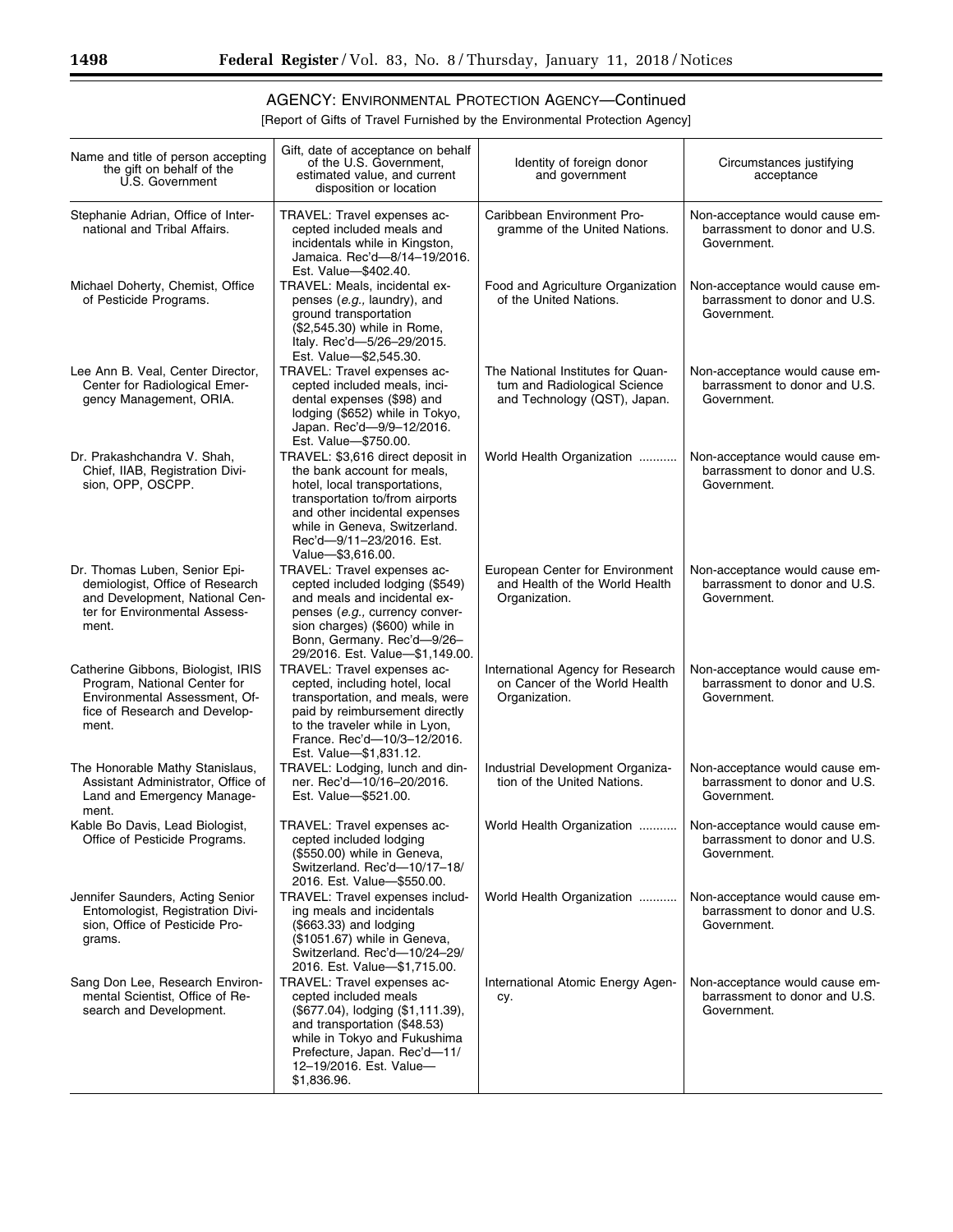## AGENCY: ENVIRONMENTAL PROTECTION AGENCY—Continued

[Report of Gifts of Travel Furnished by the Environmental Protection Agency]

| Name and title of person accepting the gift on behalf of the U.S. Government | Gift, date of acceptance on behalf of the U.S. Government, estimated value, and current disposition or location | Identity of foreign donor and government | Circumstances justifying acceptance |
|---|---|---|---|
| Stephanie Adrian, Office of International and Tribal Affairs. | TRAVEL: Travel expenses accepted included meals and incidentals while in Kingston, Jamaica. Rec'd—8/14–19/2016. Est. Value—$402.40. | Caribbean Environment Programme of the United Nations. | Non-acceptance would cause embarrassment to donor and U.S. Government. |
| Michael Doherty, Chemist, Office of Pesticide Programs. | TRAVEL: Meals, incidental expenses (*e.g.,* laundry), and ground transportation ($2,545.30) while in Rome, Italy. Rec'd—5/26–29/2015. Est. Value—$2,545.30. | Food and Agriculture Organization of the United Nations. | Non-acceptance would cause embarrassment to donor and U.S. Government. |
| Lee Ann B. Veal, Center Director, Center for Radiological Emergency Management, ORIA. | TRAVEL: Travel expenses accepted included meals, incidental expenses ($98) and lodging ($652) while in Tokyo, Japan. Rec'd—9/9–12/2016. Est. Value—$750.00. | The National Institutes for Quantum and Radiological Science and Technology (QST), Japan. | Non-acceptance would cause embarrassment to donor and U.S. Government. |
| Dr. Prakashchandra V. Shah, Chief, IIAB, Registration Division, OPP, OSCPP. | TRAVEL: $3,616 direct deposit in the bank account for meals, hotel, local transportations, transportation to/from airports and other incidental expenses while in Geneva, Switzerland. Rec'd—9/11–23/2016. Est. Value—$3,616.00. | World Health Organization | Non-acceptance would cause embarrassment to donor and U.S. Government. |
| Dr. Thomas Luben, Senior Epidemiologist, Office of Research and Development, National Center for Environmental Assessment. | TRAVEL: Travel expenses accepted included lodging ($549) and meals and incidental expenses (*e.g.,* currency conversion charges) ($600) while in Bonn, Germany. Rec'd—9/26–29/2016. Est. Value—$1,149.00. | European Center for Environment and Health of the World Health Organization. | Non-acceptance would cause embarrassment to donor and U.S. Government. |
| Catherine Gibbons, Biologist, IRIS Program, National Center for Environmental Assessment, Office of Research and Development. | TRAVEL: Travel expenses accepted, including hotel, local transportation, and meals, were paid by reimbursement directly to the traveler while in Lyon, France. Rec'd—10/3–12/2016. Est. Value—$1,831.12. | International Agency for Research on Cancer of the World Health Organization. | Non-acceptance would cause embarrassment to donor and U.S. Government. |
| The Honorable Mathy Stanislaus, Assistant Administrator, Office of Land and Emergency Management. | TRAVEL: Lodging, lunch and dinner. Rec'd—10/16–20/2016. Est. Value—$521.00. | Industrial Development Organization of the United Nations. | Non-acceptance would cause embarrassment to donor and U.S. Government. |
| Kable Bo Davis, Lead Biologist, Office of Pesticide Programs. | TRAVEL: Travel expenses accepted included lodging ($550.00) while in Geneva, Switzerland. Rec'd—10/17–18/2016. Est. Value—$550.00. | World Health Organization | Non-acceptance would cause embarrassment to donor and U.S. Government. |
| Jennifer Saunders, Acting Senior Entomologist, Registration Division, Office of Pesticide Programs. | TRAVEL: Travel expenses including meals and incidentals ($663.33) and lodging ($1051.67) while in Geneva, Switzerland. Rec'd—10/24–29/2016. Est. Value—$1,715.00. | World Health Organization | Non-acceptance would cause embarrassment to donor and U.S. Government. |
| Sang Don Lee, Research Environmental Scientist, Office of Research and Development. | TRAVEL: Travel expenses accepted included meals ($677.04), lodging ($1,111.39), and transportation ($48.53) while in Tokyo and Fukushima Prefecture, Japan. Rec'd—11/12–19/2016. Est. Value—$1,836.96. | International Atomic Energy Agency. | Non-acceptance would cause embarrassment to donor and U.S. Government. |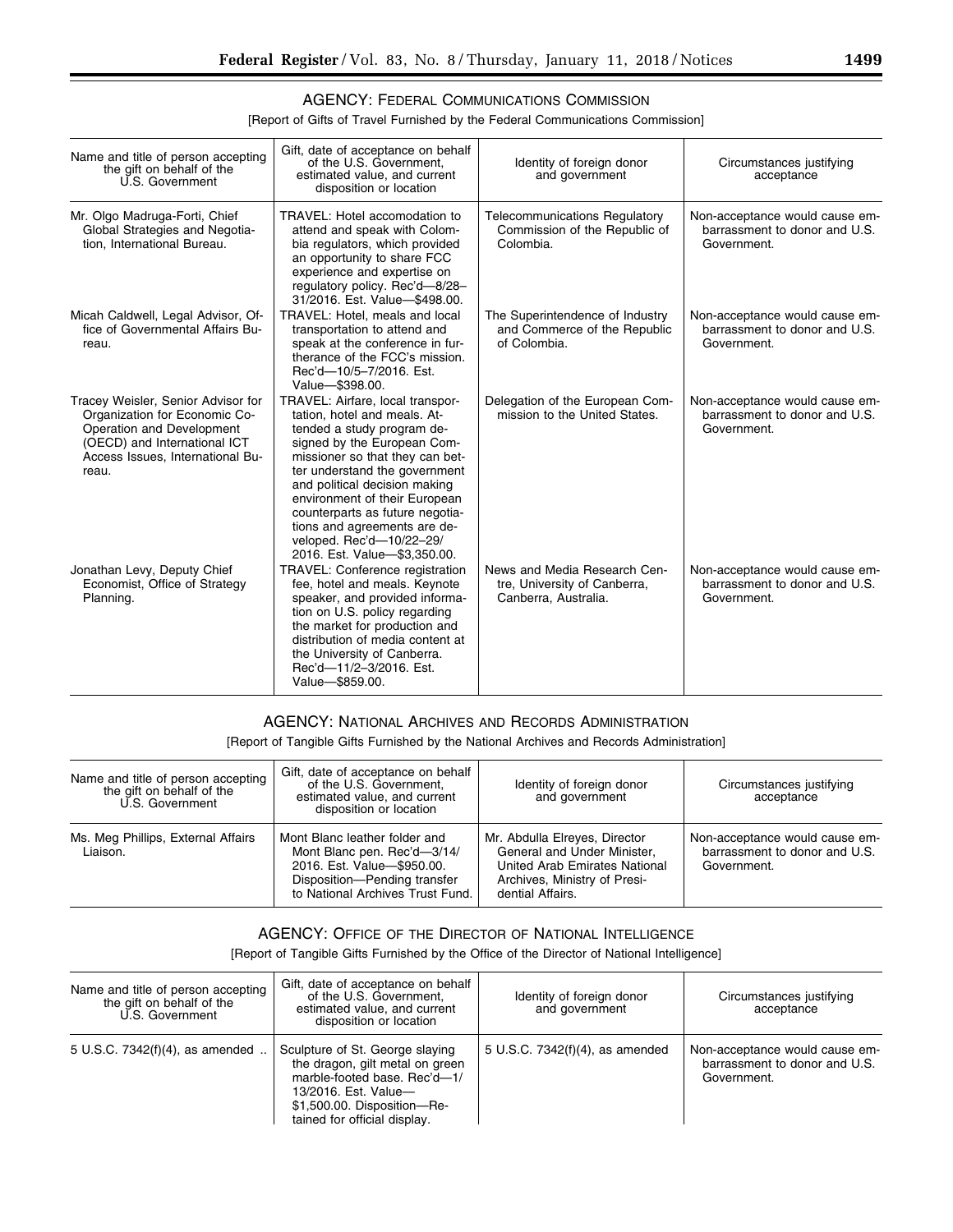## AGENCY: FEDERAL COMMUNICATIONS COMMISSION

[Report of Gifts of Travel Furnished by the Federal Communications Commission]

| Name and title of person accepting the gift on behalf of the U.S. Government | Gift, date of acceptance on behalf of the U.S. Government, estimated value, and current disposition or location | Identity of foreign donor and government | Circumstances justifying acceptance |
|---|---|---|---|
| Mr. Olgo Madruga-Forti, Chief Global Strategies and Negotiation, International Bureau. | TRAVEL: Hotel accomodation to attend and speak with Colombia regulators, which provided an opportunity to share FCC experience and expertise on regulatory policy. Rec'd—8/28–31/2016. Est. Value—$498.00. | Telecommunications Regulatory Commission of the Republic of Colombia. | Non-acceptance would cause embarrassment to donor and U.S. Government. |
| Micah Caldwell, Legal Advisor, Office of Governmental Affairs Bureau. | TRAVEL: Hotel, meals and local transportation to attend and speak at the conference in furtherance of the FCC's mission. Rec'd—10/5–7/2016. Est. Value—$398.00. | The Superintendence of Industry and Commerce of the Republic of Colombia. | Non-acceptance would cause embarrassment to donor and U.S. Government. |
| Tracey Weisler, Senior Advisor for Organization for Economic Co-Operation and Development (OECD) and International ICT Access Issues, International Bureau. | TRAVEL: Airfare, local transportation, hotel and meals. Attended a study program designed by the European Commissioner so that they can better understand the government and political decision making environment of their European counterparts as future negotiations and agreements are developed. Rec'd—10/22–29/2016. Est. Value—$3,350.00. | Delegation of the European Commission to the United States. | Non-acceptance would cause embarrassment to donor and U.S. Government. |
| Jonathan Levy, Deputy Chief Economist, Office of Strategy Planning. | TRAVEL: Conference registration fee, hotel and meals. Keynote speaker, and provided information on U.S. policy regarding the market for production and distribution of media content at the University of Canberra. Rec'd—11/2–3/2016. Est. Value—$859.00. | News and Media Research Centre, University of Canberra, Canberra, Australia. | Non-acceptance would cause embarrassment to donor and U.S. Government. |

## AGENCY: NATIONAL ARCHIVES AND RECORDS ADMINISTRATION

[Report of Tangible Gifts Furnished by the National Archives and Records Administration]

| Name and title of person accepting the gift on behalf of the U.S. Government | Gift, date of acceptance on behalf of the U.S. Government, estimated value, and current disposition or location | Identity of foreign donor and government | Circumstances justifying acceptance |
|---|---|---|---|
| Ms. Meg Phillips, External Affairs Liaison. | Mont Blanc leather folder and Mont Blanc pen. Rec'd—3/14/2016. Est. Value—$950.00. Disposition—Pending transfer to National Archives Trust Fund. | Mr. Abdulla Elreyes, Director General and Under Minister, United Arab Emirates National Archives, Ministry of Presidential Affairs. | Non-acceptance would cause embarrassment to donor and U.S. Government. |

## AGENCY: OFFICE OF THE DIRECTOR OF NATIONAL INTELLIGENCE

[Report of Tangible Gifts Furnished by the Office of the Director of National Intelligence]

| Name and title of person accepting the gift on behalf of the U.S. Government | Gift, date of acceptance on behalf of the U.S. Government, estimated value, and current disposition or location | Identity of foreign donor and government | Circumstances justifying acceptance |
|---|---|---|---|
| 5 U.S.C. 7342(f)(4), as amended .. | Sculpture of St. George slaying the dragon, gilt metal on green marble-footed base. Rec'd—1/13/2016. Est. Value—$1,500.00. Disposition—Retained for official display. | 5 U.S.C. 7342(f)(4), as amended | Non-acceptance would cause embarrassment to donor and U.S. Government. |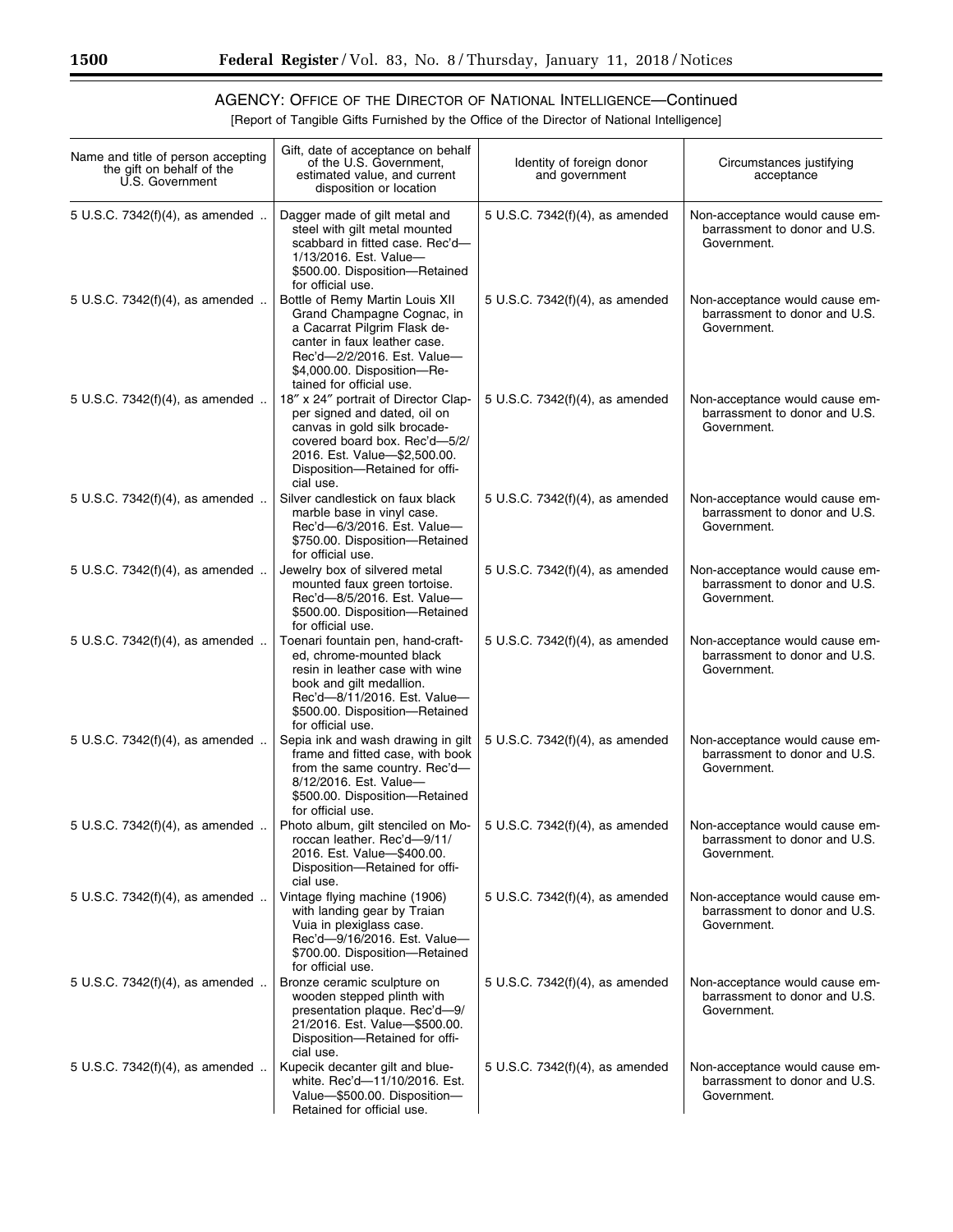## AGENCY: OFFICE OF THE DIRECTOR OF NATIONAL INTELLIGENCE—Continued

[Report of Tangible Gifts Furnished by the Office of the Director of National Intelligence]

| Name and title of person accepting the gift on behalf of the U.S. Government | Gift, date of acceptance on behalf of the U.S. Government, estimated value, and current disposition or location | Identity of foreign donor and government | Circumstances justifying acceptance |
| --- | --- | --- | --- |
| 5 U.S.C. 7342(f)(4), as amended .. | Dagger made of gilt metal and steel with gilt metal mounted scabbard in fitted case. Rec'd—1/13/2016. Est. Value—$500.00. Disposition—Retained for official use. | 5 U.S.C. 7342(f)(4), as amended | Non-acceptance would cause embarrassment to donor and U.S. Government. |
| 5 U.S.C. 7342(f)(4), as amended .. | Bottle of Remy Martin Louis XII Grand Champagne Cognac, in a Cacarrat Pilgrim Flask decanter in faux leather case. Rec'd—2/2/2016. Est. Value—$4,000.00. Disposition—Retained for official use. | 5 U.S.C. 7342(f)(4), as amended | Non-acceptance would cause embarrassment to donor and U.S. Government. |
| 5 U.S.C. 7342(f)(4), as amended .. | 18″ x 24″ portrait of Director Clapper signed and dated, oil on canvas in gold silk brocade-covered board box. Rec'd—5/2/2016. Est. Value—$2,500.00. Disposition—Retained for official use. | 5 U.S.C. 7342(f)(4), as amended | Non-acceptance would cause embarrassment to donor and U.S. Government. |
| 5 U.S.C. 7342(f)(4), as amended .. | Silver candlestick on faux black marble base in vinyl case. Rec'd—6/3/2016. Est. Value—$750.00. Disposition—Retained for official use. | 5 U.S.C. 7342(f)(4), as amended | Non-acceptance would cause embarrassment to donor and U.S. Government. |
| 5 U.S.C. 7342(f)(4), as amended .. | Jewelry box of silvered metal mounted faux green tortoise. Rec'd—8/5/2016. Est. Value—$500.00. Disposition—Retained for official use. | 5 U.S.C. 7342(f)(4), as amended | Non-acceptance would cause embarrassment to donor and U.S. Government. |
| 5 U.S.C. 7342(f)(4), as amended .. | Toenari fountain pen, hand-crafted, chrome-mounted black resin in leather case with wine book and gilt medallion. Rec'd—8/11/2016. Est. Value—$500.00. Disposition—Retained for official use. | 5 U.S.C. 7342(f)(4), as amended | Non-acceptance would cause embarrassment to donor and U.S. Government. |
| 5 U.S.C. 7342(f)(4), as amended .. | Sepia ink and wash drawing in gilt frame and fitted case, with book from the same country. Rec'd—8/12/2016. Est. Value—$500.00. Disposition—Retained for official use. | 5 U.S.C. 7342(f)(4), as amended | Non-acceptance would cause embarrassment to donor and U.S. Government. |
| 5 U.S.C. 7342(f)(4), as amended .. | Photo album, gilt stenciled on Moroccan leather. Rec'd—9/11/2016. Est. Value—$400.00. Disposition—Retained for official use. | 5 U.S.C. 7342(f)(4), as amended | Non-acceptance would cause embarrassment to donor and U.S. Government. |
| 5 U.S.C. 7342(f)(4), as amended .. | Vintage flying machine (1906) with landing gear by Traian Vuia in plexiglass case. Rec'd—9/16/2016. Est. Value—$700.00. Disposition—Retained for official use. | 5 U.S.C. 7342(f)(4), as amended | Non-acceptance would cause embarrassment to donor and U.S. Government. |
| 5 U.S.C. 7342(f)(4), as amended .. | Bronze ceramic sculpture on wooden stepped plinth with presentation plaque. Rec'd—9/21/2016. Est. Value—$500.00. Disposition—Retained for official use. | 5 U.S.C. 7342(f)(4), as amended | Non-acceptance would cause embarrassment to donor and U.S. Government. |
| 5 U.S.C. 7342(f)(4), as amended .. | Kupecik decanter gilt and blue-white. Rec'd—11/10/2016. Est. Value—$500.00. Disposition—Retained for official use. | 5 U.S.C. 7342(f)(4), as amended | Non-acceptance would cause embarrassment to donor and U.S. Government. |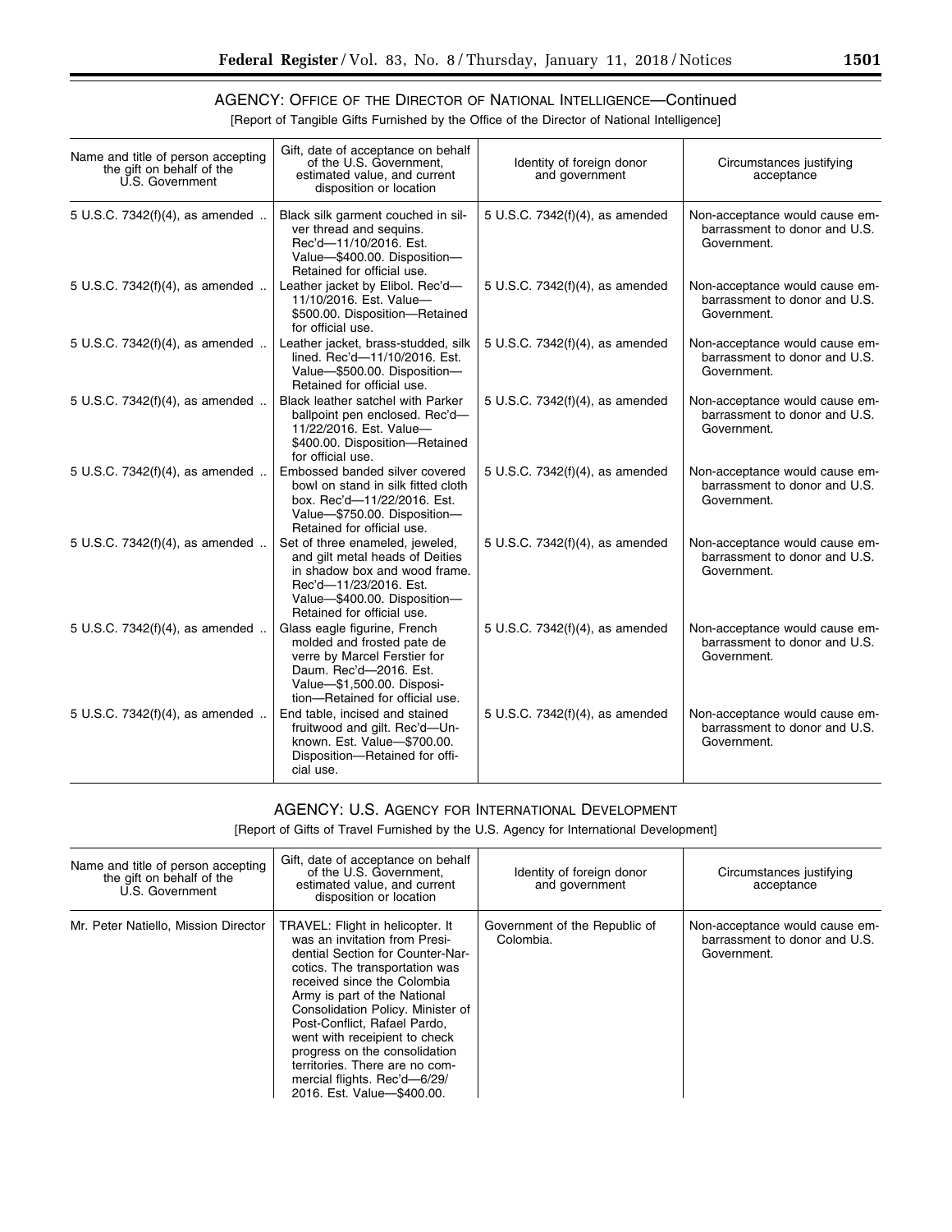## AGENCY: OFFICE OF THE DIRECTOR OF NATIONAL INTELLIGENCE—Continued

[Report of Tangible Gifts Furnished by the Office of the Director of National Intelligence]

| Name and title of person accepting the gift on behalf of the U.S. Government | Gift, date of acceptance on behalf of the U.S. Government, estimated value, and current disposition or location | Identity of foreign donor and government | Circumstances justifying acceptance |
|---|---|---|---|
| 5 U.S.C. 7342(f)(4), as amended .. | Black silk garment couched in silver thread and sequins. Rec'd—11/10/2016. Est. Value—$400.00. Disposition—Retained for official use. | 5 U.S.C. 7342(f)(4), as amended | Non-acceptance would cause embarrassment to donor and U.S. Government. |
| 5 U.S.C. 7342(f)(4), as amended .. | Leather jacket by Elibol. Rec'd—11/10/2016. Est. Value—$500.00. Disposition—Retained for official use. | 5 U.S.C. 7342(f)(4), as amended | Non-acceptance would cause embarrassment to donor and U.S. Government. |
| 5 U.S.C. 7342(f)(4), as amended .. | Leather jacket, brass-studded, silk lined. Rec'd—11/10/2016. Est. Value—$500.00. Disposition—Retained for official use. | 5 U.S.C. 7342(f)(4), as amended | Non-acceptance would cause embarrassment to donor and U.S. Government. |
| 5 U.S.C. 7342(f)(4), as amended .. | Black leather satchel with Parker ballpoint pen enclosed. Rec'd—11/22/2016. Est. Value—$400.00. Disposition—Retained for official use. | 5 U.S.C. 7342(f)(4), as amended | Non-acceptance would cause embarrassment to donor and U.S. Government. |
| 5 U.S.C. 7342(f)(4), as amended .. | Embossed banded silver covered bowl on stand in silk fitted cloth box. Rec'd—11/22/2016. Est. Value—$750.00. Disposition—Retained for official use. | 5 U.S.C. 7342(f)(4), as amended | Non-acceptance would cause embarrassment to donor and U.S. Government. |
| 5 U.S.C. 7342(f)(4), as amended .. | Set of three enameled, jeweled, and gilt metal heads of Deities in shadow box and wood frame. Rec'd—11/23/2016. Est. Value—$400.00. Disposition—Retained for official use. | 5 U.S.C. 7342(f)(4), as amended | Non-acceptance would cause embarrassment to donor and U.S. Government. |
| 5 U.S.C. 7342(f)(4), as amended .. | Glass eagle figurine, French molded and frosted pate de verre by Marcel Ferstier for Daum. Rec'd—2016. Est. Value—$1,500.00. Disposition—Retained for official use. | 5 U.S.C. 7342(f)(4), as amended | Non-acceptance would cause embarrassment to donor and U.S. Government. |
| 5 U.S.C. 7342(f)(4), as amended .. | End table, incised and stained fruitwood and gilt. Rec'd—Unknown. Est. Value—$700.00. Disposition—Retained for official use. | 5 U.S.C. 7342(f)(4), as amended | Non-acceptance would cause embarrassment to donor and U.S. Government. |

## AGENCY: U.S. AGENCY FOR INTERNATIONAL DEVELOPMENT

[Report of Gifts of Travel Furnished by the U.S. Agency for International Development]

| Name and title of person accepting the gift on behalf of the U.S. Government | Gift, date of acceptance on behalf of the U.S. Government, estimated value, and current disposition or location | Identity of foreign donor and government | Circumstances justifying acceptance |
|---|---|---|---|
| Mr. Peter Natiello, Mission Director | TRAVEL: Flight in helicopter. It was an invitation from Presidential Section for Counter-Narcotics. The transportation was received since the Colombia Army is part of the National Consolidation Policy. Minister of Post-Conflict, Rafael Pardo, went with receipient to check progress on the consolidation territories. There are no commercial flights. Rec'd—6/29/2016. Est. Value—$400.00. | Government of the Republic of Colombia. | Non-acceptance would cause embarrassment to donor and U.S. Government. |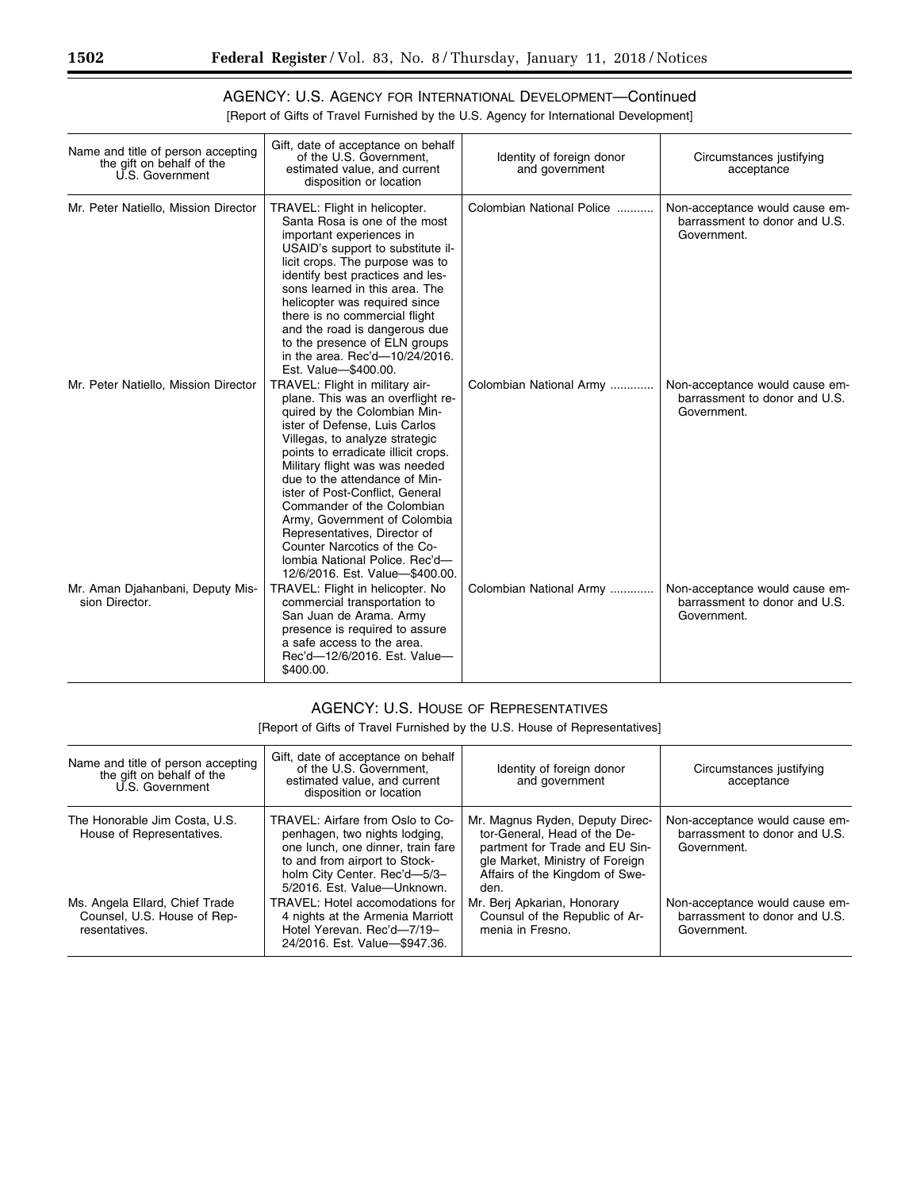## AGENCY: U.S. AGENCY FOR INTERNATIONAL DEVELOPMENT—Continued

[Report of Gifts of Travel Furnished by the U.S. Agency for International Development]

| Name and title of person accepting the gift on behalf of the U.S. Government | Gift, date of acceptance on behalf of the U.S. Government, estimated value, and current disposition or location | Identity of foreign donor and government | Circumstances justifying acceptance |
|---|---|---|---|
| Mr. Peter Natiello, Mission Director | TRAVEL: Flight in helicopter. Santa Rosa is one of the most important experiences in USAID's support to substitute illicit crops. The purpose was to identify best practices and lessons learned in this area. The helicopter was required since there is no commercial flight and the road is dangerous due to the presence of ELN groups in the area. Rec'd—10/24/2016. Est. Value—$400.00. | Colombian National Police | Non-acceptance would cause embarrassment to donor and U.S. Government. |
| Mr. Peter Natiello, Mission Director | TRAVEL: Flight in military airplane. This was an overflight required by the Colombian Minister of Defense, Luis Carlos Villegas, to analyze strategic points to erradicate illicit crops. Military flight was was needed due to the attendance of Minister of Post-Conflict, General Commander of the Colombian Army, Government of Colombia Representatives, Director of Counter Narcotics of the Colombia National Police. Rec'd—12/6/2016. Est. Value—$400.00. | Colombian National Army | Non-acceptance would cause embarrassment to donor and U.S. Government. |
| Mr. Aman Djahanbani, Deputy Mission Director. | TRAVEL: Flight in helicopter. No commercial transportation to San Juan de Arama. Army presence is required to assure a safe access to the area. Rec'd—12/6/2016. Est. Value—$400.00. | Colombian National Army | Non-acceptance would cause embarrassment to donor and U.S. Government. |

## AGENCY: U.S. HOUSE OF REPRESENTATIVES

[Report of Gifts of Travel Furnished by the U.S. House of Representatives]

| Name and title of person accepting the gift on behalf of the U.S. Government | Gift, date of acceptance on behalf of the U.S. Government, estimated value, and current disposition or location | Identity of foreign donor and government | Circumstances justifying acceptance |
|---|---|---|---|
| The Honorable Jim Costa, U.S. House of Representatives. | TRAVEL: Airfare from Oslo to Copenhagen, two nights lodging, one lunch, one dinner, train fare to and from airport to Stockholm City Center. Rec'd—5/3–5/2016. Est. Value—Unknown. | Mr. Magnus Ryden, Deputy Director-General, Head of the Department for Trade and EU Single Market, Ministry of Foreign Affairs of the Kingdom of Sweden. | Non-acceptance would cause embarrassment to donor and U.S. Government. |
| Ms. Angela Ellard, Chief Trade Counsel, U.S. House of Representatives. | TRAVEL: Hotel accomodations for 4 nights at the Armenia Marriott Hotel Yerevan. Rec'd—7/19–24/2016. Est. Value—$947.36. | Mr. Berj Apkarian, Honorary Counsul of the Republic of Armenia in Fresno. | Non-acceptance would cause embarrassment to donor and U.S. Government. |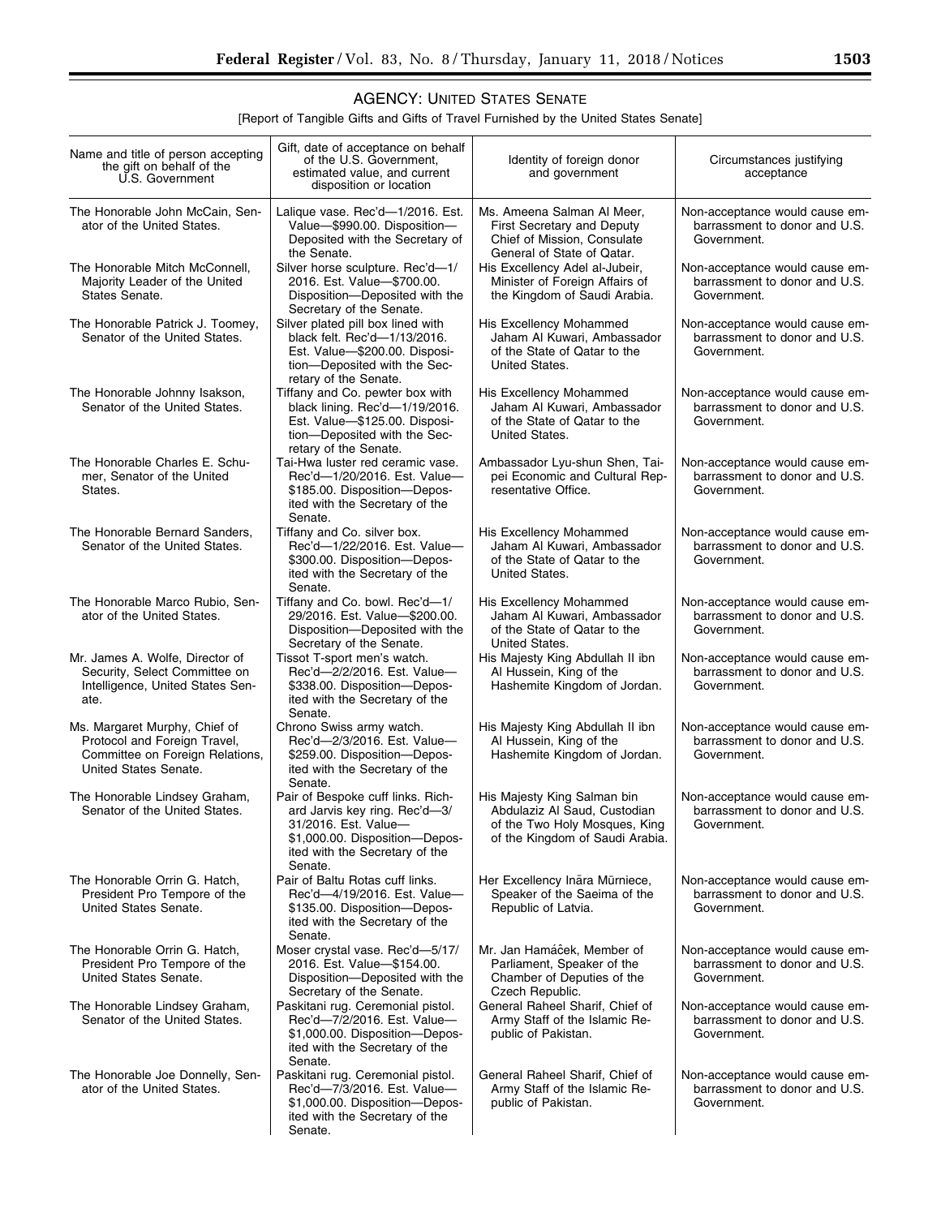## AGENCY: UNITED STATES SENATE

[Report of Tangible Gifts and Gifts of Travel Furnished by the United States Senate]

| Name and title of person accepting the gift on behalf of the U.S. Government | Gift, date of acceptance on behalf of the U.S. Government, estimated value, and current disposition or location | Identity of foreign donor and government | Circumstances justifying acceptance |
|---|---|---|---|
| The Honorable John McCain, Senator of the United States. | Lalique vase. Rec'd—1/2016. Est. Value—$990.00. Disposition—Deposited with the Secretary of the Senate. | Ms. Ameena Salman Al Meer, First Secretary and Deputy Chief of Mission, Consulate General of State of Qatar. | Non-acceptance would cause embarrassment to donor and U.S. Government. |
| The Honorable Mitch McConnell, Majority Leader of the United States Senate. | Silver horse sculpture. Rec'd—1/2016. Est. Value—$700.00. Disposition—Deposited with the Secretary of the Senate. | His Excellency Adel al-Jubeir, Minister of Foreign Affairs of the Kingdom of Saudi Arabia. | Non-acceptance would cause embarrassment to donor and U.S. Government. |
| The Honorable Patrick J. Toomey, Senator of the United States. | Silver plated pill box lined with black felt. Rec'd—1/13/2016. Est. Value—$200.00. Disposition—Deposited with the Secretary of the Senate. | His Excellency Mohammed Jaham Al Kuwari, Ambassador of the State of Qatar to the United States. | Non-acceptance would cause embarrassment to donor and U.S. Government. |
| The Honorable Johnny Isakson, Senator of the United States. | Tiffany and Co. pewter box with black lining. Rec'd—1/19/2016. Est. Value—$125.00. Disposition—Deposited with the Secretary of the Senate. | His Excellency Mohammed Jaham Al Kuwari, Ambassador of the State of Qatar to the United States. | Non-acceptance would cause embarrassment to donor and U.S. Government. |
| The Honorable Charles E. Schumer, Senator of the United States. | Tai-Hwa luster red ceramic vase. Rec'd—1/20/2016. Est. Value—$185.00. Disposition—Deposited with the Secretary of the Senate. | Ambassador Lyu-shun Shen, Taipei Economic and Cultural Representative Office. | Non-acceptance would cause embarrassment to donor and U.S. Government. |
| The Honorable Bernard Sanders, Senator of the United States. | Tiffany and Co. silver box. Rec'd—1/22/2016. Est. Value—$300.00. Disposition—Deposited with the Secretary of the Senate. | His Excellency Mohammed Jaham Al Kuwari, Ambassador of the State of Qatar to the United States. | Non-acceptance would cause embarrassment to donor and U.S. Government. |
| The Honorable Marco Rubio, Senator of the United States. | Tiffany and Co. bowl. Rec'd—1/29/2016. Est. Value—$200.00. Disposition—Deposited with the Secretary of the Senate. | His Excellency Mohammed Jaham Al Kuwari, Ambassador of the State of Qatar to the United States. | Non-acceptance would cause embarrassment to donor and U.S. Government. |
| Mr. James A. Wolfe, Director of Security, Select Committee on Intelligence, United States Senate. | Tissot T-sport men's watch. Rec'd—2/2/2016. Est. Value—$338.00. Disposition—Deposited with the Secretary of the Senate. | His Majesty King Abdullah II ibn Al Hussein, King of the Hashemite Kingdom of Jordan. | Non-acceptance would cause embarrassment to donor and U.S. Government. |
| Ms. Margaret Murphy, Chief of Protocol and Foreign Travel, Committee on Foreign Relations, United States Senate. | Chrono Swiss army watch. Rec'd—2/3/2016. Est. Value—$259.00. Disposition—Deposited with the Secretary of the Senate. | His Majesty King Abdullah II ibn Al Hussein, King of the Hashemite Kingdom of Jordan. | Non-acceptance would cause embarrassment to donor and U.S. Government. |
| The Honorable Lindsey Graham, Senator of the United States. | Pair of Bespoke cuff links. Richard Jarvis key ring. Rec'd—3/31/2016. Est. Value—$1,000.00. Disposition—Deposited with the Secretary of the Senate. | His Majesty King Salman bin Abdulaziz Al Saud, Custodian of the Two Holy Mosques, King of the Kingdom of Saudi Arabia. | Non-acceptance would cause embarrassment to donor and U.S. Government. |
| The Honorable Orrin G. Hatch, President Pro Tempore of the United States Senate. | Pair of Baltu Rotas cuff links. Rec'd—4/19/2016. Est. Value—$135.00. Disposition—Deposited with the Secretary of the Senate. | Her Excellency Ināra Mūrniece, Speaker of the Saeima of the Republic of Latvia. | Non-acceptance would cause embarrassment to donor and U.S. Government. |
| The Honorable Orrin G. Hatch, President Pro Tempore of the United States Senate. | Moser crystal vase. Rec'd—5/17/2016. Est. Value—$154.00. Disposition—Deposited with the Secretary of the Senate. | Mr. Jan Hamáĉek, Member of Parliament, Speaker of the Chamber of Deputies of the Czech Republic. | Non-acceptance would cause embarrassment to donor and U.S. Government. |
| The Honorable Lindsey Graham, Senator of the United States. | Paskitani rug. Ceremonial pistol. Rec'd—7/2/2016. Est. Value—$1,000.00. Disposition—Deposited with the Secretary of the Senate. | General Raheel Sharif, Chief of Army Staff of the Islamic Republic of Pakistan. | Non-acceptance would cause embarrassment to donor and U.S. Government. |
| The Honorable Joe Donnelly, Senator of the United States. | Paskitani rug. Ceremonial pistol. Rec'd—7/3/2016. Est. Value—$1,000.00. Disposition—Deposited with the Secretary of the Senate. | General Raheel Sharif, Chief of Army Staff of the Islamic Republic of Pakistan. | Non-acceptance would cause embarrassment to donor and U.S. Government. |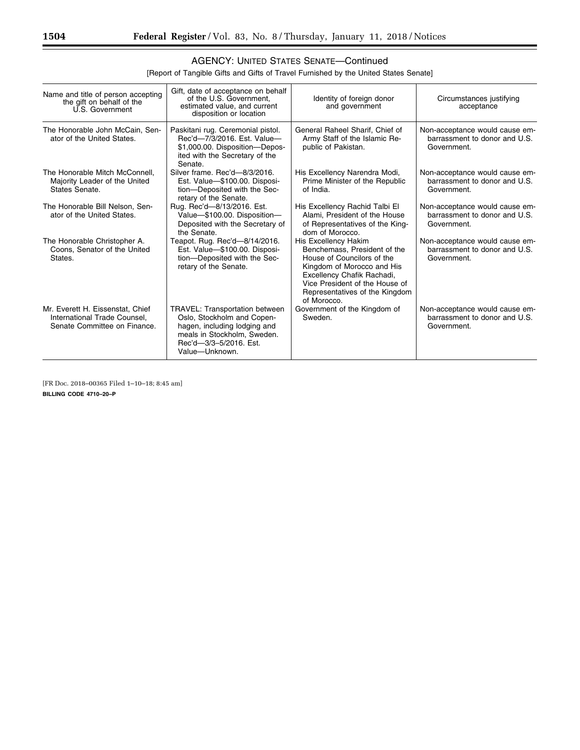## AGENCY: UNITED STATES SENATE—Continued

[Report of Tangible Gifts and Gifts of Travel Furnished by the United States Senate]

| Name and title of person accepting the gift on behalf of the U.S. Government | Gift, date of acceptance on behalf of the U.S. Government, estimated value, and current disposition or location | Identity of foreign donor and government | Circumstances justifying acceptance |
|---|---|---|---|
| The Honorable John McCain, Senator of the United States. | Paskitani rug. Ceremonial pistol. Rec'd—7/3/2016. Est. Value—$1,000.00. Disposition—Deposited with the Secretary of the Senate. | General Raheel Sharif, Chief of Army Staff of the Islamic Republic of Pakistan. | Non-acceptance would cause embarrassment to donor and U.S. Government. |
| The Honorable Mitch McConnell, Majority Leader of the United States Senate. | Silver frame. Rec'd—8/3/2016. Est. Value—$100.00. Disposition—Deposited with the Secretary of the Senate. | His Excellency Narendra Modi, Prime Minister of the Republic of India. | Non-acceptance would cause embarrassment to donor and U.S. Government. |
| The Honorable Bill Nelson, Senator of the United States. | Rug. Rec'd—8/13/2016. Est. Value—$100.00. Disposition—Deposited with the Secretary of the Senate. | His Excellency Rachid Talbi El Alami, President of the House of Representatives of the Kingdom of Morocco. | Non-acceptance would cause embarrassment to donor and U.S. Government. |
| The Honorable Christopher A. Coons, Senator of the United States. | Teapot. Rug. Rec'd—8/14/2016. Est. Value—$100.00. Disposition—Deposited with the Secretary of the Senate. | His Excellency Hakim Benchemass, President of the House of Councilors of the Kingdom of Morocco and His Excellency Chafik Rachadi, Vice President of the House of Representatives of the Kingdom of Morocco. | Non-acceptance would cause embarrassment to donor and U.S. Government. |
| Mr. Everett H. Eissenstat, Chief International Trade Counsel, Senate Committee on Finance. | TRAVEL: Transportation between Oslo, Stockholm and Copenhagen, including lodging and meals in Stockholm, Sweden. Rec'd—3/3–5/2016. Est. Value—Unknown. | Government of the Kingdom of Sweden. | Non-acceptance would cause embarrassment to donor and U.S. Government. |

[FR Doc. 2018–00365 Filed 1–10–18; 8:45 am]

**BILLING CODE 4710–20–P**